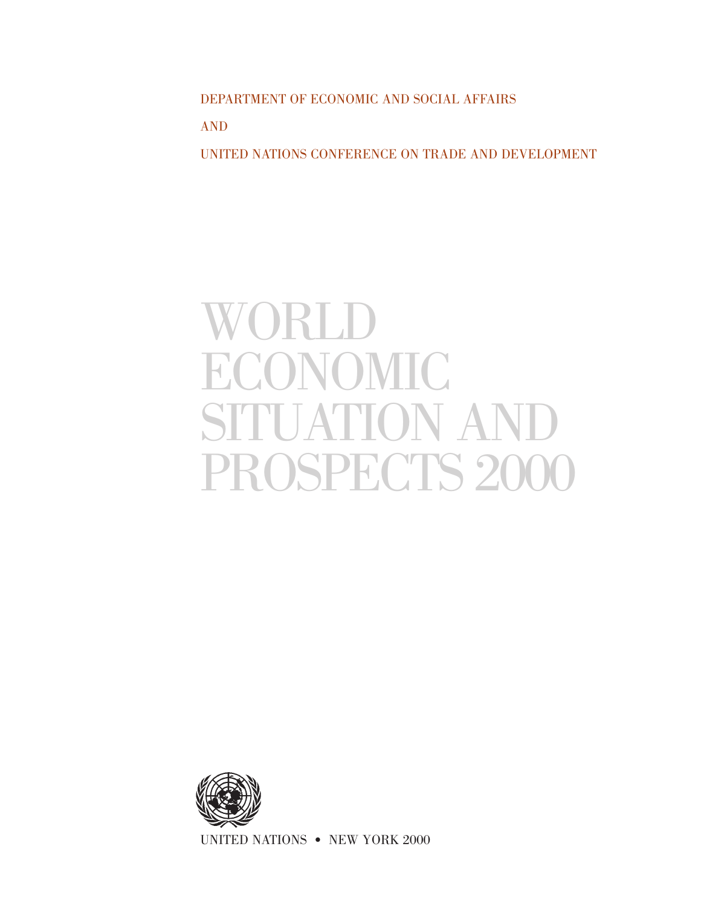DEPARTMENT OF ECONOMIC AND SOCIAL AFFAIRS

AND

UNITED NATIONS CONFERENCE ON TRADE AND DEVELOPMENT

# WORLD ECONOMIC SITUATION AND PROSPECTS 2000

UNITED NATIONS • NEW YORK 2000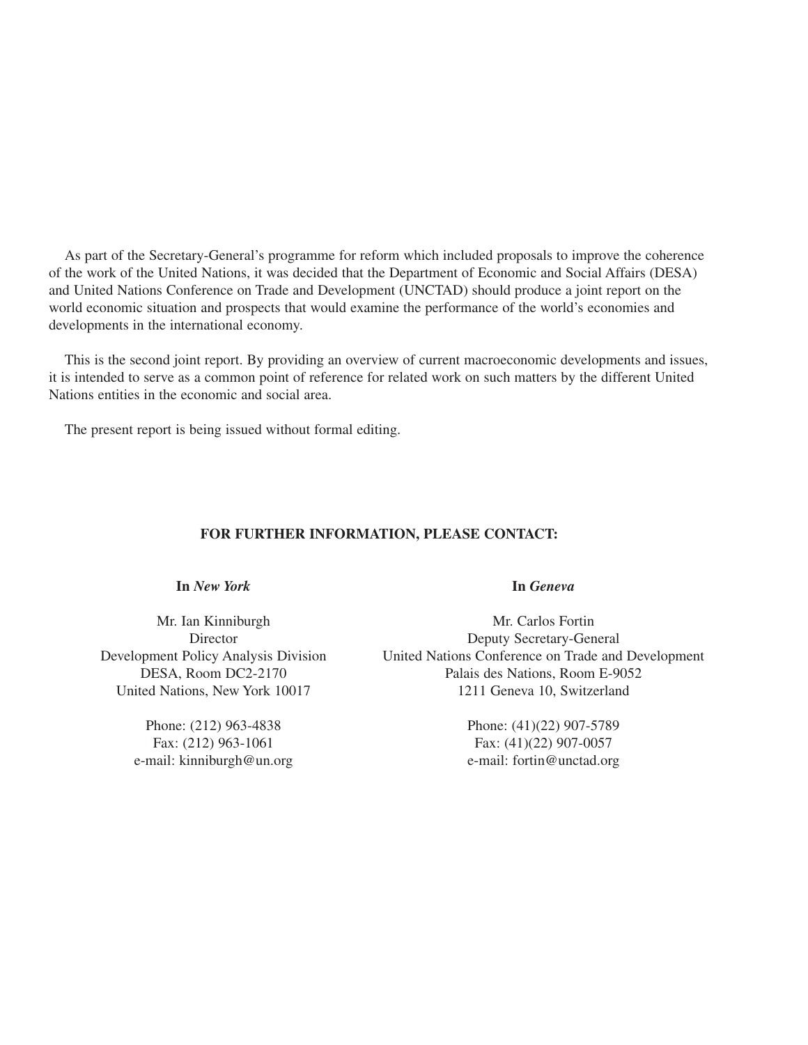As part of the Secretary-General's programme for reform which included proposals to improve the coherence of the work of the United Nations, it was decided that the Department of Economic and Social Affairs (DESA) and United Nations Conference on Trade and Development (UNCTAD) should produce a joint report on the world economic situation and prospects that would examine the performance of the world's economies and developments in the international economy.

This is the second joint report. By providing an overview of current macroeconomic developments and issues, it is intended to serve as a common point of reference for related work on such matters by the different United Nations entities in the economic and social area.

The present report is being issued without formal editing.

**FOR FURTHER INFORMATION, PLEASE CONTACT:**

**In *New York***

Mr. Ian Kinniburgh
Director
Development Policy Analysis Division
DESA, Room DC2-2170
United Nations, New York 10017

Phone: (212) 963-4838
Fax: (212) 963-1061
e-mail: kinniburgh@un.org

**In *Geneva***

Mr. Carlos Fortin
Deputy Secretary-General
United Nations Conference on Trade and Development
Palais des Nations, Room E-9052
1211 Geneva 10, Switzerland

Phone: (41)(22) 907-5789
Fax: (41)(22) 907-0057
e-mail: fortin@unctad.org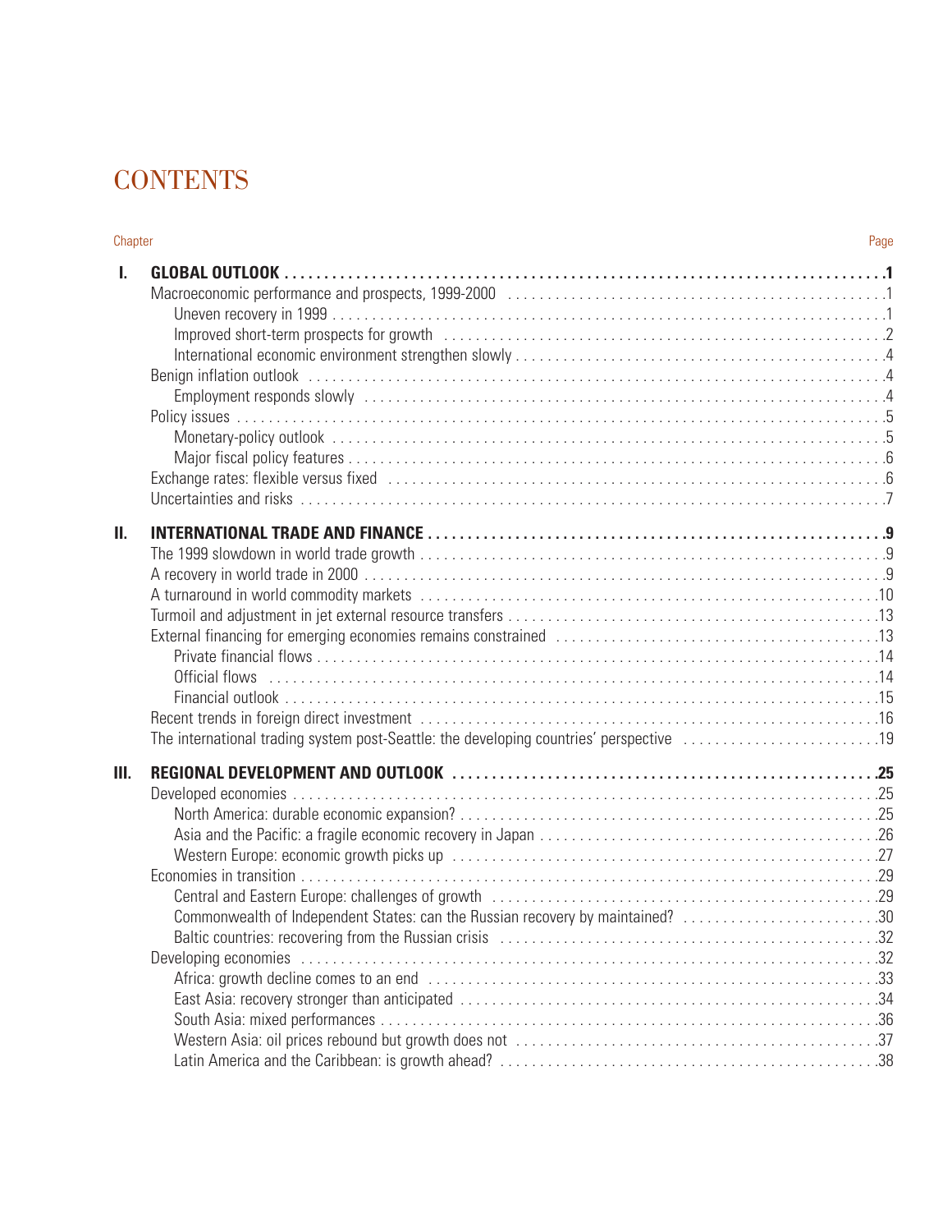# CONTENTS

| Chapter | | Page |
|---|---|---|
| **I.** | **GLOBAL OUTLOOK** | **1** |
| | Macroeconomic performance and prospects, 1999-2000 | 1 |
| | Uneven recovery in 1999 | 1 |
| | Improved short-term prospects for growth | 2 |
| | International economic environment strengthen slowly | 4 |
| | Benign inflation outlook | 4 |
| | Employment responds slowly | 4 |
| | Policy issues | 5 |
| | Monetary-policy outlook | 5 |
| | Major fiscal policy features | 6 |
| | Exchange rates: flexible versus fixed | 6 |
| | Uncertainties and risks | 7 |
| **II.** | **INTERNATIONAL TRADE AND FINANCE** | **9** |
| | The 1999 slowdown in world trade growth | 9 |
| | A recovery in world trade in 2000 | 9 |
| | A turnaround in world commodity markets | 10 |
| | Turmoil and adjustment in jet external resource transfers | 13 |
| | External financing for emerging economies remains constrained | 13 |
| | Private financial flows | 14 |
| | Official flows | 14 |
| | Financial outlook | 15 |
| | Recent trends in foreign direct investment | 16 |
| | The international trading system post-Seattle: the developing countries' perspective | 19 |
| **III.** | **REGIONAL DEVELOPMENT AND OUTLOOK** | **25** |
| | Developed economies | 25 |
| | North America: durable economic expansion? | 25 |
| | Asia and the Pacific: a fragile economic recovery in Japan | 26 |
| | Western Europe: economic growth picks up | 27 |
| | Economies in transition | 29 |
| | Central and Eastern Europe: challenges of growth | 29 |
| | Commonwealth of Independent States: can the Russian recovery by maintained? | 30 |
| | Baltic countries: recovering from the Russian crisis | 32 |
| | Developing economies | 32 |
| | Africa: growth decline comes to an end | 33 |
| | East Asia: recovery stronger than anticipated | 34 |
| | South Asia: mixed performances | 36 |
| | Western Asia: oil prices rebound but growth does not | 37 |
| | Latin America and the Caribbean: is growth ahead? | 38 |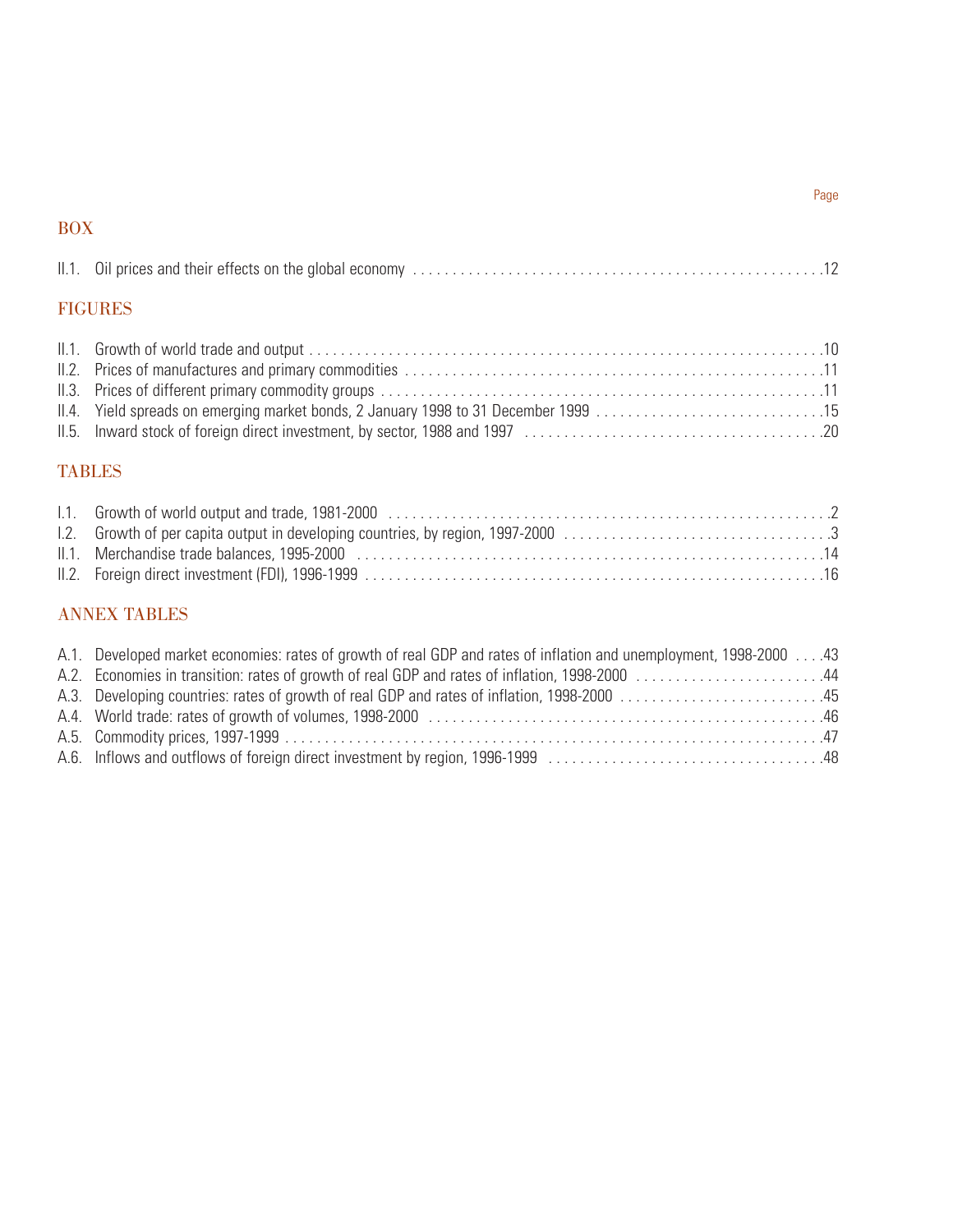Page

## BOX

II.1. Oil prices and their effects on the global economy . . . . . . . . . . . . . . . . . . . . . . . . . . . . . . . . . . . . . . . . . . . . . . . . . . . . .12

## FIGURES

II.1. Growth of world trade and output . . . . . . . . . . . . . . . . . . . . . . . . . . . . . . . . . . . . . . . . . . . . . . . . . . . . . . . . . . . . . . . . . .10
II.2. Prices of manufactures and primary commodities . . . . . . . . . . . . . . . . . . . . . . . . . . . . . . . . . . . . . . . . . . . . . . . . . . . . . .11
II.3. Prices of different primary commodity groups . . . . . . . . . . . . . . . . . . . . . . . . . . . . . . . . . . . . . . . . . . . . . . . . . . . . . . . . .11
II.4. Yield spreads on emerging market bonds, 2 January 1998 to 31 December 1999 . . . . . . . . . . . . . . . . . . . . . . . . . . . . . .15
II.5. Inward stock of foreign direct investment, by sector, 1988 and 1997 . . . . . . . . . . . . . . . . . . . . . . . . . . . . . . . . . . . . . .20

## TABLES

I.1. Growth of world output and trade, 1981-2000 . . . . . . . . . . . . . . . . . . . . . . . . . . . . . . . . . . . . . . . . . . . . . . . . . . . . . . . . .2
I.2. Growth of per capita output in developing countries, by region, 1997-2000 . . . . . . . . . . . . . . . . . . . . . . . . . . . . . . . . . .3
II.1. Merchandise trade balances, 1995-2000 . . . . . . . . . . . . . . . . . . . . . . . . . . . . . . . . . . . . . . . . . . . . . . . . . . . . . . . . . . . .14
II.2. Foreign direct investment (FDI), 1996-1999 . . . . . . . . . . . . . . . . . . . . . . . . . . . . . . . . . . . . . . . . . . . . . . . . . . . . . . . . . .16

## ANNEX TABLES

A.1. Developed market economies: rates of growth of real GDP and rates of inflation and unemployment, 1998-2000 . . . .43
A.2. Economies in transition: rates of growth of real GDP and rates of inflation, 1998-2000 . . . . . . . . . . . . . . . . . . . . . . . .44
A.3. Developing countries: rates of growth of real GDP and rates of inflation, 1998-2000 . . . . . . . . . . . . . . . . . . . . . . . . . .45
A.4. World trade: rates of growth of volumes, 1998-2000 . . . . . . . . . . . . . . . . . . . . . . . . . . . . . . . . . . . . . . . . . . . . . . . . . . .46
A.5. Commodity prices, 1997-1999 . . . . . . . . . . . . . . . . . . . . . . . . . . . . . . . . . . . . . . . . . . . . . . . . . . . . . . . . . . . . . . . . . . . . .47
A.6. Inflows and outflows of foreign direct investment by region, 1996-1999 . . . . . . . . . . . . . . . . . . . . . . . . . . . . . . . . . . .48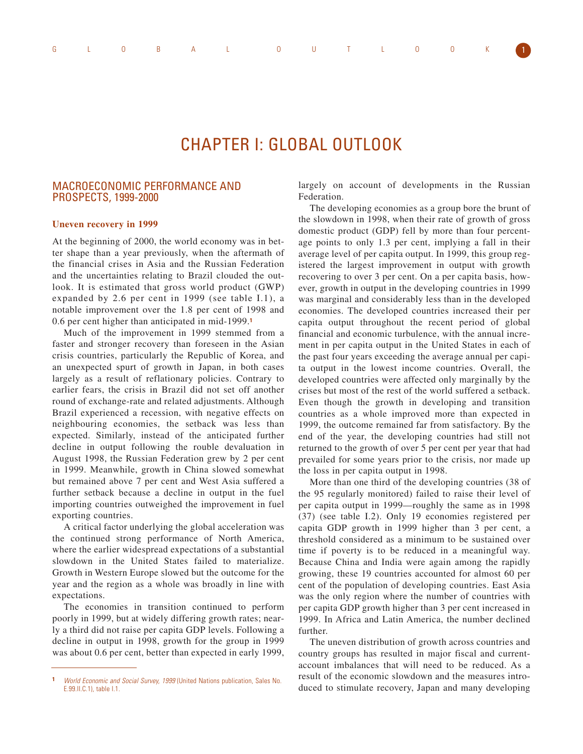# CHAPTER I: GLOBAL OUTLOOK

## MACROECONOMIC PERFORMANCE AND PROSPECTS, 1999-2000

### Uneven recovery in 1999

At the beginning of 2000, the world economy was in better shape than a year previously, when the aftermath of the financial crises in Asia and the Russian Federation and the uncertainties relating to Brazil clouded the outlook. It is estimated that gross world product (GWP) expanded by 2.6 per cent in 1999 (see table I.1), a notable improvement over the 1.8 per cent of 1998 and 0.6 per cent higher than anticipated in mid-1999.[1]

Much of the improvement in 1999 stemmed from a faster and stronger recovery than foreseen in the Asian crisis countries, particularly the Republic of Korea, and an unexpected spurt of growth in Japan, in both cases largely as a result of reflationary policies. Contrary to earlier fears, the crisis in Brazil did not set off another round of exchange-rate and related adjustments. Although Brazil experienced a recession, with negative effects on neighbouring economies, the setback was less than expected. Similarly, instead of the anticipated further decline in output following the rouble devaluation in August 1998, the Russian Federation grew by 2 per cent in 1999. Meanwhile, growth in China slowed somewhat but remained above 7 per cent and West Asia suffered a further setback because a decline in output in the fuel importing countries outweighed the improvement in fuel exporting countries.

A critical factor underlying the global acceleration was the continued strong performance of North America, where the earlier widespread expectations of a substantial slowdown in the United States failed to materialize. Growth in Western Europe slowed but the outcome for the year and the region as a whole was broadly in line with expectations.

The economies in transition continued to perform poorly in 1999, but at widely differing growth rates; nearly a third did not raise per capita GDP levels. Following a decline in output in 1998, growth for the group in 1999 was about 0.6 per cent, better than expected in early 1999, largely on account of developments in the Russian Federation.

The developing economies as a group bore the brunt of the slowdown in 1998, when their rate of growth of gross domestic product (GDP) fell by more than four percentage points to only 1.3 per cent, implying a fall in their average level of per capita output. In 1999, this group registered the largest improvement in output with growth recovering to over 3 per cent. On a per capita basis, however, growth in output in the developing countries in 1999 was marginal and considerably less than in the developed economies. The developed countries increased their per capita output throughout the recent period of global financial and economic turbulence, with the annual increment in per capita output in the United States in each of the past four years exceeding the average annual per capita output in the lowest income countries. Overall, the developed countries were affected only marginally by the crises but most of the rest of the world suffered a setback. Even though the growth in developing and transition countries as a whole improved more than expected in 1999, the outcome remained far from satisfactory. By the end of the year, the developing countries had still not returned to the growth of over 5 per cent per year that had prevailed for some years prior to the crisis, nor made up the loss in per capita output in 1998.

More than one third of the developing countries (38 of the 95 regularly monitored) failed to raise their level of per capita output in 1999—roughly the same as in 1998 (37) (see table I.2). Only 19 economies registered per capita GDP growth in 1999 higher than 3 per cent, a threshold considered as a minimum to be sustained over time if poverty is to be reduced in a meaningful way. Because China and India were again among the rapidly growing, these 19 countries accounted for almost 60 per cent of the population of developing countries. East Asia was the only region where the number of countries with per capita GDP growth higher than 3 per cent increased in 1999. In Africa and Latin America, the number declined further.

The uneven distribution of growth across countries and country groups has resulted in major fiscal and current-account imbalances that will need to be reduced. As a result of the economic slowdown and the measures introduced to stimulate recovery, Japan and many developing

[1] *World Economic and Social Survey, 1999* (United Nations publication, Sales No. E.99.II.C.1), table I.1.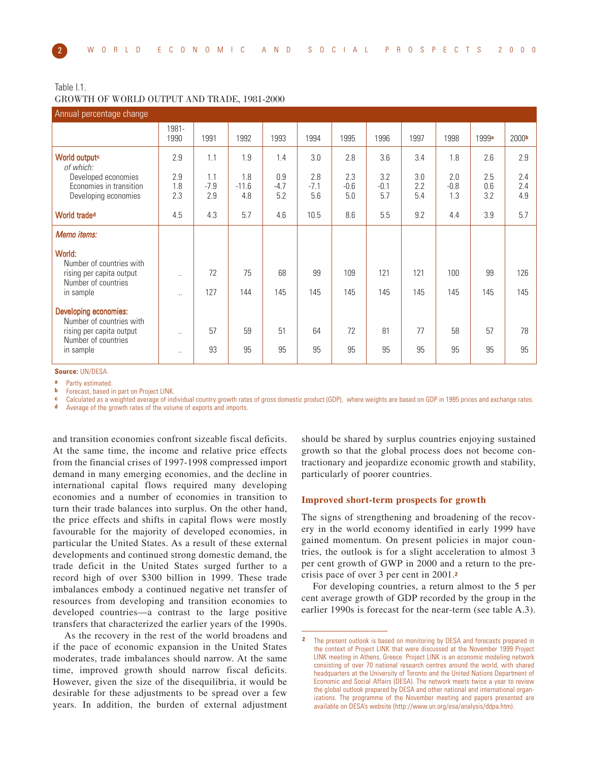Table I.1.
GROWTH OF WORLD OUTPUT AND TRADE, 1981-2000

| Annual percentage change | 1981-1990 | 1991 | 1992 | 1993 | 1994 | 1995 | 1996 | 1997 | 1998 | 1999[a] | 2000[b] |
|---|---|---|---|---|---|---|---|---|---|---|---|
| **World output[c]** | 2.9 | 1.1 | 1.9 | 1.4 | 3.0 | 2.8 | 3.6 | 3.4 | 1.8 | 2.6 | 2.9 |
| *of which:* | | | | | | | | | | | |
| Developed economies | 2.9 | 1.1 | 1.8 | 0.9 | 2.8 | 2.3 | 3.2 | 3.0 | 2.0 | 2.5 | 2.4 |
| Economies in transition | 1.8 | -7.9 | -11.6 | -4.7 | -7.1 | -0.6 | -0.1 | 2.2 | -0.8 | 0.6 | 2.4 |
| Developing economies | 2.3 | 2.9 | 4.8 | 5.2 | 5.6 | 5.0 | 5.7 | 5.4 | 1.3 | 3.2 | 4.9 |
| **World trade[d]** | 4.5 | 4.3 | 5.7 | 4.6 | 10.5 | 8.6 | 5.5 | 9.2 | 4.4 | 3.9 | 5.7 |
| *Memo items:* | | | | | | | | | | | |
| **World:** | | | | | | | | | | | |
| Number of countries with rising per capita output | .. | 72 | 75 | 68 | 99 | 109 | 121 | 121 | 100 | 99 | 126 |
| Number of countries in sample | .. | 127 | 144 | 145 | 145 | 145 | 145 | 145 | 145 | 145 | 145 |
| **Developing economies:** | | | | | | | | | | | |
| Number of countries with rising per capita output | .. | 57 | 59 | 51 | 64 | 72 | 81 | 77 | 58 | 57 | 78 |
| Number of countries in sample | .. | 93 | 95 | 95 | 95 | 95 | 95 | 95 | 95 | 95 | 95 |

**Source:** UN/DESA.

a Partly estimated.
b Forecast, based in part on Project LINK.
c Calculated as a weighted average of individual country growth rates of gross domestic product (GDP), where weights are based on GDP in 1995 prices and exchange rates.
d Average of the growth rates of the volume of exports and imports.

and transition economies confront sizeable fiscal deficits. At the same time, the income and relative price effects from the financial crises of 1997-1998 compressed import demand in many emerging economies, and the decline in international capital flows required many developing economies and a number of economies in transition to turn their trade balances into surplus. On the other hand, the price effects and shifts in capital flows were mostly favourable for the majority of developed economies, in particular the United States. As a result of these external developments and continued strong domestic demand, the trade deficit in the United States surged further to a record high of over $300 billion in 1999. These trade imbalances embody a continued negative net transfer of resources from developing and transition economies to developed countries—a contrast to the large positive transfers that characterized the earlier years of the 1990s.

As the recovery in the rest of the world broadens and if the pace of economic expansion in the United States moderates, trade imbalances should narrow. At the same time, improved growth should narrow fiscal deficits. However, given the size of the disequilibria, it would be desirable for these adjustments to be spread over a few years. In addition, the burden of external adjustment should be shared by surplus countries enjoying sustained growth so that the global process does not become contractionary and jeopardize economic growth and stability, particularly of poorer countries.

### Improved short-term prospects for growth

The signs of strengthening and broadening of the recovery in the world economy identified in early 1999 have gained momentum. On present policies in major countries, the outlook is for a slight acceleration to almost 3 per cent growth of GWP in 2000 and a return to the pre-crisis pace of over 3 per cent in 2001.[2]

For developing countries, a return almost to the 5 per cent average growth of GDP recorded by the group in the earlier 1990s is forecast for the near-term (see table A.3).

[2] The present outlook is based on monitoring by DESA and forecasts prepared in the context of Project LINK that were discussed at the November 1999 Project LINK meeting in Athens, Greece. Project LINK is an economic modeling network consisting of over 70 national research centres around the world, with shared headquarters at the University of Toronto and the United Nations Department of Economic and Social Affairs (DESA). The network meets twice a year to review the global outlook prepared by DESA and other national and international organizations. The programme of the November meeting and papers presented are available on DESA's website (http://www.un.org/esa/analysis/ddpa.htm).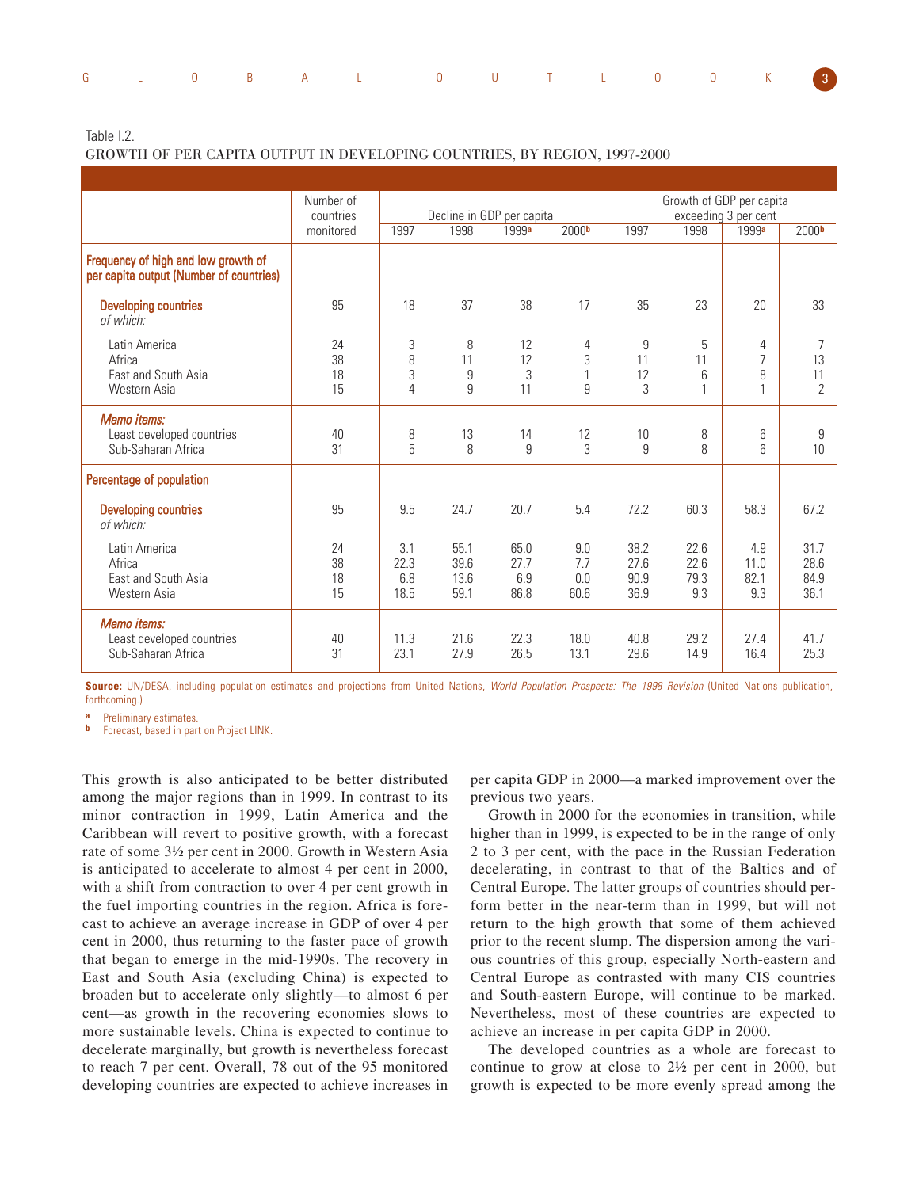Table I.2.
GROWTH OF PER CAPITA OUTPUT IN DEVELOPING COUNTRIES, BY REGION, 1997-2000

| | Number of countries monitored | Decline in GDP per capita | | | | Growth of GDP per capita exceeding 3 per cent | | | |
|---|---|---|---|---|---|---|---|---|---|
| | | 1997 | 1998 | 1999[a] | 2000[b] | 1997 | 1998 | 1999[a] | 2000[b] |
| **Frequency of high and low growth of per capita output (Number of countries)** | | | | | | | | | |
| **Developing countries** *of which:* | 95 | 18 | 37 | 38 | 17 | 35 | 23 | 20 | 33 |
| Latin America | 24 | 3 | 8 | 12 | 4 | 9 | 5 | 4 | 7 |
| Africa | 38 | 8 | 11 | 12 | 3 | 11 | 11 | 7 | 13 |
| East and South Asia | 18 | 3 | 9 | 3 | 1 | 12 | 6 | 8 | 11 |
| Western Asia | 15 | 4 | 9 | 11 | 9 | 3 | 1 | 1 | 2 |
| *Memo items:* | | | | | | | | | |
| Least developed countries | 40 | 8 | 13 | 14 | 12 | 10 | 8 | 6 | 9 |
| Sub-Saharan Africa | 31 | 5 | 8 | 9 | 3 | 9 | 8 | 6 | 10 |
| **Percentage of population** | | | | | | | | | |
| **Developing countries** *of which:* | 95 | 9.5 | 24.7 | 20.7 | 5.4 | 72.2 | 60.3 | 58.3 | 67.2 |
| Latin America | 24 | 3.1 | 55.1 | 65.0 | 9.0 | 38.2 | 22.6 | 4.9 | 31.7 |
| Africa | 38 | 22.3 | 39.6 | 27.7 | 7.7 | 27.6 | 22.6 | 11.0 | 28.6 |
| East and South Asia | 18 | 6.8 | 13.6 | 6.9 | 0.0 | 90.9 | 79.3 | 82.1 | 84.9 |
| Western Asia | 15 | 18.5 | 59.1 | 86.8 | 60.6 | 36.9 | 9.3 | 9.3 | 36.1 |
| *Memo items:* | | | | | | | | | |
| Least developed countries | 40 | 11.3 | 21.6 | 22.3 | 18.0 | 40.8 | 29.2 | 27.4 | 41.7 |
| Sub-Saharan Africa | 31 | 23.1 | 27.9 | 26.5 | 13.1 | 29.6 | 14.9 | 16.4 | 25.3 |

**Source:** UN/DESA, including population estimates and projections from United Nations, *World Population Prospects: The 1998 Revision* (United Nations publication, forthcoming.)

a Preliminary estimates.
b Forecast, based in part on Project LINK.

This growth is also anticipated to be better distributed among the major regions than in 1999. In contrast to its minor contraction in 1999, Latin America and the Caribbean will revert to positive growth, with a forecast rate of some 3½ per cent in 2000. Growth in Western Asia is anticipated to accelerate to almost 4 per cent in 2000, with a shift from contraction to over 4 per cent growth in the fuel importing countries in the region. Africa is forecast to achieve an average increase in GDP of over 4 per cent in 2000, thus returning to the faster pace of growth that began to emerge in the mid-1990s. The recovery in East and South Asia (excluding China) is expected to broaden but to accelerate only slightly—to almost 6 per cent—as growth in the recovering economies slows to more sustainable levels. China is expected to continue to decelerate marginally, but growth is nevertheless forecast to reach 7 per cent. Overall, 78 out of the 95 monitored developing countries are expected to achieve increases in per capita GDP in 2000—a marked improvement over the previous two years.

Growth in 2000 for the economies in transition, while higher than in 1999, is expected to be in the range of only 2 to 3 per cent, with the pace in the Russian Federation decelerating, in contrast to that of the Baltics and of Central Europe. The latter groups of countries should perform better in the near-term than in 1999, but will not return to the high growth that some of them achieved prior to the recent slump. The dispersion among the various countries of this group, especially North-eastern and Central Europe as contrasted with many CIS countries and South-eastern Europe, will continue to be marked. Nevertheless, most of these countries are expected to achieve an increase in per capita GDP in 2000.

The developed countries as a whole are forecast to continue to grow at close to 2½ per cent in 2000, but growth is expected to be more evenly spread among the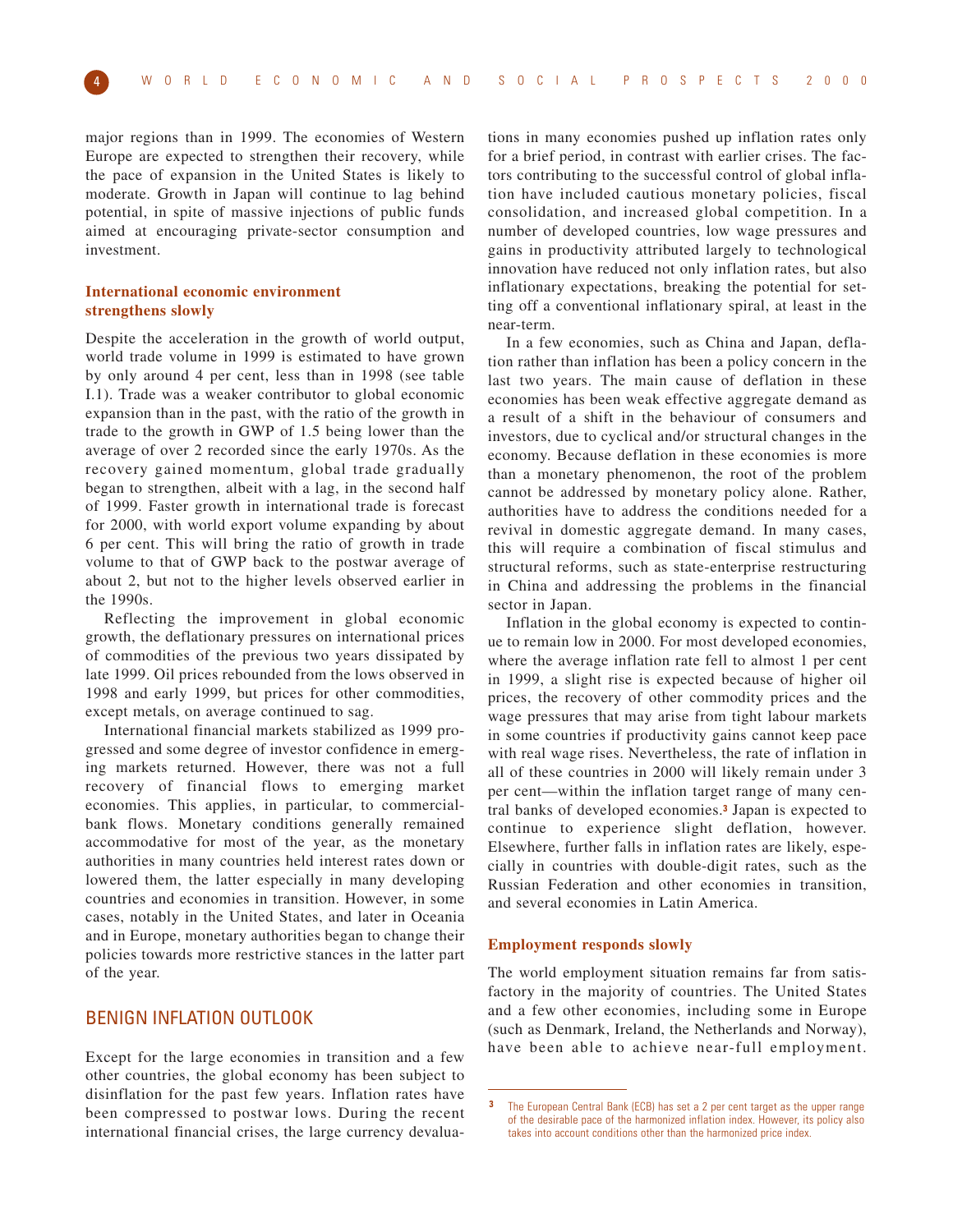major regions than in 1999. The economies of Western Europe are expected to strengthen their recovery, while the pace of expansion in the United States is likely to moderate. Growth in Japan will continue to lag behind potential, in spite of massive injections of public funds aimed at encouraging private-sector consumption and investment.

### International economic environment strengthens slowly

Despite the acceleration in the growth of world output, world trade volume in 1999 is estimated to have grown by only around 4 per cent, less than in 1998 (see table I.1). Trade was a weaker contributor to global economic expansion than in the past, with the ratio of the growth in trade to the growth in GWP of 1.5 being lower than the average of over 2 recorded since the early 1970s. As the recovery gained momentum, global trade gradually began to strengthen, albeit with a lag, in the second half of 1999. Faster growth in international trade is forecast for 2000, with world export volume expanding by about 6 per cent. This will bring the ratio of growth in trade volume to that of GWP back to the postwar average of about 2, but not to the higher levels observed earlier in the 1990s.

Reflecting the improvement in global economic growth, the deflationary pressures on international prices of commodities of the previous two years dissipated by late 1999. Oil prices rebounded from the lows observed in 1998 and early 1999, but prices for other commodities, except metals, on average continued to sag.

International financial markets stabilized as 1999 progressed and some degree of investor confidence in emerging markets returned. However, there was not a full recovery of financial flows to emerging market economies. This applies, in particular, to commercial-bank flows. Monetary conditions generally remained accommodative for most of the year, as the monetary authorities in many countries held interest rates down or lowered them, the latter especially in many developing countries and economies in transition. However, in some cases, notably in the United States, and later in Oceania and in Europe, monetary authorities began to change their policies towards more restrictive stances in the latter part of the year.

## BENIGN INFLATION OUTLOOK

Except for the large economies in transition and a few other countries, the global economy has been subject to disinflation for the past few years. Inflation rates have been compressed to postwar lows. During the recent international financial crises, the large currency devaluations in many economies pushed up inflation rates only for a brief period, in contrast with earlier crises. The factors contributing to the successful control of global inflation have included cautious monetary policies, fiscal consolidation, and increased global competition. In a number of developed countries, low wage pressures and gains in productivity attributed largely to technological innovation have reduced not only inflation rates, but also inflationary expectations, breaking the potential for setting off a conventional inflationary spiral, at least in the near-term.

In a few economies, such as China and Japan, deflation rather than inflation has been a policy concern in the last two years. The main cause of deflation in these economies has been weak effective aggregate demand as a result of a shift in the behaviour of consumers and investors, due to cyclical and/or structural changes in the economy. Because deflation in these economies is more than a monetary phenomenon, the root of the problem cannot be addressed by monetary policy alone. Rather, authorities have to address the conditions needed for a revival in domestic aggregate demand. In many cases, this will require a combination of fiscal stimulus and structural reforms, such as state-enterprise restructuring in China and addressing the problems in the financial sector in Japan.

Inflation in the global economy is expected to continue to remain low in 2000. For most developed economies, where the average inflation rate fell to almost 1 per cent in 1999, a slight rise is expected because of higher oil prices, the recovery of other commodity prices and the wage pressures that may arise from tight labour markets in some countries if productivity gains cannot keep pace with real wage rises. Nevertheless, the rate of inflation in all of these countries in 2000 will likely remain under 3 per cent—within the inflation target range of many central banks of developed economies.[3] Japan is expected to continue to experience slight deflation, however. Elsewhere, further falls in inflation rates are likely, especially in countries with double-digit rates, such as the Russian Federation and other economies in transition, and several economies in Latin America.

### Employment responds slowly

The world employment situation remains far from satisfactory in the majority of countries. The United States and a few other economies, including some in Europe (such as Denmark, Ireland, the Netherlands and Norway), have been able to achieve near-full employment.

---

[3] The European Central Bank (ECB) has set a 2 per cent target as the upper range of the desirable pace of the harmonized inflation index. However, its policy also takes into account conditions other than the harmonized price index.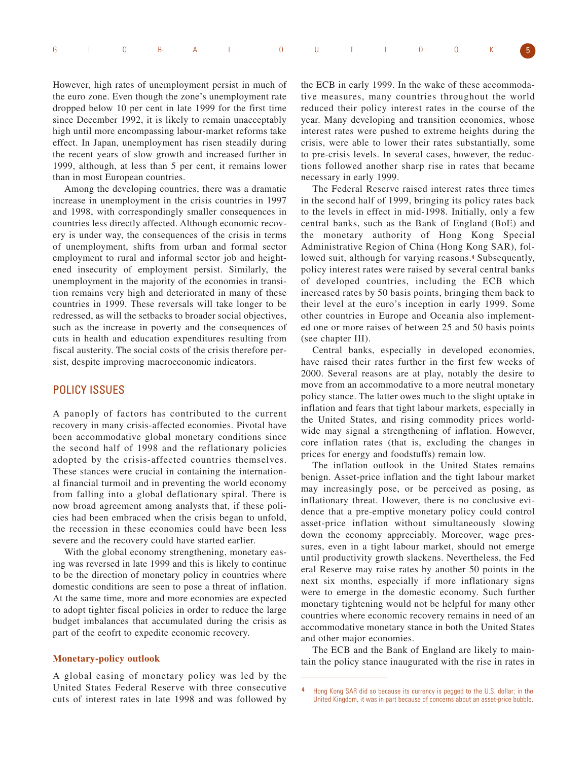However, high rates of unemployment persist in much of the euro zone. Even though the zone's unemployment rate dropped below 10 per cent in late 1999 for the first time since December 1992, it is likely to remain unacceptably high until more encompassing labour-market reforms take effect. In Japan, unemployment has risen steadily during the recent years of slow growth and increased further in 1999, although, at less than 5 per cent, it remains lower than in most European countries.

Among the developing countries, there was a dramatic increase in unemployment in the crisis countries in 1997 and 1998, with correspondingly smaller consequences in countries less directly affected. Although economic recovery is under way, the consequences of the crisis in terms of unemployment, shifts from urban and formal sector employment to rural and informal sector job and heightened insecurity of employment persist. Similarly, the unemployment in the majority of the economies in transition remains very high and deteriorated in many of these countries in 1999. These reversals will take longer to be redressed, as will the setbacks to broader social objectives, such as the increase in poverty and the consequences of cuts in health and education expenditures resulting from fiscal austerity. The social costs of the crisis therefore persist, despite improving macroeconomic indicators.

## POLICY ISSUES

A panoply of factors has contributed to the current recovery in many crisis-affected economies. Pivotal have been accommodative global monetary conditions since the second half of 1998 and the reflationary policies adopted by the crisis-affected countries themselves. These stances were crucial in containing the international financial turmoil and in preventing the world economy from falling into a global deflationary spiral. There is now broad agreement among analysts that, if these policies had been embraced when the crisis began to unfold, the recession in these economies could have been less severe and the recovery could have started earlier.

With the global economy strengthening, monetary easing was reversed in late 1999 and this is likely to continue to be the direction of monetary policy in countries where domestic conditions are seen to pose a threat of inflation. At the same time, more and more economies are expected to adopt tighter fiscal policies in order to reduce the large budget imbalances that accumulated during the crisis as part of the eeofrt to expedite economic recovery.

### Monetary-policy outlook

A global easing of monetary policy was led by the United States Federal Reserve with three consecutive cuts of interest rates in late 1998 and was followed by the ECB in early 1999. In the wake of these accommodative measures, many countries throughout the world reduced their policy interest rates in the course of the year. Many developing and transition economies, whose interest rates were pushed to extreme heights during the crisis, were able to lower their rates substantially, some to pre-crisis levels. In several cases, however, the reductions followed another sharp rise in rates that became necessary in early 1999.

The Federal Reserve raised interest rates three times in the second half of 1999, bringing its policy rates back to the levels in effect in mid-1998. Initially, only a few central banks, such as the Bank of England (BoE) and the monetary authority of Hong Kong Special Administrative Region of China (Hong Kong SAR), followed suit, although for varying reasons.[4] Subsequently, policy interest rates were raised by several central banks of developed countries, including the ECB which increased rates by 50 basis points, bringing them back to their level at the euro's inception in early 1999. Some other countries in Europe and Oceania also implemented one or more raises of between 25 and 50 basis points (see chapter III).

Central banks, especially in developed economies, have raised their rates further in the first few weeks of 2000. Several reasons are at play, notably the desire to move from an accommodative to a more neutral monetary policy stance. The latter owes much to the slight uptake in inflation and fears that tight labour markets, especially in the United States, and rising commodity prices worldwide may signal a strengthening of inflation. However, core inflation rates (that is, excluding the changes in prices for energy and foodstuffs) remain low.

The inflation outlook in the United States remains benign. Asset-price inflation and the tight labour market may increasingly pose, or be perceived as posing, as inflationary threat. However, there is no conclusive evidence that a pre-emptive monetary policy could control asset-price inflation without simultaneously slowing down the economy appreciably. Moreover, wage pressures, even in a tight labour market, should not emerge until productivity growth slackens. Nevertheless, the Federal Reserve may raise rates by another 50 points in the next six months, especially if more inflationary signs were to emerge in the domestic economy. Such further monetary tightening would not be helpful for many other countries where economic recovery remains in need of an accommodative monetary stance in both the United States and other major economies.

The ECB and the Bank of England are likely to maintain the policy stance inaugurated with the rise in rates in

---

[4] Hong Kong SAR did so because its currency is pegged to the U.S. dollar; in the United Kingdom, it was in part because of concerns about an asset-price bubble.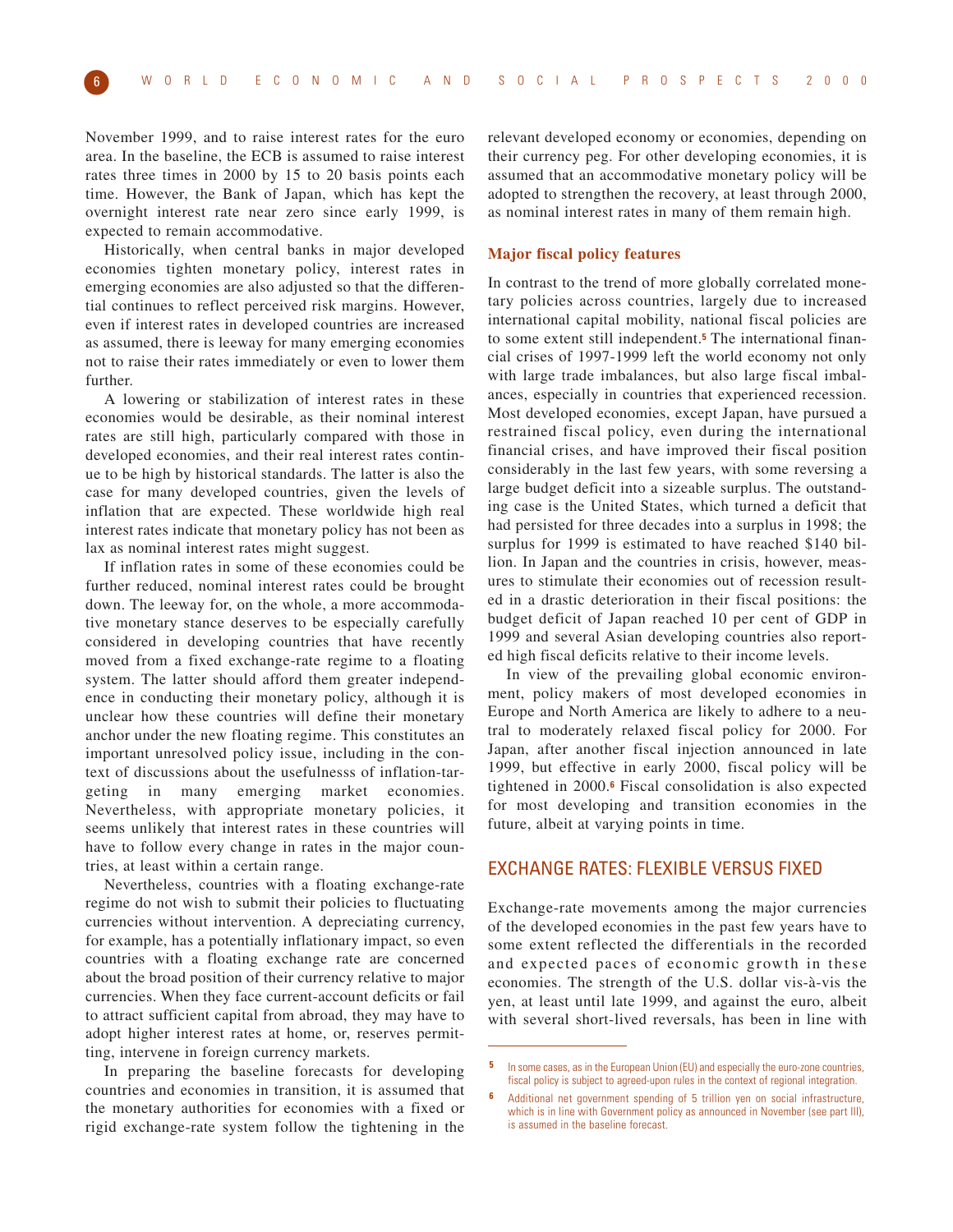November 1999, and to raise interest rates for the euro area. In the baseline, the ECB is assumed to raise interest rates three times in 2000 by 15 to 20 basis points each time. However, the Bank of Japan, which has kept the overnight interest rate near zero since early 1999, is expected to remain accommodative.

Historically, when central banks in major developed economies tighten monetary policy, interest rates in emerging economies are also adjusted so that the differential continues to reflect perceived risk margins. However, even if interest rates in developed countries are increased as assumed, there is leeway for many emerging economies not to raise their rates immediately or even to lower them further.

A lowering or stabilization of interest rates in these economies would be desirable, as their nominal interest rates are still high, particularly compared with those in developed economies, and their real interest rates continue to be high by historical standards. The latter is also the case for many developed countries, given the levels of inflation that are expected. These worldwide high real interest rates indicate that monetary policy has not been as lax as nominal interest rates might suggest.

If inflation rates in some of these economies could be further reduced, nominal interest rates could be brought down. The leeway for, on the whole, a more accommodative monetary stance deserves to be especially carefully considered in developing countries that have recently moved from a fixed exchange-rate regime to a floating system. The latter should afford them greater independence in conducting their monetary policy, although it is unclear how these countries will define their monetary anchor under the new floating regime. This constitutes an important unresolved policy issue, including in the context of discussions about the usefulnesss of inflation-targeting in many emerging market economies. Nevertheless, with appropriate monetary policies, it seems unlikely that interest rates in these countries will have to follow every change in rates in the major countries, at least within a certain range.

Nevertheless, countries with a floating exchange-rate regime do not wish to submit their policies to fluctuating currencies without intervention. A depreciating currency, for example, has a potentially inflationary impact, so even countries with a floating exchange rate are concerned about the broad position of their currency relative to major currencies. When they face current-account deficits or fail to attract sufficient capital from abroad, they may have to adopt higher interest rates at home, or, reserves permitting, intervene in foreign currency markets.

In preparing the baseline forecasts for developing countries and economies in transition, it is assumed that the monetary authorities for economies with a fixed or rigid exchange-rate system follow the tightening in the relevant developed economy or economies, depending on their currency peg. For other developing economies, it is assumed that an accommodative monetary policy will be adopted to strengthen the recovery, at least through 2000, as nominal interest rates in many of them remain high.

### Major fiscal policy features

In contrast to the trend of more globally correlated monetary policies across countries, largely due to increased international capital mobility, national fiscal policies are to some extent still independent.[5] The international financial crises of 1997-1999 left the world economy not only with large trade imbalances, but also large fiscal imbalances, especially in countries that experienced recession. Most developed economies, except Japan, have pursued a restrained fiscal policy, even during the international financial crises, and have improved their fiscal position considerably in the last few years, with some reversing a large budget deficit into a sizeable surplus. The outstanding case is the United States, which turned a deficit that had persisted for three decades into a surplus in 1998; the surplus for 1999 is estimated to have reached $140 billion. In Japan and the countries in crisis, however, measures to stimulate their economies out of recession resulted in a drastic deterioration in their fiscal positions: the budget deficit of Japan reached 10 per cent of GDP in 1999 and several Asian developing countries also reported high fiscal deficits relative to their income levels.

In view of the prevailing global economic environment, policy makers of most developed economies in Europe and North America are likely to adhere to a neutral to moderately relaxed fiscal policy for 2000. For Japan, after another fiscal injection announced in late 1999, but effective in early 2000, fiscal policy will be tightened in 2000.[6] Fiscal consolidation is also expected for most developing and transition economies in the future, albeit at varying points in time.

## EXCHANGE RATES: FLEXIBLE VERSUS FIXED

Exchange-rate movements among the major currencies of the developed economies in the past few years have to some extent reflected the differentials in the recorded and expected paces of economic growth in these economies. The strength of the U.S. dollar vis-à-vis the yen, at least until late 1999, and against the euro, albeit with several short-lived reversals, has been in line with

---

[5] In some cases, as in the European Union (EU) and especially the euro-zone countries, fiscal policy is subject to agreed-upon rules in the context of regional integration.

[6] Additional net government spending of 5 trillion yen on social infrastructure, which is in line with Government policy as announced in November (see part III), is assumed in the baseline forecast.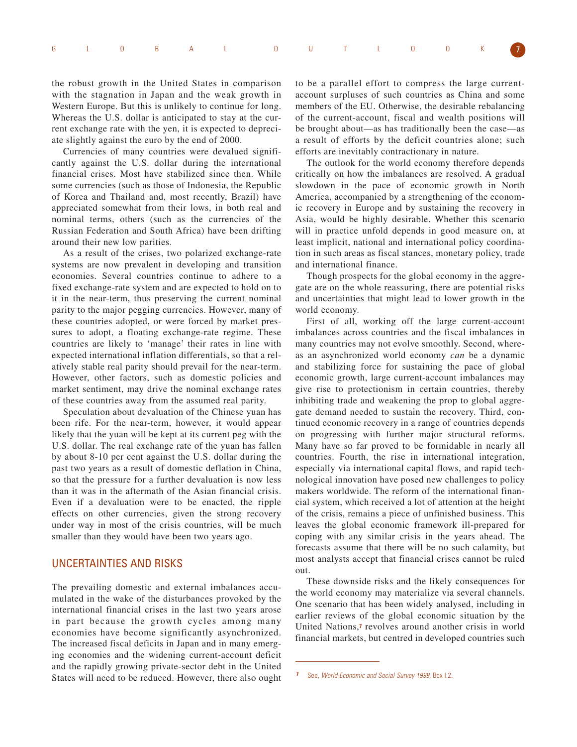the robust growth in the United States in comparison with the stagnation in Japan and the weak growth in Western Europe. But this is unlikely to continue for long. Whereas the U.S. dollar is anticipated to stay at the current exchange rate with the yen, it is expected to depreciate slightly against the euro by the end of 2000.

Currencies of many countries were devalued significantly against the U.S. dollar during the international financial crises. Most have stabilized since then. While some currencies (such as those of Indonesia, the Republic of Korea and Thailand and, most recently, Brazil) have appreciated somewhat from their lows, in both real and nominal terms, others (such as the currencies of the Russian Federation and South Africa) have been drifting around their new low parities.

As a result of the crises, two polarized exchange-rate systems are now prevalent in developing and transition economies. Several countries continue to adhere to a fixed exchange-rate system and are expected to hold on to it in the near-term, thus preserving the current nominal parity to the major pegging currencies. However, many of these countries adopted, or were forced by market pressures to adopt, a floating exchange-rate regime. These countries are likely to 'manage' their rates in line with expected international inflation differentials, so that a relatively stable real parity should prevail for the near-term. However, other factors, such as domestic policies and market sentiment, may drive the nominal exchange rates of these countries away from the assumed real parity.

Speculation about devaluation of the Chinese yuan has been rife. For the near-term, however, it would appear likely that the yuan will be kept at its current peg with the U.S. dollar. The real exchange rate of the yuan has fallen by about 8-10 per cent against the U.S. dollar during the past two years as a result of domestic deflation in China, so that the pressure for a further devaluation is now less than it was in the aftermath of the Asian financial crisis. Even if a devaluation were to be enacted, the ripple effects on other currencies, given the strong recovery under way in most of the crisis countries, will be much smaller than they would have been two years ago.

## UNCERTAINTIES AND RISKS

The prevailing domestic and external imbalances accumulated in the wake of the disturbances provoked by the international financial crises in the last two years arose in part because the growth cycles among many economies have become significantly asynchronized. The increased fiscal deficits in Japan and in many emerging economies and the widening current-account deficit and the rapidly growing private-sector debt in the United States will need to be reduced. However, there also ought to be a parallel effort to compress the large current-account surpluses of such countries as China and some members of the EU. Otherwise, the desirable rebalancing of the current-account, fiscal and wealth positions will be brought about—as has traditionally been the case—as a result of efforts by the deficit countries alone; such efforts are inevitably contractionary in nature.

The outlook for the world economy therefore depends critically on how the imbalances are resolved. A gradual slowdown in the pace of economic growth in North America, accompanied by a strengthening of the economic recovery in Europe and by sustaining the recovery in Asia, would be highly desirable. Whether this scenario will in practice unfold depends in good measure on, at least implicit, national and international policy coordination in such areas as fiscal stances, monetary policy, trade and international finance.

Though prospects for the global economy in the aggregate are on the whole reassuring, there are potential risks and uncertainties that might lead to lower growth in the world economy.

First of all, working off the large current-account imbalances across countries and the fiscal imbalances in many countries may not evolve smoothly. Second, whereas an asynchronized world economy *can* be a dynamic and stabilizing force for sustaining the pace of global economic growth, large current-account imbalances may give rise to protectionism in certain countries, thereby inhibiting trade and weakening the prop to global aggregate demand needed to sustain the recovery. Third, continued economic recovery in a range of countries depends on progressing with further major structural reforms. Many have so far proved to be formidable in nearly all countries. Fourth, the rise in international integration, especially via international capital flows, and rapid technological innovation have posed new challenges to policy makers worldwide. The reform of the international financial system, which received a lot of attention at the height of the crisis, remains a piece of unfinished business. This leaves the global economic framework ill-prepared for coping with any similar crisis in the years ahead. The forecasts assume that there will be no such calamity, but most analysts accept that financial crises cannot be ruled out.

These downside risks and the likely consequences for the world economy may materialize via several channels. One scenario that has been widely analysed, including in earlier reviews of the global economic situation by the United Nations,[7] revolves around another crisis in world financial markets, but centred in developed countries such

---

[7] See, *World Economic and Social Survey 1999*, Box I.2.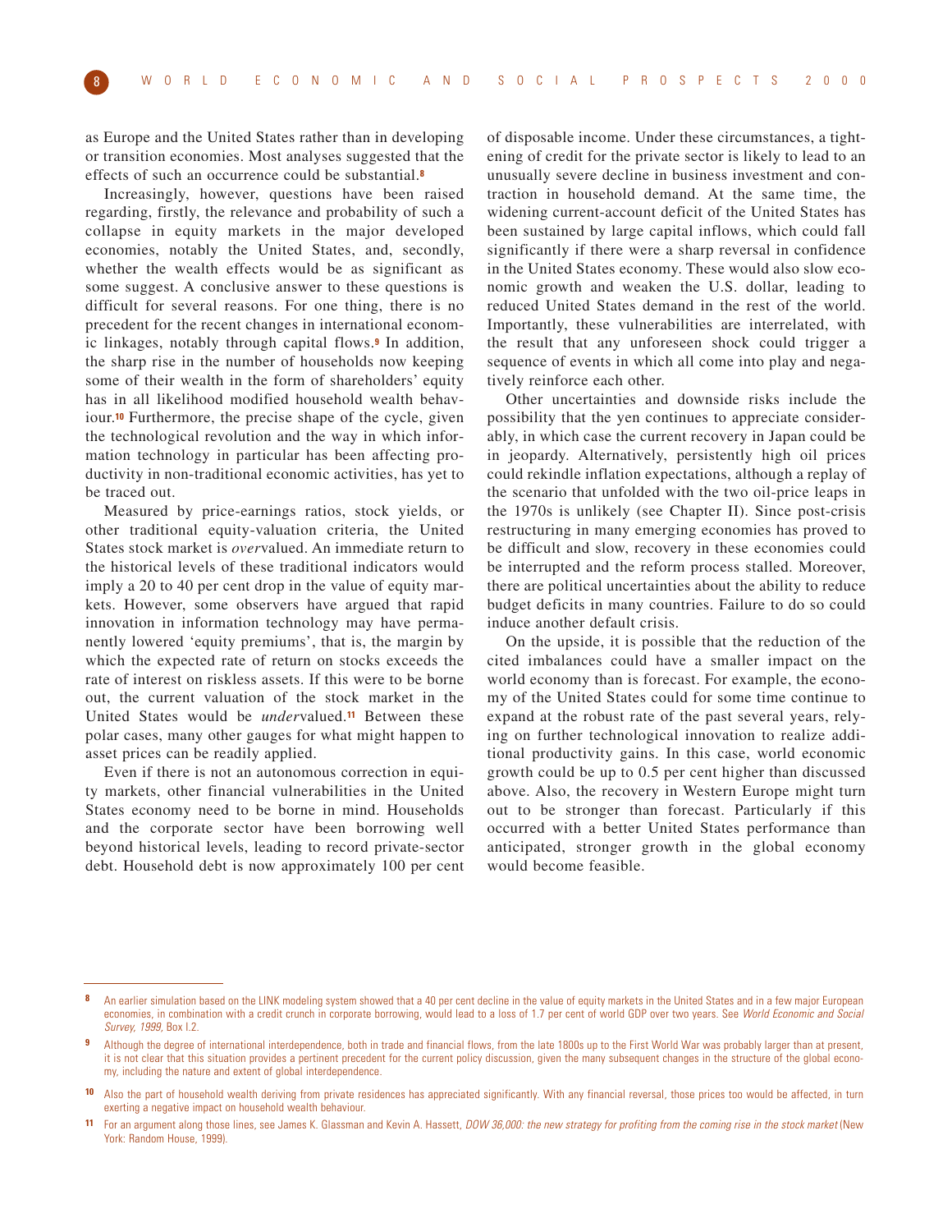as Europe and the United States rather than in developing or transition economies. Most analyses suggested that the effects of such an occurrence could be substantial.[8]

Increasingly, however, questions have been raised regarding, firstly, the relevance and probability of such a collapse in equity markets in the major developed economies, notably the United States, and, secondly, whether the wealth effects would be as significant as some suggest. A conclusive answer to these questions is difficult for several reasons. For one thing, there is no precedent for the recent changes in international economic linkages, notably through capital flows.[9] In addition, the sharp rise in the number of households now keeping some of their wealth in the form of shareholders' equity has in all likelihood modified household wealth behaviour.[10] Furthermore, the precise shape of the cycle, given the technological revolution and the way in which information technology in particular has been affecting productivity in non-traditional economic activities, has yet to be traced out.

Measured by price-earnings ratios, stock yields, or other traditional equity-valuation criteria, the United States stock market is *over*valued. An immediate return to the historical levels of these traditional indicators would imply a 20 to 40 per cent drop in the value of equity markets. However, some observers have argued that rapid innovation in information technology may have permanently lowered 'equity premiums', that is, the margin by which the expected rate of return on stocks exceeds the rate of interest on riskless assets. If this were to be borne out, the current valuation of the stock market in the United States would be *under*valued.[11] Between these polar cases, many other gauges for what might happen to asset prices can be readily applied.

Even if there is not an autonomous correction in equity markets, other financial vulnerabilities in the United States economy need to be borne in mind. Households and the corporate sector have been borrowing well beyond historical levels, leading to record private-sector debt. Household debt is now approximately 100 per cent of disposable income. Under these circumstances, a tightening of credit for the private sector is likely to lead to an unusually severe decline in business investment and contraction in household demand. At the same time, the widening current-account deficit of the United States has been sustained by large capital inflows, which could fall significantly if there were a sharp reversal in confidence in the United States economy. These would also slow economic growth and weaken the U.S. dollar, leading to reduced United States demand in the rest of the world. Importantly, these vulnerabilities are interrelated, with the result that any unforeseen shock could trigger a sequence of events in which all come into play and negatively reinforce each other.

Other uncertainties and downside risks include the possibility that the yen continues to appreciate considerably, in which case the current recovery in Japan could be in jeopardy. Alternatively, persistently high oil prices could rekindle inflation expectations, although a replay of the scenario that unfolded with the two oil-price leaps in the 1970s is unlikely (see Chapter II). Since post-crisis restructuring in many emerging economies has proved to be difficult and slow, recovery in these economies could be interrupted and the reform process stalled. Moreover, there are political uncertainties about the ability to reduce budget deficits in many countries. Failure to do so could induce another default crisis.

On the upside, it is possible that the reduction of the cited imbalances could have a smaller impact on the world economy than is forecast. For example, the economy of the United States could for some time continue to expand at the robust rate of the past several years, relying on further technological innovation to realize additional productivity gains. In this case, world economic growth could be up to 0.5 per cent higher than discussed above. Also, the recovery in Western Europe might turn out to be stronger than forecast. Particularly if this occurred with a better United States performance than anticipated, stronger growth in the global economy would become feasible.

---

8 An earlier simulation based on the LINK modeling system showed that a 40 per cent decline in the value of equity markets in the United States and in a few major European economies, in combination with a credit crunch in corporate borrowing, would lead to a loss of 1.7 per cent of world GDP over two years. See *World Economic and Social Survey, 1999*, Box I.2.

9 Although the degree of international interdependence, both in trade and financial flows, from the late 1800s up to the First World War was probably larger than at present, it is not clear that this situation provides a pertinent precedent for the current policy discussion, given the many subsequent changes in the structure of the global economy, including the nature and extent of global interdependence.

10 Also the part of household wealth deriving from private residences has appreciated significantly. With any financial reversal, those prices too would be affected, in turn exerting a negative impact on household wealth behaviour.

11 For an argument along those lines, see James K. Glassman and Kevin A. Hassett, *DOW 36,000: the new strategy for profiting from the coming rise in the stock market* (New York: Random House, 1999).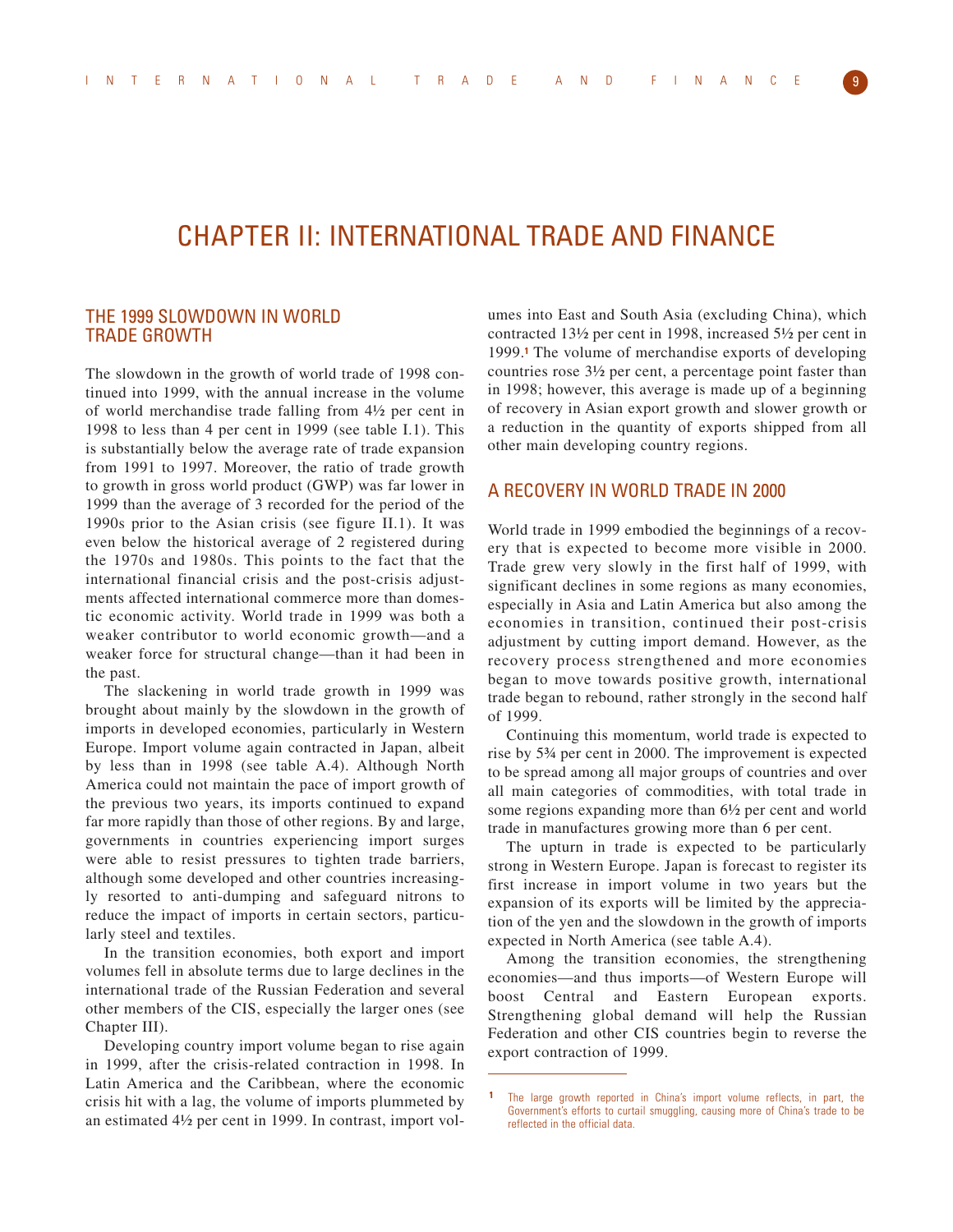# CHAPTER II: INTERNATIONAL TRADE AND FINANCE

## THE 1999 SLOWDOWN IN WORLD TRADE GROWTH

The slowdown in the growth of world trade of 1998 continued into 1999, with the annual increase in the volume of world merchandise trade falling from 4½ per cent in 1998 to less than 4 per cent in 1999 (see table I.1). This is substantially below the average rate of trade expansion from 1991 to 1997. Moreover, the ratio of trade growth to growth in gross world product (GWP) was far lower in 1999 than the average of 3 recorded for the period of the 1990s prior to the Asian crisis (see figure II.1). It was even below the historical average of 2 registered during the 1970s and 1980s. This points to the fact that the international financial crisis and the post-crisis adjustments affected international commerce more than domestic economic activity. World trade in 1999 was both a weaker contributor to world economic growth—and a weaker force for structural change—than it had been in the past.

The slackening in world trade growth in 1999 was brought about mainly by the slowdown in the growth of imports in developed economies, particularly in Western Europe. Import volume again contracted in Japan, albeit by less than in 1998 (see table A.4). Although North America could not maintain the pace of import growth of the previous two years, its imports continued to expand far more rapidly than those of other regions. By and large, governments in countries experiencing import surges were able to resist pressures to tighten trade barriers, although some developed and other countries increasingly resorted to anti-dumping and safeguard nitrons to reduce the impact of imports in certain sectors, particularly steel and textiles.

In the transition economies, both export and import volumes fell in absolute terms due to large declines in the international trade of the Russian Federation and several other members of the CIS, especially the larger ones (see Chapter III).

Developing country import volume began to rise again in 1999, after the crisis-related contraction in 1998. In Latin America and the Caribbean, where the economic crisis hit with a lag, the volume of imports plummeted by an estimated 4½ per cent in 1999. In contrast, import volumes into East and South Asia (excluding China), which contracted 13½ per cent in 1998, increased 5½ per cent in 1999.[1] The volume of merchandise exports of developing countries rose 3½ per cent, a percentage point faster than in 1998; however, this average is made up of a beginning of recovery in Asian export growth and slower growth or a reduction in the quantity of exports shipped from all other main developing country regions.

## A RECOVERY IN WORLD TRADE IN 2000

World trade in 1999 embodied the beginnings of a recovery that is expected to become more visible in 2000. Trade grew very slowly in the first half of 1999, with significant declines in some regions as many economies, especially in Asia and Latin America but also among the economies in transition, continued their post-crisis adjustment by cutting import demand. However, as the recovery process strengthened and more economies began to move towards positive growth, international trade began to rebound, rather strongly in the second half of 1999.

Continuing this momentum, world trade is expected to rise by 5¾ per cent in 2000. The improvement is expected to be spread among all major groups of countries and over all main categories of commodities, with total trade in some regions expanding more than 6½ per cent and world trade in manufactures growing more than 6 per cent.

The upturn in trade is expected to be particularly strong in Western Europe. Japan is forecast to register its first increase in import volume in two years but the expansion of its exports will be limited by the appreciation of the yen and the slowdown in the growth of imports expected in North America (see table A.4).

Among the transition economies, the strengthening economies—and thus imports—of Western Europe will boost Central and Eastern European exports. Strengthening global demand will help the Russian Federation and other CIS countries begin to reverse the export contraction of 1999.

---

[1] The large growth reported in China's import volume reflects, in part, the Government's efforts to curtail smuggling, causing more of China's trade to be reflected in the official data.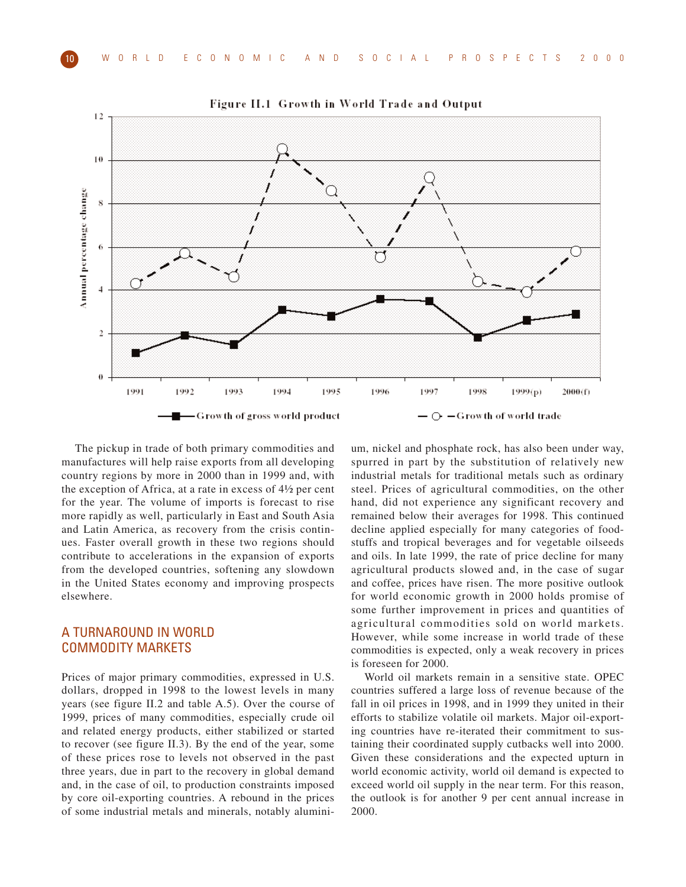Figure II.1 Growth in World Trade and Output

The pickup in trade of both primary commodities and manufactures will help raise exports from all developing country regions by more in 2000 than in 1999 and, with the exception of Africa, at a rate in excess of 4½ per cent for the year. The volume of imports is forecast to rise more rapidly as well, particularly in East and South Asia and Latin America, as recovery from the crisis continues. Faster overall growth in these two regions should contribute to accelerations in the expansion of exports from the developed countries, softening any slowdown in the United States economy and improving prospects elsewhere.

## A TURNAROUND IN WORLD COMMODITY MARKETS

Prices of major primary commodities, expressed in U.S. dollars, dropped in 1998 to the lowest levels in many years (see figure II.2 and table A.5). Over the course of 1999, prices of many commodities, especially crude oil and related energy products, either stabilized or started to recover (see figure II.3). By the end of the year, some of these prices rose to levels not observed in the past three years, due in part to the recovery in global demand and, in the case of oil, to production constraints imposed by core oil-exporting countries. A rebound in the prices of some industrial metals and minerals, notably aluminium, nickel and phosphate rock, has also been under way, spurred in part by the substitution of relatively new industrial metals for traditional metals such as ordinary steel. Prices of agricultural commodities, on the other hand, did not experience any significant recovery and remained below their averages for 1998. This continued decline applied especially for many categories of foodstuffs and tropical beverages and for vegetable oilseeds and oils. In late 1999, the rate of price decline for many agricultural products slowed and, in the case of sugar and coffee, prices have risen. The more positive outlook for world economic growth in 2000 holds promise of some further improvement in prices and quantities of agricultural commodities sold on world markets. However, while some increase in world trade of these commodities is expected, only a weak recovery in prices is foreseen for 2000.

World oil markets remain in a sensitive state. OPEC countries suffered a large loss of revenue because of the fall in oil prices in 1998, and in 1999 they united in their efforts to stabilize volatile oil markets. Major oil-exporting countries have re-iterated their commitment to sustaining their coordinated supply cutbacks well into 2000. Given these considerations and the expected upturn in world economic activity, world oil demand is expected to exceed world oil supply in the near term. For this reason, the outlook is for another 9 per cent annual increase in 2000.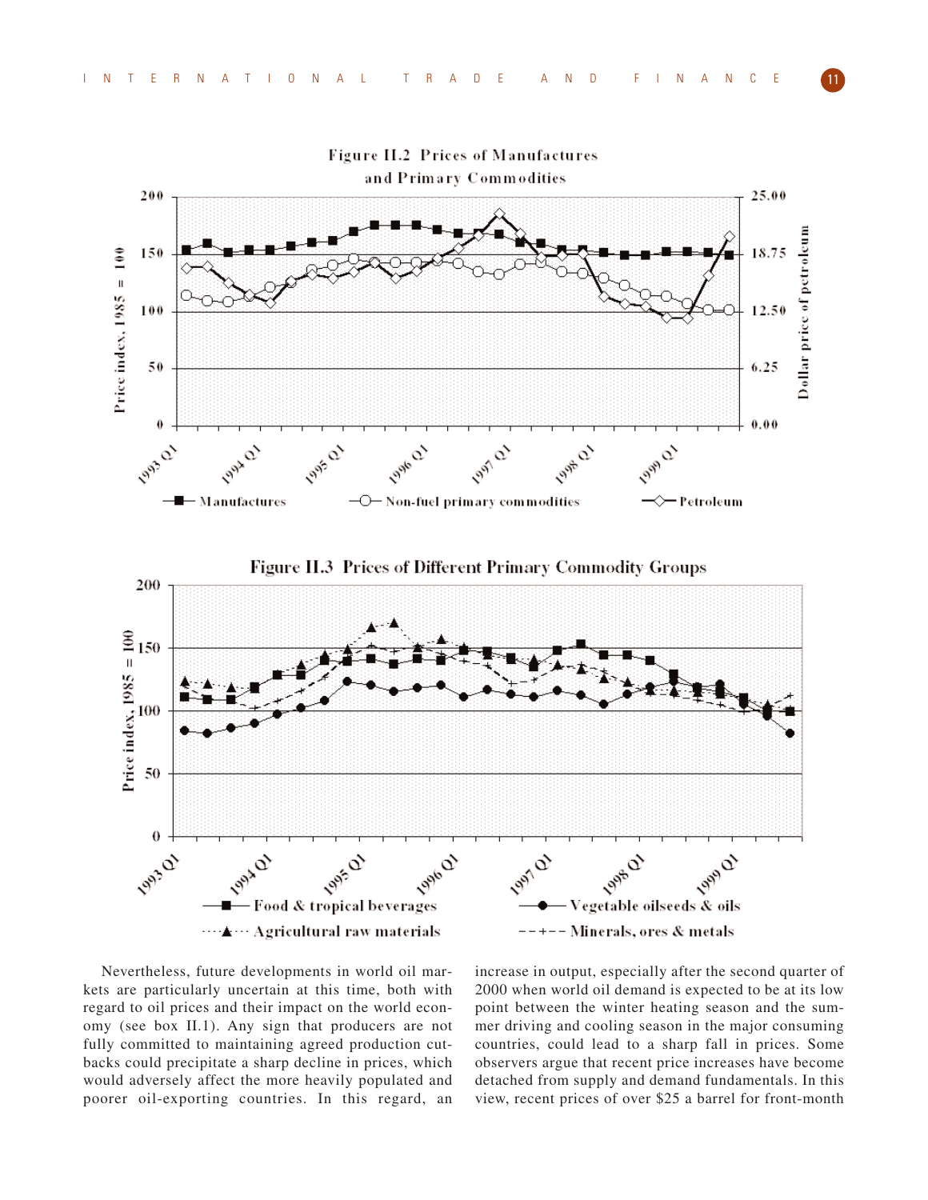**Figure II.2 Prices of Manufactures and Primary Commodities**

**Figure II.3 Prices of Different Primary Commodity Groups**

Nevertheless, future developments in world oil markets are particularly uncertain at this time, both with regard to oil prices and their impact on the world economy (see box II.1). Any sign that producers are not fully committed to maintaining agreed production cutbacks could precipitate a sharp decline in prices, which would adversely affect the more heavily populated and poorer oil-exporting countries. In this regard, an increase in output, especially after the second quarter of 2000 when world oil demand is expected to be at its low point between the winter heating season and the summer driving and cooling season in the major consuming countries, could lead to a sharp fall in prices. Some observers argue that recent price increases have become detached from supply and demand fundamentals. In this view, recent prices of over $25 a barrel for front-month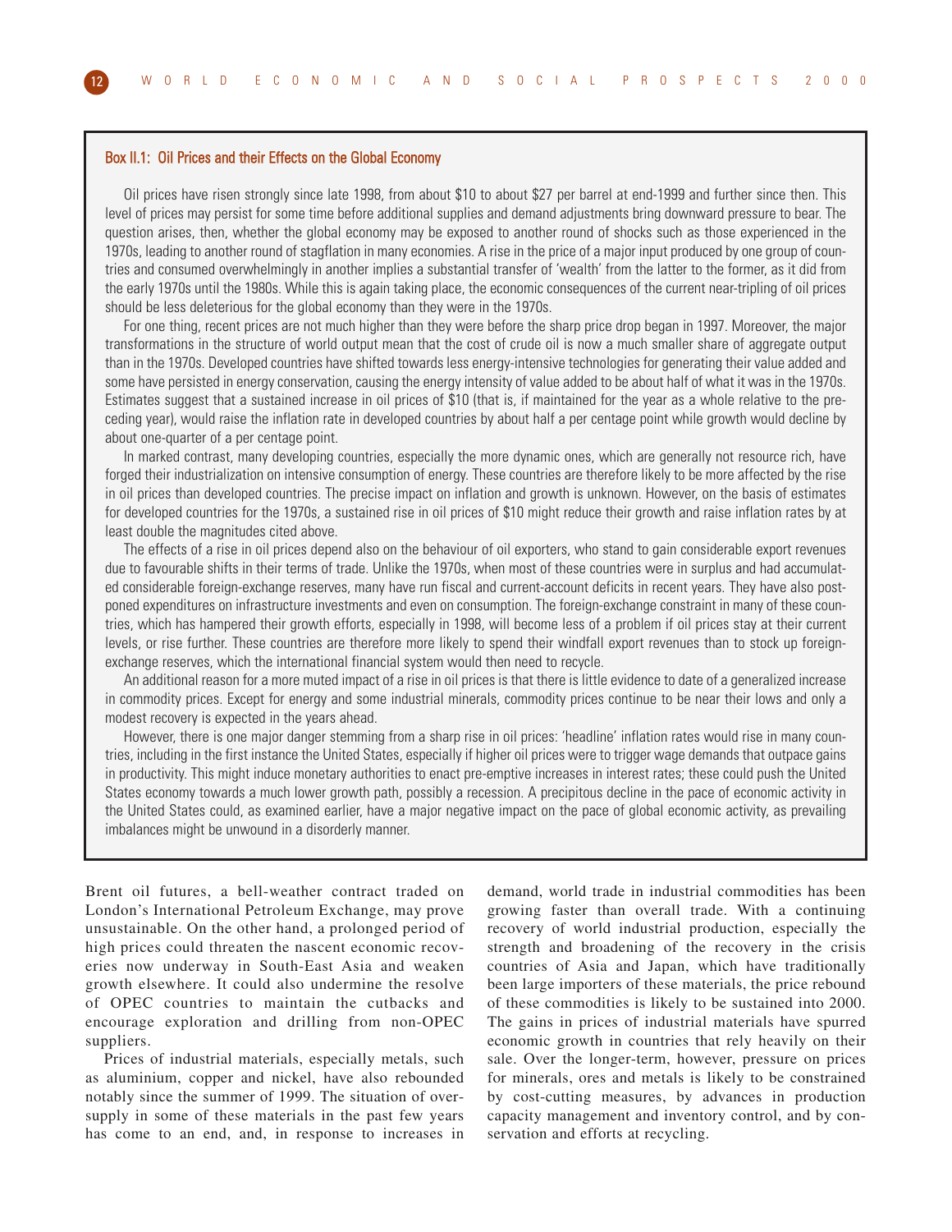### Box II.1: Oil Prices and their Effects on the Global Economy

Oil prices have risen strongly since late 1998, from about $10 to about $27 per barrel at end-1999 and further since then. This level of prices may persist for some time before additional supplies and demand adjustments bring downward pressure to bear. The question arises, then, whether the global economy may be exposed to another round of shocks such as those experienced in the 1970s, leading to another round of stagflation in many economies. A rise in the price of a major input produced by one group of countries and consumed overwhelmingly in another implies a substantial transfer of 'wealth' from the latter to the former, as it did from the early 1970s until the 1980s. While this is again taking place, the economic consequences of the current near-tripling of oil prices should be less deleterious for the global economy than they were in the 1970s.

For one thing, recent prices are not much higher than they were before the sharp price drop began in 1997. Moreover, the major transformations in the structure of world output mean that the cost of crude oil is now a much smaller share of aggregate output than in the 1970s. Developed countries have shifted towards less energy-intensive technologies for generating their value added and some have persisted in energy conservation, causing the energy intensity of value added to be about half of what it was in the 1970s. Estimates suggest that a sustained increase in oil prices of $10 (that is, if maintained for the year as a whole relative to the preceding year), would raise the inflation rate in developed countries by about half a per centage point while growth would decline by about one-quarter of a per centage point.

In marked contrast, many developing countries, especially the more dynamic ones, which are generally not resource rich, have forged their industrialization on intensive consumption of energy. These countries are therefore likely to be more affected by the rise in oil prices than developed countries. The precise impact on inflation and growth is unknown. However, on the basis of estimates for developed countries for the 1970s, a sustained rise in oil prices of $10 might reduce their growth and raise inflation rates by at least double the magnitudes cited above.

The effects of a rise in oil prices depend also on the behaviour of oil exporters, who stand to gain considerable export revenues due to favourable shifts in their terms of trade. Unlike the 1970s, when most of these countries were in surplus and had accumulated considerable foreign-exchange reserves, many have run fiscal and current-account deficits in recent years. They have also postponed expenditures on infrastructure investments and even on consumption. The foreign-exchange constraint in many of these countries, which has hampered their growth efforts, especially in 1998, will become less of a problem if oil prices stay at their current levels, or rise further. These countries are therefore more likely to spend their windfall export revenues than to stock up foreign-exchange reserves, which the international financial system would then need to recycle.

An additional reason for a more muted impact of a rise in oil prices is that there is little evidence to date of a generalized increase in commodity prices. Except for energy and some industrial minerals, commodity prices continue to be near their lows and only a modest recovery is expected in the years ahead.

However, there is one major danger stemming from a sharp rise in oil prices: 'headline' inflation rates would rise in many countries, including in the first instance the United States, especially if higher oil prices were to trigger wage demands that outpace gains in productivity. This might induce monetary authorities to enact pre-emptive increases in interest rates; these could push the United States economy towards a much lower growth path, possibly a recession. A precipitous decline in the pace of economic activity in the United States could, as examined earlier, have a major negative impact on the pace of global economic activity, as prevailing imbalances might be unwound in a disorderly manner.

---

Brent oil futures, a bell-weather contract traded on London's International Petroleum Exchange, may prove unsustainable. On the other hand, a prolonged period of high prices could threaten the nascent economic recoveries now underway in South-East Asia and weaken growth elsewhere. It could also undermine the resolve of OPEC countries to maintain the cutbacks and encourage exploration and drilling from non-OPEC suppliers.

Prices of industrial materials, especially metals, such as aluminium, copper and nickel, have also rebounded notably since the summer of 1999. The situation of oversupply in some of these materials in the past few years has come to an end, and, in response to increases in demand, world trade in industrial commodities has been growing faster than overall trade. With a continuing recovery of world industrial production, especially the strength and broadening of the recovery in the crisis countries of Asia and Japan, which have traditionally been large importers of these materials, the price rebound of these commodities is likely to be sustained into 2000. The gains in prices of industrial materials have spurred economic growth in countries that rely heavily on their sale. Over the longer-term, however, pressure on prices for minerals, ores and metals is likely to be constrained by cost-cutting measures, by advances in production capacity management and inventory control, and by conservation and efforts at recycling.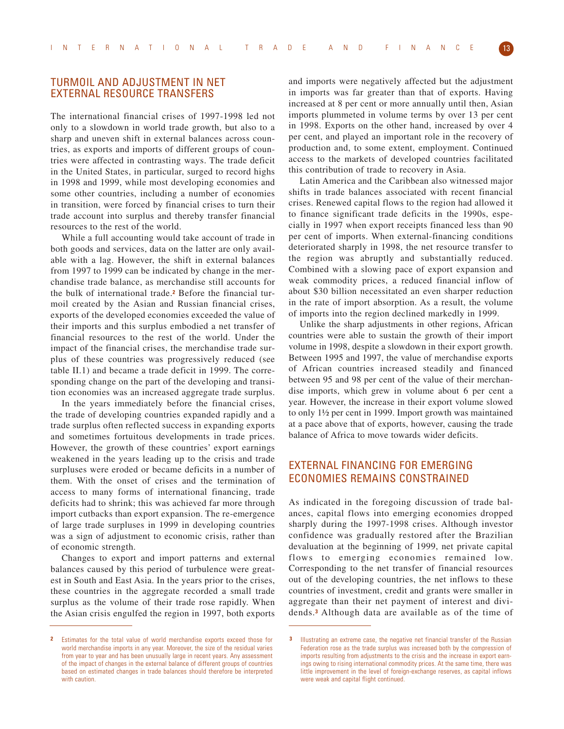## TURMOIL AND ADJUSTMENT IN NET EXTERNAL RESOURCE TRANSFERS

The international financial crises of 1997-1998 led not only to a slowdown in world trade growth, but also to a sharp and uneven shift in external balances across countries, as exports and imports of different groups of countries were affected in contrasting ways. The trade deficit in the United States, in particular, surged to record highs in 1998 and 1999, while most developing economies and some other countries, including a number of economies in transition, were forced by financial crises to turn their trade account into surplus and thereby transfer financial resources to the rest of the world.

While a full accounting would take account of trade in both goods and services, data on the latter are only available with a lag. However, the shift in external balances from 1997 to 1999 can be indicated by change in the merchandise trade balance, as merchandise still accounts for the bulk of international trade.[2] Before the financial turmoil created by the Asian and Russian financial crises, exports of the developed economies exceeded the value of their imports and this surplus embodied a net transfer of financial resources to the rest of the world. Under the impact of the financial crises, the merchandise trade surplus of these countries was progressively reduced (see table II.1) and became a trade deficit in 1999. The corresponding change on the part of the developing and transition economies was an increased aggregate trade surplus.

In the years immediately before the financial crises, the trade of developing countries expanded rapidly and a trade surplus often reflected success in expanding exports and sometimes fortuitous developments in trade prices. However, the growth of these countries' export earnings weakened in the years leading up to the crisis and trade surpluses were eroded or became deficits in a number of them. With the onset of crises and the termination of access to many forms of international financing, trade deficits had to shrink; this was achieved far more through import cutbacks than export expansion. The re-emergence of large trade surpluses in 1999 in developing countries was a sign of adjustment to economic crisis, rather than of economic strength.

Changes to export and import patterns and external balances caused by this period of turbulence were greatest in South and East Asia. In the years prior to the crises, these countries in the aggregate recorded a small trade surplus as the volume of their trade rose rapidly. When the Asian crisis engulfed the region in 1997, both exports and imports were negatively affected but the adjustment in imports was far greater than that of exports. Having increased at 8 per cent or more annually until then, Asian imports plummeted in volume terms by over 13 per cent in 1998. Exports on the other hand, increased by over 4 per cent, and played an important role in the recovery of production and, to some extent, employment. Continued access to the markets of developed countries facilitated this contribution of trade to recovery in Asia.

Latin America and the Caribbean also witnessed major shifts in trade balances associated with recent financial crises. Renewed capital flows to the region had allowed it to finance significant trade deficits in the 1990s, especially in 1997 when export receipts financed less than 90 per cent of imports. When external-financing conditions deteriorated sharply in 1998, the net resource transfer to the region was abruptly and substantially reduced. Combined with a slowing pace of export expansion and weak commodity prices, a reduced financial inflow of about $30 billion necessitated an even sharper reduction in the rate of import absorption. As a result, the volume of imports into the region declined markedly in 1999.

Unlike the sharp adjustments in other regions, African countries were able to sustain the growth of their import volume in 1998, despite a slowdown in their export growth. Between 1995 and 1997, the value of merchandise exports of African countries increased steadily and financed between 95 and 98 per cent of the value of their merchandise imports, which grew in volume about 6 per cent a year. However, the increase in their export volume slowed to only 1½ per cent in 1999. Import growth was maintained at a pace above that of exports, however, causing the trade balance of Africa to move towards wider deficits.

## EXTERNAL FINANCING FOR EMERGING ECONOMIES REMAINS CONSTRAINED

As indicated in the foregoing discussion of trade balances, capital flows into emerging economies dropped sharply during the 1997-1998 crises. Although investor confidence was gradually restored after the Brazilian devaluation at the beginning of 1999, net private capital flows to emerging economies remained low. Corresponding to the net transfer of financial resources out of the developing countries, the net inflows to these countries of investment, credit and grants were smaller in aggregate than their net payment of interest and dividends.[3] Although data are available as of the time of

---

[2] Estimates for the total value of world merchandise exports exceed those for world merchandise imports in any year. Moreover, the size of the residual varies from year to year and has been unusually large in recent years. Any assessment of the impact of changes in the external balance of different groups of countries based on estimated changes in trade balances should therefore be interpreted with caution.

[3] Illustrating an extreme case, the negative net financial transfer of the Russian Federation rose as the trade surplus was increased both by the compression of imports resulting from adjustments to the crisis and the increase in export earnings owing to rising international commodity prices. At the same time, there was little improvement in the level of foreign-exchange reserves, as capital inflows were weak and capital flight continued.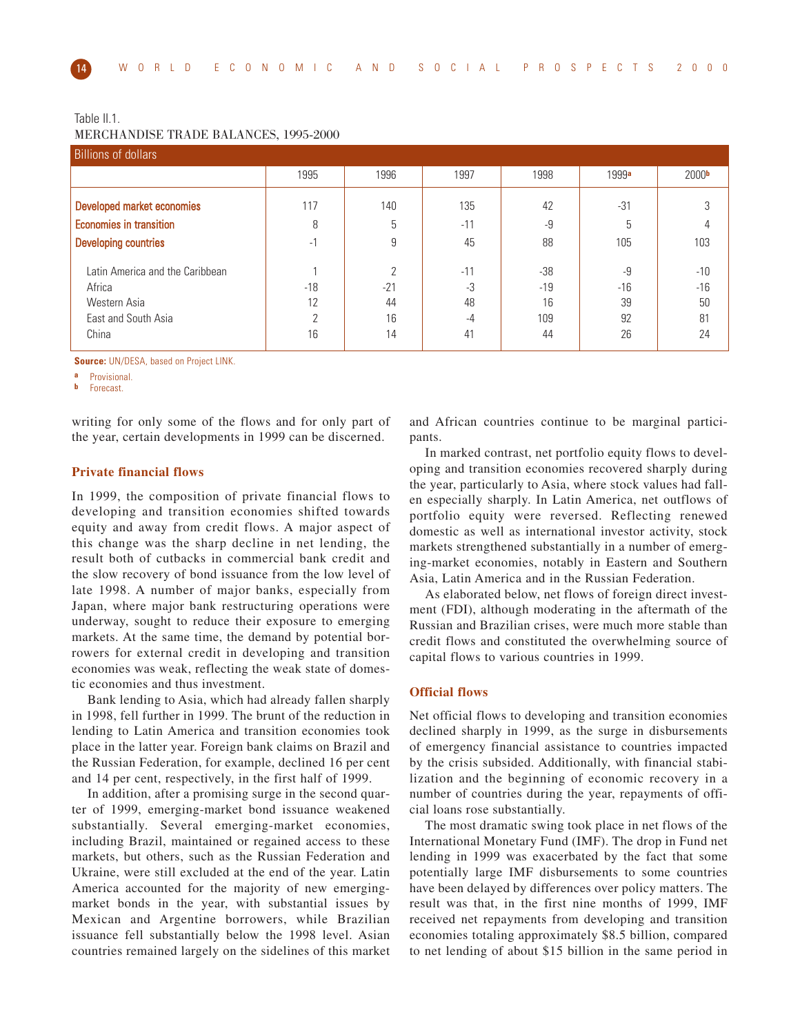Table II.1.
MERCHANDISE TRADE BALANCES, 1995-2000

| Billions of dollars | 1995 | 1996 | 1997 | 1998 | 1999[a] | 2000[b] |
|---|---|---|---|---|---|---|
| **Developed market economies** | 117 | 140 | 135 | 42 | -31 | 3 |
| **Economies in transition** | 8 | 5 | -11 | -9 | 5 | 4 |
| **Developing countries** | -1 | 9 | 45 | 88 | 105 | 103 |
| Latin America and the Caribbean | 1 | 2 | -11 | -38 | -9 | -10 |
| Africa | -18 | -21 | -3 | -19 | -16 | -16 |
| Western Asia | 12 | 44 | 48 | 16 | 39 | 50 |
| East and South Asia | 2 | 16 | -4 | 109 | 92 | 81 |
| China | 16 | 14 | 41 | 44 | 26 | 24 |

**Source:** UN/DESA, based on Project LINK.

a Provisional.
b Forecast.

writing for only some of the flows and for only part of the year, certain developments in 1999 can be discerned.

### Private financial flows

In 1999, the composition of private financial flows to developing and transition economies shifted towards equity and away from credit flows. A major aspect of this change was the sharp decline in net lending, the result both of cutbacks in commercial bank credit and the slow recovery of bond issuance from the low level of late 1998. A number of major banks, especially from Japan, where major bank restructuring operations were underway, sought to reduce their exposure to emerging markets. At the same time, the demand by potential borrowers for external credit in developing and transition economies was weak, reflecting the weak state of domestic economies and thus investment.

Bank lending to Asia, which had already fallen sharply in 1998, fell further in 1999. The brunt of the reduction in lending to Latin America and transition economies took place in the latter year. Foreign bank claims on Brazil and the Russian Federation, for example, declined 16 per cent and 14 per cent, respectively, in the first half of 1999.

In addition, after a promising surge in the second quarter of 1999, emerging-market bond issuance weakened substantially. Several emerging-market economies, including Brazil, maintained or regained access to these markets, but others, such as the Russian Federation and Ukraine, were still excluded at the end of the year. Latin America accounted for the majority of new emerging-market bonds in the year, with substantial issues by Mexican and Argentine borrowers, while Brazilian issuance fell substantially below the 1998 level. Asian countries remained largely on the sidelines of this market and African countries continue to be marginal participants.

In marked contrast, net portfolio equity flows to developing and transition economies recovered sharply during the year, particularly to Asia, where stock values had fallen especially sharply. In Latin America, net outflows of portfolio equity were reversed. Reflecting renewed domestic as well as international investor activity, stock markets strengthened substantially in a number of emerging-market economies, notably in Eastern and Southern Asia, Latin America and in the Russian Federation.

As elaborated below, net flows of foreign direct investment (FDI), although moderating in the aftermath of the Russian and Brazilian crises, were much more stable than credit flows and constituted the overwhelming source of capital flows to various countries in 1999.

### Official flows

Net official flows to developing and transition economies declined sharply in 1999, as the surge in disbursements of emergency financial assistance to countries impacted by the crisis subsided. Additionally, with financial stabilization and the beginning of economic recovery in a number of countries during the year, repayments of official loans rose substantially.

The most dramatic swing took place in net flows of the International Monetary Fund (IMF). The drop in Fund net lending in 1999 was exacerbated by the fact that some potentially large IMF disbursements to some countries have been delayed by differences over policy matters. The result was that, in the first nine months of 1999, IMF received net repayments from developing and transition economies totaling approximately $8.5 billion, compared to net lending of about $15 billion in the same period in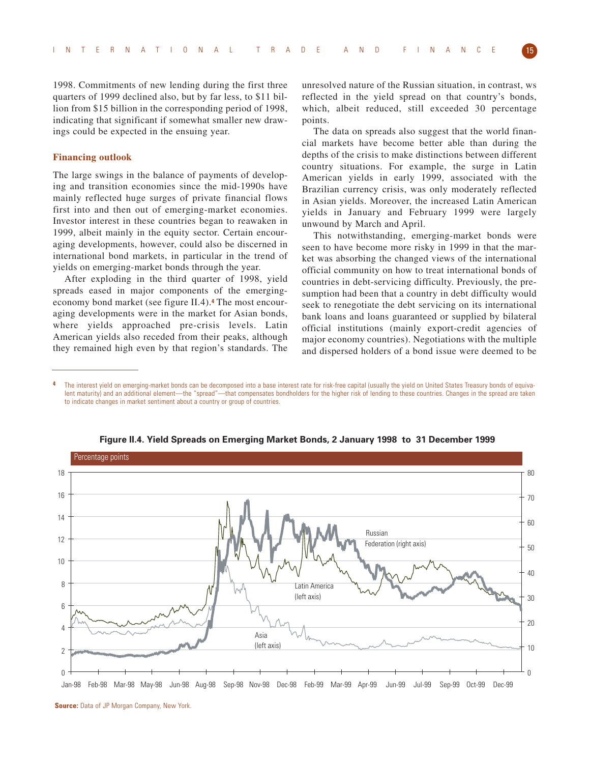1998. Commitments of new lending during the first three quarters of 1999 declined also, but by far less, to $11 billion from $15 billion in the corresponding period of 1998, indicating that significant if somewhat smaller new drawings could be expected in the ensuing year.

### Financing outlook

The large swings in the balance of payments of developing and transition economies since the mid-1990s have mainly reflected huge surges of private financial flows first into and then out of emerging-market economies. Investor interest in these countries began to reawaken in 1999, albeit mainly in the equity sector. Certain encouraging developments, however, could also be discerned in international bond markets, in particular in the trend of yields on emerging-market bonds through the year.

After exploding in the third quarter of 1998, yield spreads eased in major components of the emerging-economy bond market (see figure II.4).[4] The most encouraging developments were in the market for Asian bonds, where yields approached pre-crisis levels. Latin American yields also receded from their peaks, although they remained high even by that region's standards. The unresolved nature of the Russian situation, in contrast, ws reflected in the yield spread on that country's bonds, which, albeit reduced, still exceeded 30 percentage points.

The data on spreads also suggest that the world financial markets have become better able than during the depths of the crisis to make distinctions between different country situations. For example, the surge in Latin American yields in early 1999, associated with the Brazilian currency crisis, was only moderately reflected in Asian yields. Moreover, the increased Latin American yields in January and February 1999 were largely unwound by March and April.

This notwithstanding, emerging-market bonds were seen to have become more risky in 1999 in that the market was absorbing the changed views of the international official community on how to treat international bonds of countries in debt-servicing difficulty. Previously, the presumption had been that a country in debt difficulty would seek to renegotiate the debt servicing on its international bank loans and loans guaranteed or supplied by bilateral official institutions (mainly export-credit agencies of major economy countries). Negotiations with the multiple and dispersed holders of a bond issue were deemed to be

[4] The interest yield on emerging-market bonds can be decomposed into a base interest rate for risk-free capital (usually the yield on United States Treasury bonds of equivalent maturity) and an additional element—the "spread"—that compensates bondholders for the higher risk of lending to these countries. Changes in the spread are taken to indicate changes in market sentiment about a country or group of countries.

**Figure II.4. Yield Spreads on Emerging Market Bonds, 2 January 1998 to 31 December 1999**

Percentage points

Source: Data of JP Morgan Company, New York.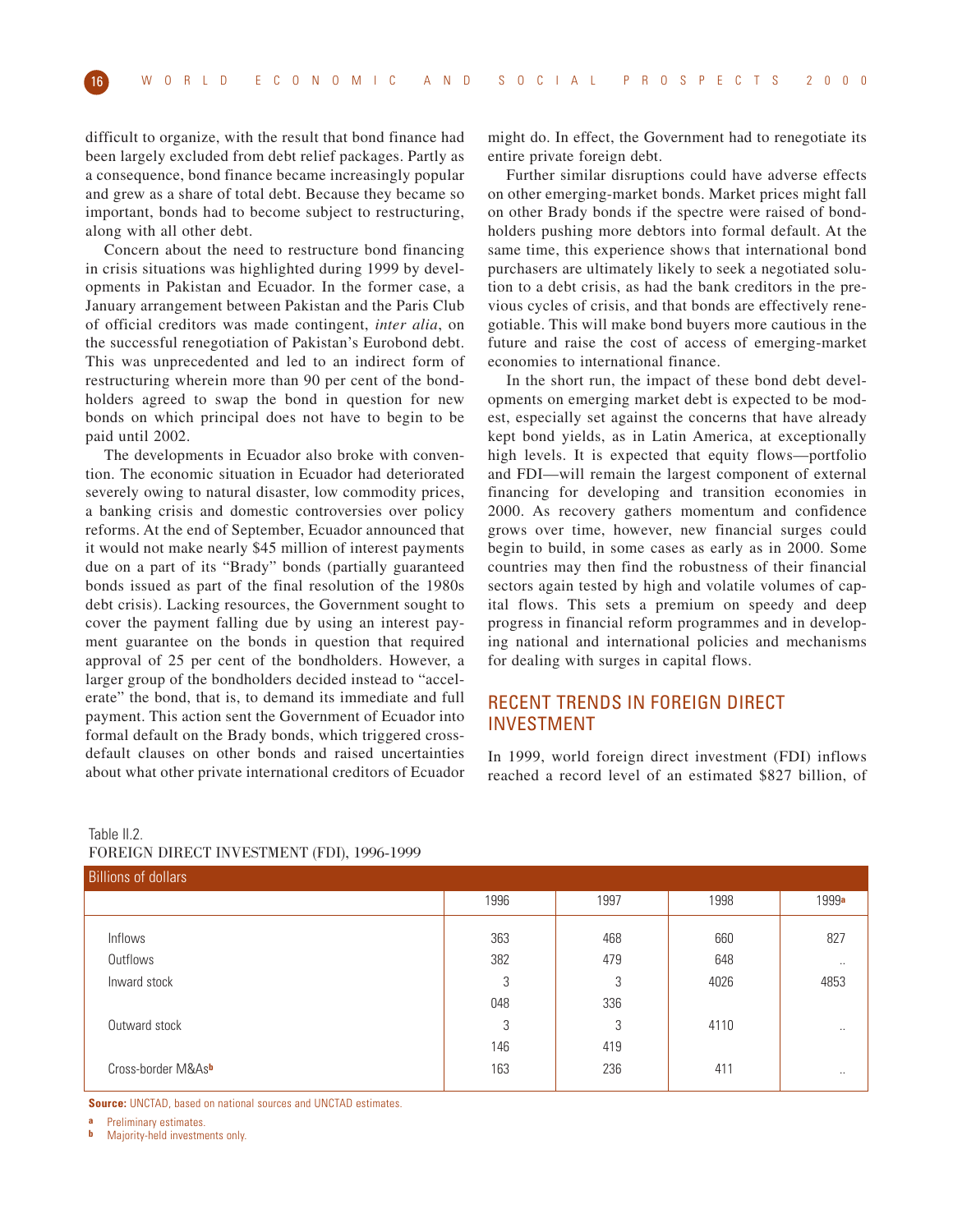difficult to organize, with the result that bond finance had been largely excluded from debt relief packages. Partly as a consequence, bond finance became increasingly popular and grew as a share of total debt. Because they became so important, bonds had to become subject to restructuring, along with all other debt.

Concern about the need to restructure bond financing in crisis situations was highlighted during 1999 by developments in Pakistan and Ecuador. In the former case, a January arrangement between Pakistan and the Paris Club of official creditors was made contingent, *inter alia*, on the successful renegotiation of Pakistan's Eurobond debt. This was unprecedented and led to an indirect form of restructuring wherein more than 90 per cent of the bondholders agreed to swap the bond in question for new bonds on which principal does not have to begin to be paid until 2002.

The developments in Ecuador also broke with convention. The economic situation in Ecuador had deteriorated severely owing to natural disaster, low commodity prices, a banking crisis and domestic controversies over policy reforms. At the end of September, Ecuador announced that it would not make nearly $45 million of interest payments due on a part of its "Brady" bonds (partially guaranteed bonds issued as part of the final resolution of the 1980s debt crisis). Lacking resources, the Government sought to cover the payment falling due by using an interest payment guarantee on the bonds in question that required approval of 25 per cent of the bondholders. However, a larger group of the bondholders decided instead to "accelerate" the bond, that is, to demand its immediate and full payment. This action sent the Government of Ecuador into formal default on the Brady bonds, which triggered cross-default clauses on other bonds and raised uncertainties about what other private international creditors of Ecuador might do. In effect, the Government had to renegotiate its entire private foreign debt.

Further similar disruptions could have adverse effects on other emerging-market bonds. Market prices might fall on other Brady bonds if the spectre were raised of bondholders pushing more debtors into formal default. At the same time, this experience shows that international bond purchasers are ultimately likely to seek a negotiated solution to a debt crisis, as had the bank creditors in the previous cycles of crisis, and that bonds are effectively renegotiable. This will make bond buyers more cautious in the future and raise the cost of access of emerging-market economies to international finance.

In the short run, the impact of these bond debt developments on emerging market debt is expected to be modest, especially set against the concerns that have already kept bond yields, as in Latin America, at exceptionally high levels. It is expected that equity flows—portfolio and FDI—will remain the largest component of external financing for developing and transition economies in 2000. As recovery gathers momentum and confidence grows over time, however, new financial surges could begin to build, in some cases as early as in 2000. Some countries may then find the robustness of their financial sectors again tested by high and volatile volumes of capital flows. This sets a premium on speedy and deep progress in financial reform programmes and in developing national and international policies and mechanisms for dealing with surges in capital flows.

## RECENT TRENDS IN FOREIGN DIRECT INVESTMENT

In 1999, world foreign direct investment (FDI) inflows reached a record level of an estimated $827 billion, of

Table II.2.
FOREIGN DIRECT INVESTMENT (FDI), 1996-1999

Billions of dollars

| | 1996 | 1997 | 1998 | 1999[a] |
|---|---|---|---|---|
| Inflows | 363 | 468 | 660 | 827 |
| Outflows | 382 | 479 | 648 | .. |
| Inward stock | 3 048 | 3 336 | 4026 | 4853 |
| Outward stock | 3 146 | 3 419 | 4110 | .. |
| Cross-border M&As[b] | 163 | 236 | 411 | .. |

**Source:** UNCTAD, based on national sources and UNCTAD estimates.

a Preliminary estimates.

b Majority-held investments only.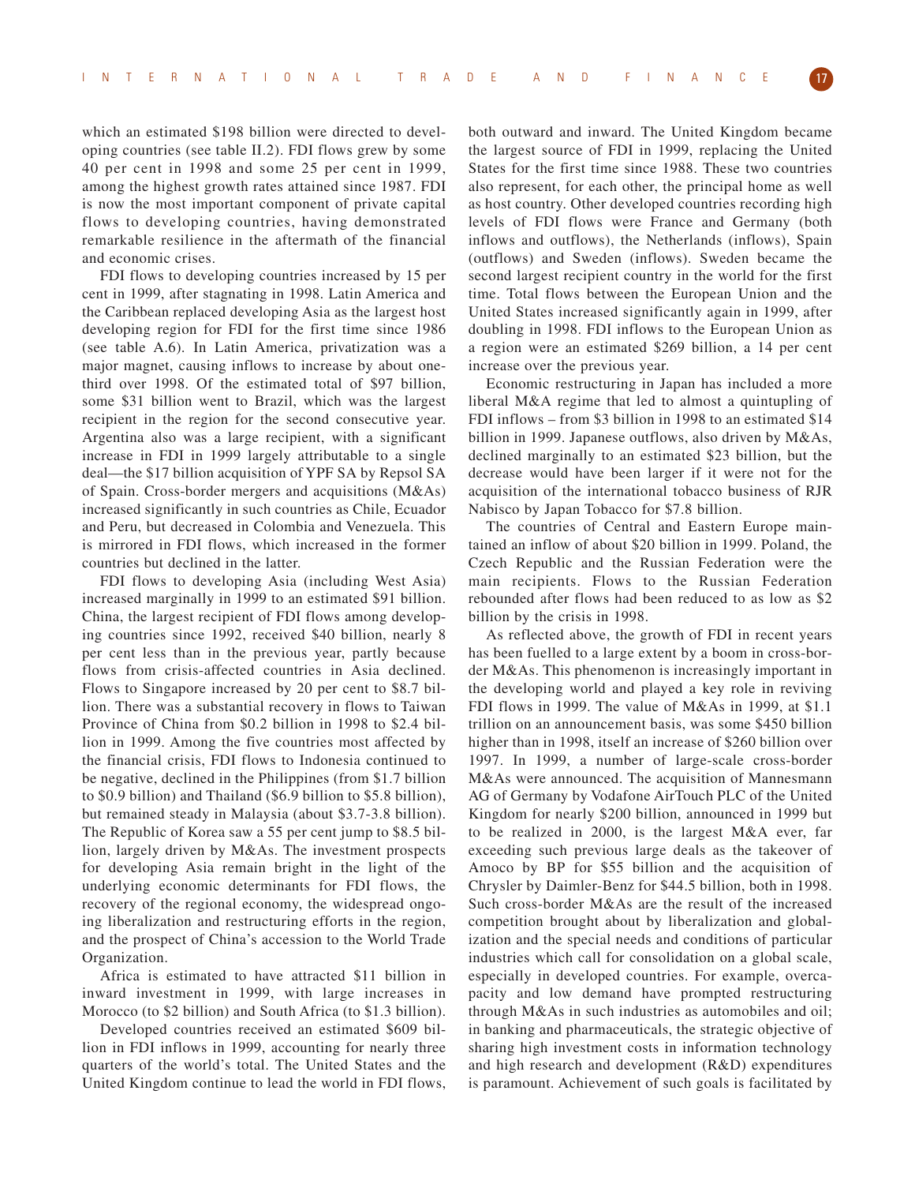which an estimated $198 billion were directed to developing countries (see table II.2). FDI flows grew by some 40 per cent in 1998 and some 25 per cent in 1999, among the highest growth rates attained since 1987. FDI is now the most important component of private capital flows to developing countries, having demonstrated remarkable resilience in the aftermath of the financial and economic crises.

FDI flows to developing countries increased by 15 per cent in 1999, after stagnating in 1998. Latin America and the Caribbean replaced developing Asia as the largest host developing region for FDI for the first time since 1986 (see table A.6). In Latin America, privatization was a major magnet, causing inflows to increase by about one-third over 1998. Of the estimated total of $97 billion, some $31 billion went to Brazil, which was the largest recipient in the region for the second consecutive year. Argentina also was a large recipient, with a significant increase in FDI in 1999 largely attributable to a single deal—the $17 billion acquisition of YPF SA by Repsol SA of Spain. Cross-border mergers and acquisitions (M&As) increased significantly in such countries as Chile, Ecuador and Peru, but decreased in Colombia and Venezuela. This is mirrored in FDI flows, which increased in the former countries but declined in the latter.

FDI flows to developing Asia (including West Asia) increased marginally in 1999 to an estimated $91 billion. China, the largest recipient of FDI flows among developing countries since 1992, received $40 billion, nearly 8 per cent less than in the previous year, partly because flows from crisis-affected countries in Asia declined. Flows to Singapore increased by 20 per cent to $8.7 billion. There was a substantial recovery in flows to Taiwan Province of China from $0.2 billion in 1998 to $2.4 billion in 1999. Among the five countries most affected by the financial crisis, FDI flows to Indonesia continued to be negative, declined in the Philippines (from $1.7 billion to $0.9 billion) and Thailand ($6.9 billion to $5.8 billion), but remained steady in Malaysia (about $3.7-3.8 billion). The Republic of Korea saw a 55 per cent jump to $8.5 billion, largely driven by M&As. The investment prospects for developing Asia remain bright in the light of the underlying economic determinants for FDI flows, the recovery of the regional economy, the widespread ongoing liberalization and restructuring efforts in the region, and the prospect of China's accession to the World Trade Organization.

Africa is estimated to have attracted $11 billion in inward investment in 1999, with large increases in Morocco (to $2 billion) and South Africa (to $1.3 billion).

Developed countries received an estimated $609 billion in FDI inflows in 1999, accounting for nearly three quarters of the world's total. The United States and the United Kingdom continue to lead the world in FDI flows, both outward and inward. The United Kingdom became the largest source of FDI in 1999, replacing the United States for the first time since 1988. These two countries also represent, for each other, the principal home as well as host country. Other developed countries recording high levels of FDI flows were France and Germany (both inflows and outflows), the Netherlands (inflows), Spain (outflows) and Sweden (inflows). Sweden became the second largest recipient country in the world for the first time. Total flows between the European Union and the United States increased significantly again in 1999, after doubling in 1998. FDI inflows to the European Union as a region were an estimated $269 billion, a 14 per cent increase over the previous year.

Economic restructuring in Japan has included a more liberal M&A regime that led to almost a quintupling of FDI inflows – from $3 billion in 1998 to an estimated $14 billion in 1999. Japanese outflows, also driven by M&As, declined marginally to an estimated $23 billion, but the decrease would have been larger if it were not for the acquisition of the international tobacco business of RJR Nabisco by Japan Tobacco for $7.8 billion.

The countries of Central and Eastern Europe maintained an inflow of about $20 billion in 1999. Poland, the Czech Republic and the Russian Federation were the main recipients. Flows to the Russian Federation rebounded after flows had been reduced to as low as $2 billion by the crisis in 1998.

As reflected above, the growth of FDI in recent years has been fuelled to a large extent by a boom in cross-border M&As. This phenomenon is increasingly important in the developing world and played a key role in reviving FDI flows in 1999. The value of M&As in 1999, at $1.1 trillion on an announcement basis, was some $450 billion higher than in 1998, itself an increase of $260 billion over 1997. In 1999, a number of large-scale cross-border M&As were announced. The acquisition of Mannesmann AG of Germany by Vodafone AirTouch PLC of the United Kingdom for nearly $200 billion, announced in 1999 but to be realized in 2000, is the largest M&A ever, far exceeding such previous large deals as the takeover of Amoco by BP for $55 billion and the acquisition of Chrysler by Daimler-Benz for $44.5 billion, both in 1998. Such cross-border M&As are the result of the increased competition brought about by liberalization and globalization and the special needs and conditions of particular industries which call for consolidation on a global scale, especially in developed countries. For example, overcapacity and low demand have prompted restructuring through M&As in such industries as automobiles and oil; in banking and pharmaceuticals, the strategic objective of sharing high investment costs in information technology and high research and development (R&D) expenditures is paramount. Achievement of such goals is facilitated by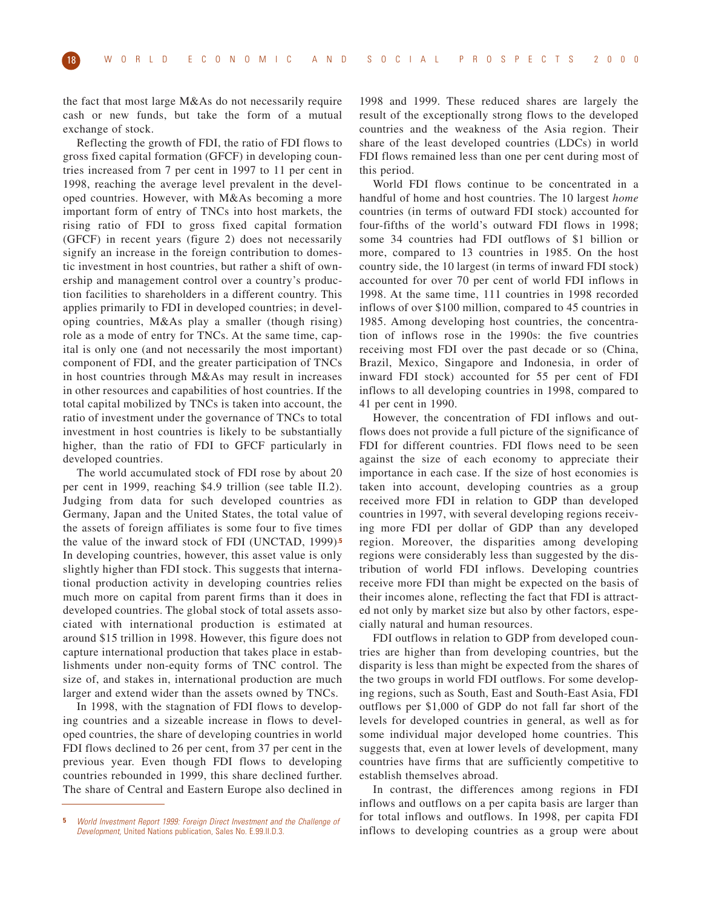the fact that most large M&As do not necessarily require cash or new funds, but take the form of a mutual exchange of stock.

Reflecting the growth of FDI, the ratio of FDI flows to gross fixed capital formation (GFCF) in developing countries increased from 7 per cent in 1997 to 11 per cent in 1998, reaching the average level prevalent in the developed countries. However, with M&As becoming a more important form of entry of TNCs into host markets, the rising ratio of FDI to gross fixed capital formation (GFCF) in recent years (figure 2) does not necessarily signify an increase in the foreign contribution to domestic investment in host countries, but rather a shift of ownership and management control over a country's production facilities to shareholders in a different country. This applies primarily to FDI in developed countries; in developing countries, M&As play a smaller (though rising) role as a mode of entry for TNCs. At the same time, capital is only one (and not necessarily the most important) component of FDI, and the greater participation of TNCs in host countries through M&As may result in increases in other resources and capabilities of host countries. If the total capital mobilized by TNCs is taken into account, the ratio of investment under the governance of TNCs to total investment in host countries is likely to be substantially higher, than the ratio of FDI to GFCF particularly in developed countries.

The world accumulated stock of FDI rose by about 20 per cent in 1999, reaching $4.9 trillion (see table II.2). Judging from data for such developed countries as Germany, Japan and the United States, the total value of the assets of foreign affiliates is some four to five times the value of the inward stock of FDI (UNCTAD, 1999).[5] In developing countries, however, this asset value is only slightly higher than FDI stock. This suggests that international production activity in developing countries relies much more on capital from parent firms than it does in developed countries. The global stock of total assets associated with international production is estimated at around $15 trillion in 1998. However, this figure does not capture international production that takes place in establishments under non-equity forms of TNC control. The size of, and stakes in, international production are much larger and extend wider than the assets owned by TNCs.

In 1998, with the stagnation of FDI flows to developing countries and a sizeable increase in flows to developed countries, the share of developing countries in world FDI flows declined to 26 per cent, from 37 per cent in the previous year. Even though FDI flows to developing countries rebounded in 1999, this share declined further. The share of Central and Eastern Europe also declined in 1998 and 1999. These reduced shares are largely the result of the exceptionally strong flows to the developed countries and the weakness of the Asia region. Their share of the least developed countries (LDCs) in world FDI flows remained less than one per cent during most of this period.

World FDI flows continue to be concentrated in a handful of home and host countries. The 10 largest *home* countries (in terms of outward FDI stock) accounted for four-fifths of the world's outward FDI flows in 1998; some 34 countries had FDI outflows of $1 billion or more, compared to 13 countries in 1985. On the host country side, the 10 largest (in terms of inward FDI stock) accounted for over 70 per cent of world FDI inflows in 1998. At the same time, 111 countries in 1998 recorded inflows of over $100 million, compared to 45 countries in 1985. Among developing host countries, the concentration of inflows rose in the 1990s: the five countries receiving most FDI over the past decade or so (China, Brazil, Mexico, Singapore and Indonesia, in order of inward FDI stock) accounted for 55 per cent of FDI inflows to all developing countries in 1998, compared to 41 per cent in 1990.

However, the concentration of FDI inflows and outflows does not provide a full picture of the significance of FDI for different countries. FDI flows need to be seen against the size of each economy to appreciate their importance in each case. If the size of host economies is taken into account, developing countries as a group received more FDI in relation to GDP than developed countries in 1997, with several developing regions receiving more FDI per dollar of GDP than any developed region. Moreover, the disparities among developing regions were considerably less than suggested by the distribution of world FDI inflows. Developing countries receive more FDI than might be expected on the basis of their incomes alone, reflecting the fact that FDI is attracted not only by market size but also by other factors, especially natural and human resources.

FDI outflows in relation to GDP from developed countries are higher than from developing countries, but the disparity is less than might be expected from the shares of the two groups in world FDI outflows. For some developing regions, such as South, East and South-East Asia, FDI outflows per $1,000 of GDP do not fall far short of the levels for developed countries in general, as well as for some individual major developed home countries. This suggests that, even at lower levels of development, many countries have firms that are sufficiently competitive to establish themselves abroad.

In contrast, the differences among regions in FDI inflows and outflows on a per capita basis are larger than for total inflows and outflows. In 1998, per capita FDI inflows to developing countries as a group were about

---

[5] *World Investment Report 1999: Foreign Direct Investment and the Challenge of Development,* United Nations publication, Sales No. E.99.II.D.3.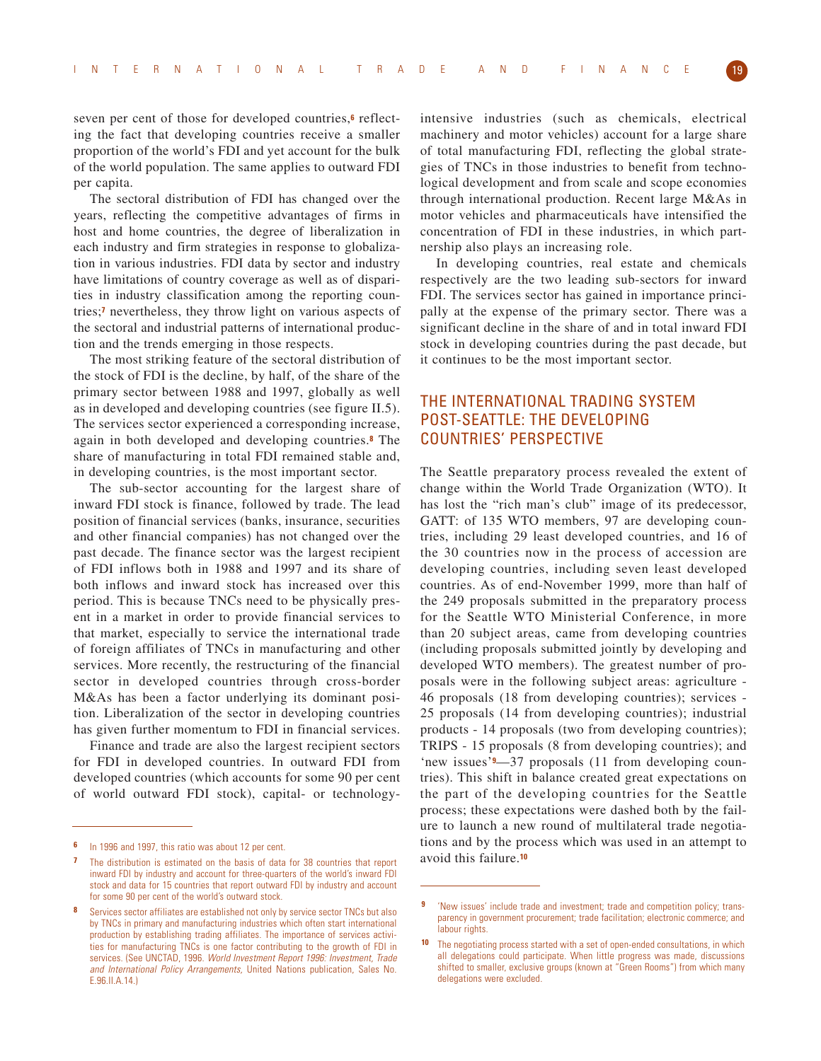seven per cent of those for developed countries,[6] reflecting the fact that developing countries receive a smaller proportion of the world's FDI and yet account for the bulk of the world population. The same applies to outward FDI per capita.

The sectoral distribution of FDI has changed over the years, reflecting the competitive advantages of firms in host and home countries, the degree of liberalization in each industry and firm strategies in response to globalization in various industries. FDI data by sector and industry have limitations of country coverage as well as of disparities in industry classification among the reporting countries;[7] nevertheless, they throw light on various aspects of the sectoral and industrial patterns of international production and the trends emerging in those respects.

The most striking feature of the sectoral distribution of the stock of FDI is the decline, by half, of the share of the primary sector between 1988 and 1997, globally as well as in developed and developing countries (see figure II.5). The services sector experienced a corresponding increase, again in both developed and developing countries.[8] The share of manufacturing in total FDI remained stable and, in developing countries, is the most important sector.

The sub-sector accounting for the largest share of inward FDI stock is finance, followed by trade. The lead position of financial services (banks, insurance, securities and other financial companies) has not changed over the past decade. The finance sector was the largest recipient of FDI inflows both in 1988 and 1997 and its share of both inflows and inward stock has increased over this period. This is because TNCs need to be physically present in a market in order to provide financial services to that market, especially to service the international trade of foreign affiliates of TNCs in manufacturing and other services. More recently, the restructuring of the financial sector in developed countries through cross-border M&As has been a factor underlying its dominant position. Liberalization of the sector in developing countries has given further momentum to FDI in financial services.

Finance and trade are also the largest recipient sectors for FDI in developed countries. In outward FDI from developed countries (which accounts for some 90 per cent of world outward FDI stock), capital- or technology-intensive industries (such as chemicals, electrical machinery and motor vehicles) account for a large share of total manufacturing FDI, reflecting the global strategies of TNCs in those industries to benefit from technological development and from scale and scope economies through international production. Recent large M&As in motor vehicles and pharmaceuticals have intensified the concentration of FDI in these industries, in which partnership also plays an increasing role.

In developing countries, real estate and chemicals respectively are the two leading sub-sectors for inward FDI. The services sector has gained in importance principally at the expense of the primary sector. There was a significant decline in the share of and in total inward FDI stock in developing countries during the past decade, but it continues to be the most important sector.

## THE INTERNATIONAL TRADING SYSTEM POST-SEATTLE: THE DEVELOPING COUNTRIES' PERSPECTIVE

The Seattle preparatory process revealed the extent of change within the World Trade Organization (WTO). It has lost the "rich man's club" image of its predecessor, GATT: of 135 WTO members, 97 are developing countries, including 29 least developed countries, and 16 of the 30 countries now in the process of accession are developing countries, including seven least developed countries. As of end-November 1999, more than half of the 249 proposals submitted in the preparatory process for the Seattle WTO Ministerial Conference, in more than 20 subject areas, came from developing countries (including proposals submitted jointly by developing and developed WTO members). The greatest number of proposals were in the following subject areas: agriculture - 46 proposals (18 from developing countries); services - 25 proposals (14 from developing countries); industrial products - 14 proposals (two from developing countries); TRIPS - 15 proposals (8 from developing countries); and 'new issues'[9]—37 proposals (11 from developing countries). This shift in balance created great expectations on the part of the developing countries for the Seattle process; these expectations were dashed both by the failure to launch a new round of multilateral trade negotiations and by the process which was used in an attempt to avoid this failure.[10]

---

[6] In 1996 and 1997, this ratio was about 12 per cent.

[7] The distribution is estimated on the basis of data for 38 countries that report inward FDI by industry and account for three-quarters of the world's inward FDI stock and data for 15 countries that report outward FDI by industry and account for some 90 per cent of the world's outward stock.

[8] Services sector affiliates are established not only by service sector TNCs but also by TNCs in primary and manufacturing industries which often start international production by establishing trading affiliates. The importance of services activities for manufacturing TNCs is one factor contributing to the growth of FDI in services. (See UNCTAD, 1996. *World Investment Report 1996: Investment, Trade and International Policy Arrangements,* United Nations publication, Sales No. E.96.II.A.14.)

[9] 'New issues' include trade and investment; trade and competition policy; transparency in government procurement; trade facilitation; electronic commerce; and labour rights.

[10] The negotiating process started with a set of open-ended consultations, in which all delegations could participate. When little progress was made, discussions shifted to smaller, exclusive groups (known at "Green Rooms") from which many delegations were excluded.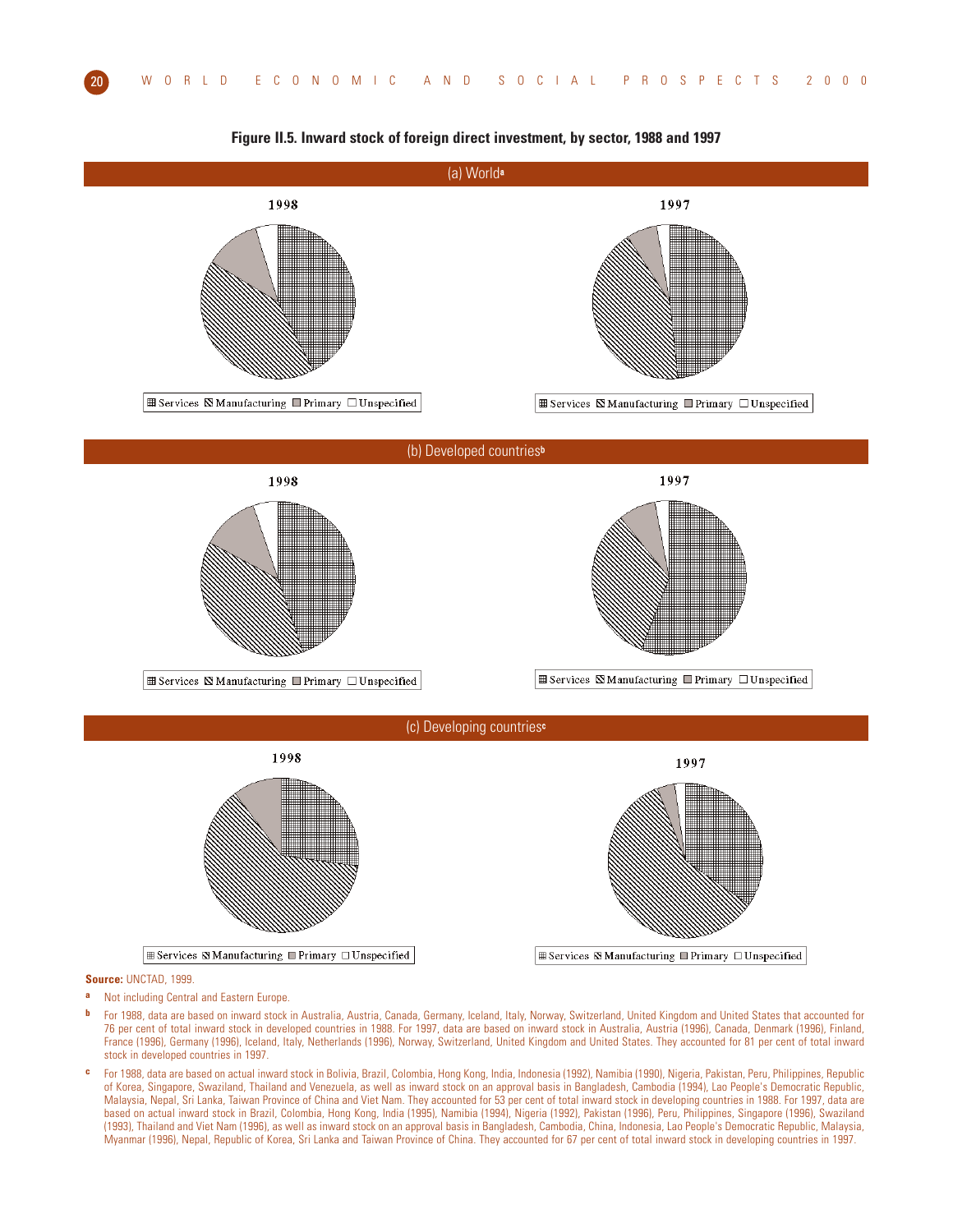**Figure II.5. Inward stock of foreign direct investment, by sector, 1988 and 1997**

(a) World[a]

1998

⊞ Services ⧅ Manufacturing ▨ Primary ☐ Unspecified

1997

⊞ Services ⧅ Manufacturing ▨ Primary ☐ Unspecified

(b) Developed countries[b]

1998

⊞ Services ⧅ Manufacturing ▨ Primary ☐ Unspecified

1997

⊞ Services ⧅ Manufacturing ▨ Primary ☐ Unspecified

(c) Developing countries[c]

1998

⊞ Services ⧅ Manufacturing ▨ Primary ☐ Unspecified

1997

⊞ Services ⧅ Manufacturing ▨ Primary ☐ Unspecified

**Source:** UNCTAD, 1999.

a Not including Central and Eastern Europe.

b For 1988, data are based on inward stock in Australia, Austria, Canada, Germany, Iceland, Italy, Norway, Switzerland, United Kingdom and United States that accounted for 76 per cent of total inward stock in developed countries in 1988. For 1997, data are based on inward stock in Australia, Austria (1996), Canada, Denmark (1996), Finland, France (1996), Germany (1996), Iceland, Italy, Netherlands (1996), Norway, Switzerland, United Kingdom and United States. They accounted for 81 per cent of total inward stock in developed countries in 1997.

c For 1988, data are based on actual inward stock in Bolivia, Brazil, Colombia, Hong Kong, India, Indonesia (1992), Namibia (1990), Nigeria, Pakistan, Peru, Philippines, Republic of Korea, Singapore, Swaziland, Thailand and Venezuela, as well as inward stock on an approval basis in Bangladesh, Cambodia (1994), Lao People's Democratic Republic, Malaysia, Nepal, Sri Lanka, Taiwan Province of China and Viet Nam. They accounted for 53 per cent of total inward stock in developing countries in 1988. For 1997, data are based on actual inward stock in Brazil, Colombia, Hong Kong, India (1995), Namibia (1994), Nigeria (1992), Pakistan (1996), Peru, Philippines, Singapore (1996), Swaziland (1993), Thailand and Viet Nam (1996), as well as inward stock on an approval basis in Bangladesh, Cambodia, China, Indonesia, Lao People's Democratic Republic, Malaysia, Myanmar (1996), Nepal, Republic of Korea, Sri Lanka and Taiwan Province of China. They accounted for 67 per cent of total inward stock in developing countries in 1997.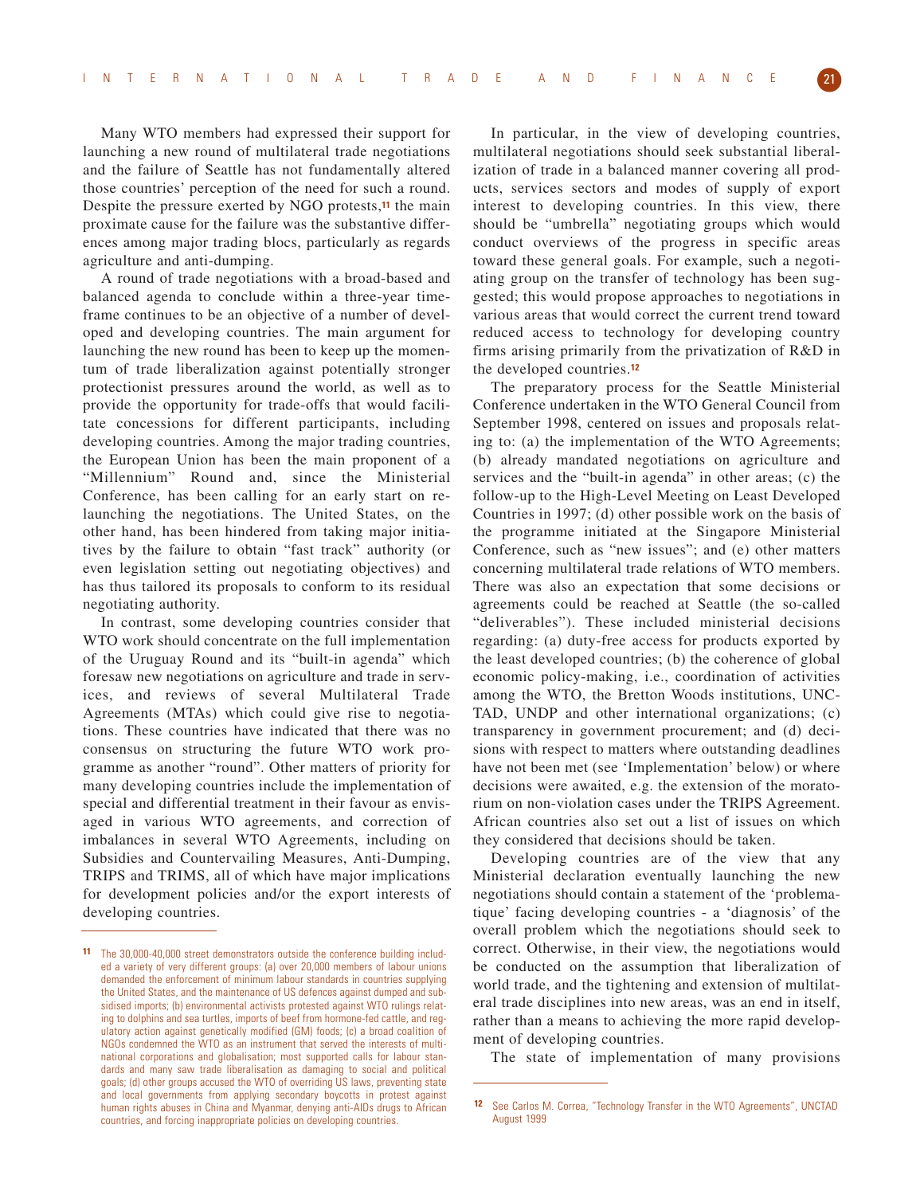Many WTO members had expressed their support for launching a new round of multilateral trade negotiations and the failure of Seattle has not fundamentally altered those countries' perception of the need for such a round. Despite the pressure exerted by NGO protests,[11] the main proximate cause for the failure was the substantive differences among major trading blocs, particularly as regards agriculture and anti-dumping.

A round of trade negotiations with a broad-based and balanced agenda to conclude within a three-year timeframe continues to be an objective of a number of developed and developing countries. The main argument for launching the new round has been to keep up the momentum of trade liberalization against potentially stronger protectionist pressures around the world, as well as to provide the opportunity for trade-offs that would facilitate concessions for different participants, including developing countries. Among the major trading countries, the European Union has been the main proponent of a "Millennium" Round and, since the Ministerial Conference, has been calling for an early start on relaunching the negotiations. The United States, on the other hand, has been hindered from taking major initiatives by the failure to obtain "fast track" authority (or even legislation setting out negotiating objectives) and has thus tailored its proposals to conform to its residual negotiating authority.

In contrast, some developing countries consider that WTO work should concentrate on the full implementation of the Uruguay Round and its "built-in agenda" which foresaw new negotiations on agriculture and trade in services, and reviews of several Multilateral Trade Agreements (MTAs) which could give rise to negotiations. These countries have indicated that there was no consensus on structuring the future WTO work programme as another "round". Other matters of priority for many developing countries include the implementation of special and differential treatment in their favour as envisaged in various WTO agreements, and correction of imbalances in several WTO Agreements, including on Subsidies and Countervailing Measures, Anti-Dumping, TRIPS and TRIMS, all of which have major implications for development policies and/or the export interests of developing countries.

In particular, in the view of developing countries, multilateral negotiations should seek substantial liberalization of trade in a balanced manner covering all products, services sectors and modes of supply of export interest to developing countries. In this view, there should be "umbrella" negotiating groups which would conduct overviews of the progress in specific areas toward these general goals. For example, such a negotiating group on the transfer of technology has been suggested; this would propose approaches to negotiations in various areas that would correct the current trend toward reduced access to technology for developing country firms arising primarily from the privatization of R&D in the developed countries.[12]

The preparatory process for the Seattle Ministerial Conference undertaken in the WTO General Council from September 1998, centered on issues and proposals relating to: (a) the implementation of the WTO Agreements; (b) already mandated negotiations on agriculture and services and the "built-in agenda" in other areas; (c) the follow-up to the High-Level Meeting on Least Developed Countries in 1997; (d) other possible work on the basis of the programme initiated at the Singapore Ministerial Conference, such as "new issues"; and (e) other matters concerning multilateral trade relations of WTO members. There was also an expectation that some decisions or agreements could be reached at Seattle (the so-called "deliverables"). These included ministerial decisions regarding: (a) duty-free access for products exported by the least developed countries; (b) the coherence of global economic policy-making, i.e., coordination of activities among the WTO, the Bretton Woods institutions, UNCTAD, UNDP and other international organizations; (c) transparency in government procurement; and (d) decisions with respect to matters where outstanding deadlines have not been met (see 'Implementation' below) or where decisions were awaited, e.g. the extension of the moratorium on non-violation cases under the TRIPS Agreement. African countries also set out a list of issues on which they considered that decisions should be taken.

Developing countries are of the view that any Ministerial declaration eventually launching the new negotiations should contain a statement of the 'problematique' facing developing countries - a 'diagnosis' of the overall problem which the negotiations should seek to correct. Otherwise, in their view, the negotiations would be conducted on the assumption that liberalization of world trade, and the tightening and extension of multilateral trade disciplines into new areas, was an end in itself, rather than a means to achieving the more rapid development of developing countries.

The state of implementation of many provisions

---

[11] The 30,000-40,000 street demonstrators outside the conference building included a variety of very different groups: (a) over 20,000 members of labour unions demanded the enforcement of minimum labour standards in countries supplying the United States, and the maintenance of US defences against dumped and subsidised imports; (b) environmental activists protested against WTO rulings relating to dolphins and sea turtles, imports of beef from hormone-fed cattle, and regulatory action against genetically modified (GM) foods; (c) a broad coalition of NGOs condemned the WTO as an instrument that served the interests of multinational corporations and globalisation; most supported calls for labour standards and many saw trade liberalisation as damaging to social and political goals; (d) other groups accused the WTO of overriding US laws, preventing state and local governments from applying secondary boycotts in protest against human rights abuses in China and Myanmar, denying anti-AIDs drugs to African countries, and forcing inappropriate policies on developing countries.

[12] See Carlos M. Correa, "Technology Transfer in the WTO Agreements", UNCTAD August 1999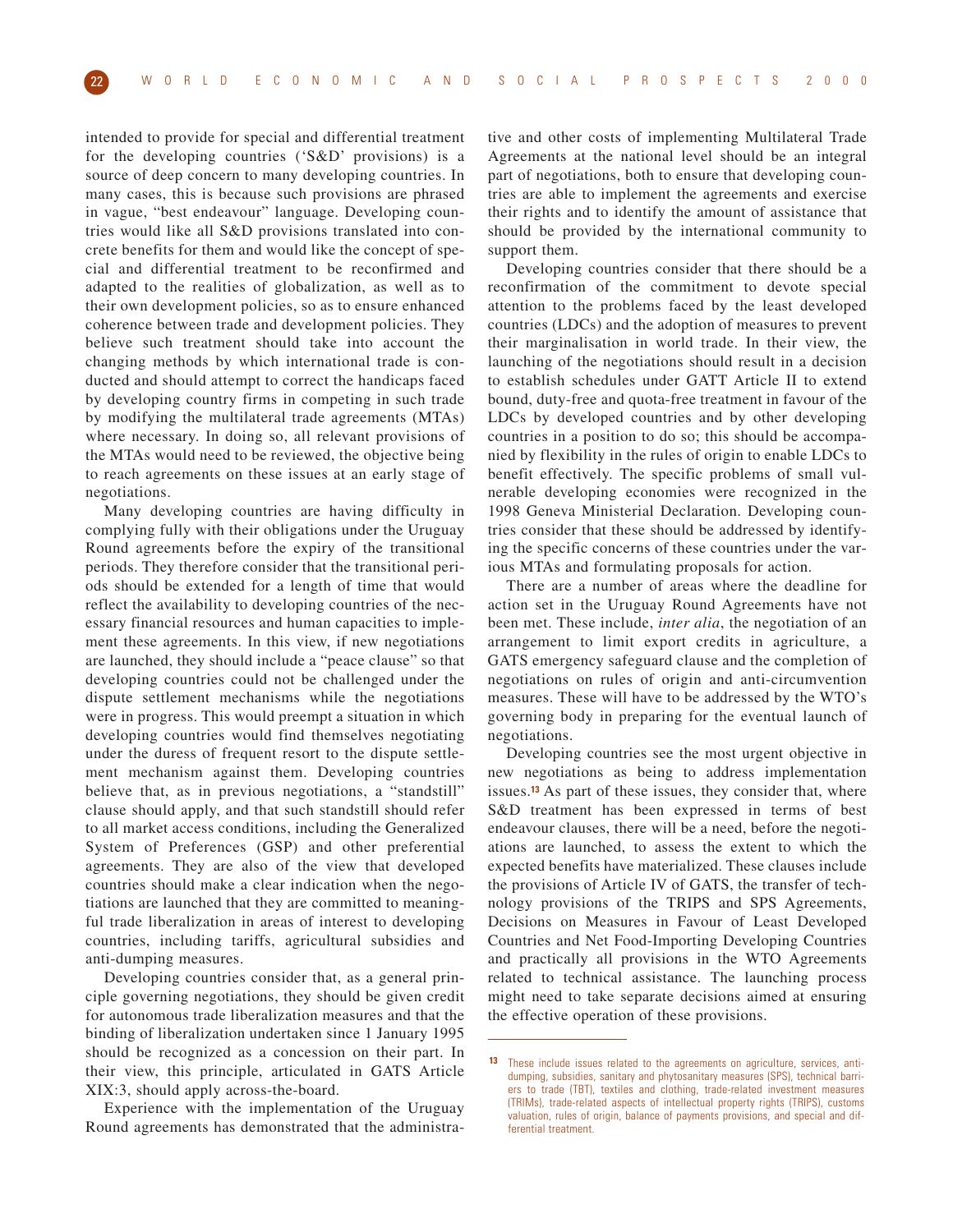intended to provide for special and differential treatment for the developing countries ('S&D' provisions) is a source of deep concern to many developing countries. In many cases, this is because such provisions are phrased in vague, "best endeavour" language. Developing countries would like all S&D provisions translated into concrete benefits for them and would like the concept of special and differential treatment to be reconfirmed and adapted to the realities of globalization, as well as to their own development policies, so as to ensure enhanced coherence between trade and development policies. They believe such treatment should take into account the changing methods by which international trade is conducted and should attempt to correct the handicaps faced by developing country firms in competing in such trade by modifying the multilateral trade agreements (MTAs) where necessary. In doing so, all relevant provisions of the MTAs would need to be reviewed, the objective being to reach agreements on these issues at an early stage of negotiations.

Many developing countries are having difficulty in complying fully with their obligations under the Uruguay Round agreements before the expiry of the transitional periods. They therefore consider that the transitional periods should be extended for a length of time that would reflect the availability to developing countries of the necessary financial resources and human capacities to implement these agreements. In this view, if new negotiations are launched, they should include a "peace clause" so that developing countries could not be challenged under the dispute settlement mechanisms while the negotiations were in progress. This would preempt a situation in which developing countries would find themselves negotiating under the duress of frequent resort to the dispute settlement mechanism against them. Developing countries believe that, as in previous negotiations, a "standstill" clause should apply, and that such standstill should refer to all market access conditions, including the Generalized System of Preferences (GSP) and other preferential agreements. They are also of the view that developed countries should make a clear indication when the negotiations are launched that they are committed to meaningful trade liberalization in areas of interest to developing countries, including tariffs, agricultural subsidies and anti-dumping measures.

Developing countries consider that, as a general principle governing negotiations, they should be given credit for autonomous trade liberalization measures and that the binding of liberalization undertaken since 1 January 1995 should be recognized as a concession on their part. In their view, this principle, articulated in GATS Article XIX:3, should apply across-the-board.

Experience with the implementation of the Uruguay Round agreements has demonstrated that the administrative and other costs of implementing Multilateral Trade Agreements at the national level should be an integral part of negotiations, both to ensure that developing countries are able to implement the agreements and exercise their rights and to identify the amount of assistance that should be provided by the international community to support them.

Developing countries consider that there should be a reconfirmation of the commitment to devote special attention to the problems faced by the least developed countries (LDCs) and the adoption of measures to prevent their marginalisation in world trade. In their view, the launching of the negotiations should result in a decision to establish schedules under GATT Article II to extend bound, duty-free and quota-free treatment in favour of the LDCs by developed countries and by other developing countries in a position to do so; this should be accompanied by flexibility in the rules of origin to enable LDCs to benefit effectively. The specific problems of small vulnerable developing economies were recognized in the 1998 Geneva Ministerial Declaration. Developing countries consider that these should be addressed by identifying the specific concerns of these countries under the various MTAs and formulating proposals for action.

There are a number of areas where the deadline for action set in the Uruguay Round Agreements have not been met. These include, *inter alia*, the negotiation of an arrangement to limit export credits in agriculture, a GATS emergency safeguard clause and the completion of negotiations on rules of origin and anti-circumvention measures. These will have to be addressed by the WTO's governing body in preparing for the eventual launch of negotiations.

Developing countries see the most urgent objective in new negotiations as being to address implementation issues.[13] As part of these issues, they consider that, where S&D treatment has been expressed in terms of best endeavour clauses, there will be a need, before the negotiations are launched, to assess the extent to which the expected benefits have materialized. These clauses include the provisions of Article IV of GATS, the transfer of technology provisions of the TRIPS and SPS Agreements, Decisions on Measures in Favour of Least Developed Countries and Net Food-Importing Developing Countries and practically all provisions in the WTO Agreements related to technical assistance. The launching process might need to take separate decisions aimed at ensuring the effective operation of these provisions.

---

[13] These include issues related to the agreements on agriculture, services, anti-dumping, subsidies, sanitary and phytosanitary measures (SPS), technical barriers to trade (TBT), textiles and clothing, trade-related investment measures (TRIMs), trade-related aspects of intellectual property rights (TRIPS), customs valuation, rules of origin, balance of payments provisions, and special and differential treatment.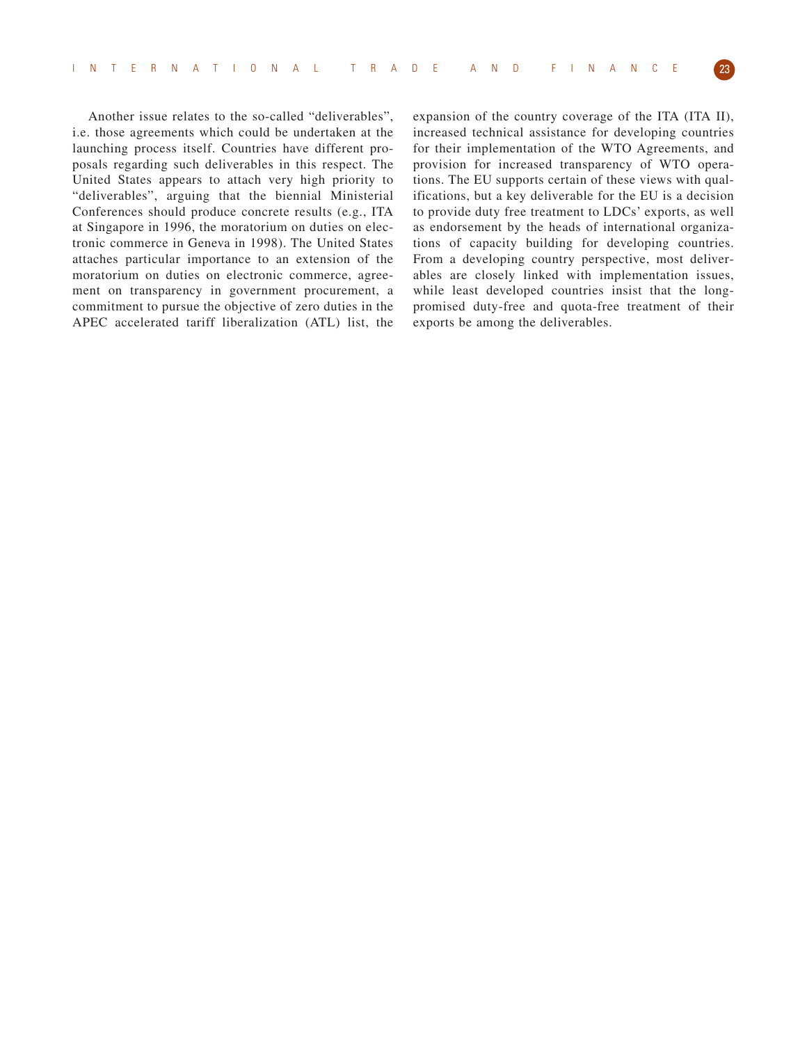Another issue relates to the so-called “deliverables”, i.e. those agreements which could be undertaken at the launching process itself. Countries have different proposals regarding such deliverables in this respect. The United States appears to attach very high priority to “deliverables”, arguing that the biennial Ministerial Conferences should produce concrete results (e.g., ITA at Singapore in 1996, the moratorium on duties on electronic commerce in Geneva in 1998). The United States attaches particular importance to an extension of the moratorium on duties on electronic commerce, agreement on transparency in government procurement, a commitment to pursue the objective of zero duties in the APEC accelerated tariff liberalization (ATL) list, the expansion of the country coverage of the ITA (ITA II), increased technical assistance for developing countries for their implementation of the WTO Agreements, and provision for increased transparency of WTO operations. The EU supports certain of these views with qualifications, but a key deliverable for the EU is a decision to provide duty free treatment to LDCs’ exports, as well as endorsement by the heads of international organizations of capacity building for developing countries. From a developing country perspective, most deliverables are closely linked with implementation issues, while least developed countries insist that the long-promised duty-free and quota-free treatment of their exports be among the deliverables.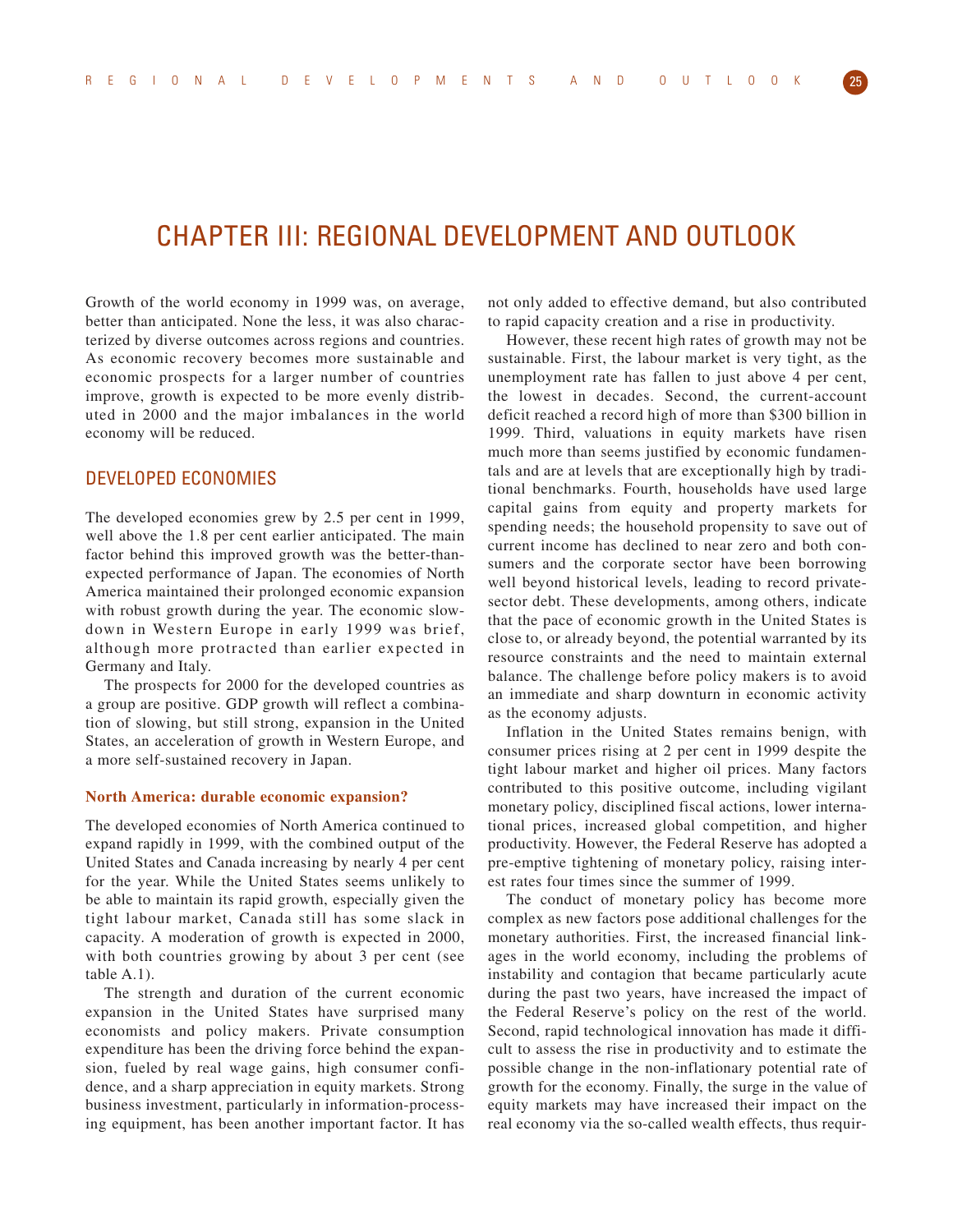# CHAPTER III: REGIONAL DEVELOPMENT AND OUTLOOK

Growth of the world economy in 1999 was, on average, better than anticipated. None the less, it was also characterized by diverse outcomes across regions and countries. As economic recovery becomes more sustainable and economic prospects for a larger number of countries improve, growth is expected to be more evenly distributed in 2000 and the major imbalances in the world economy will be reduced.

## DEVELOPED ECONOMIES

The developed economies grew by 2.5 per cent in 1999, well above the 1.8 per cent earlier anticipated. The main factor behind this improved growth was the better-than-expected performance of Japan. The economies of North America maintained their prolonged economic expansion with robust growth during the year. The economic slowdown in Western Europe in early 1999 was brief, although more protracted than earlier expected in Germany and Italy.

The prospects for 2000 for the developed countries as a group are positive. GDP growth will reflect a combination of slowing, but still strong, expansion in the United States, an acceleration of growth in Western Europe, and a more self-sustained recovery in Japan.

### North America: durable economic expansion?

The developed economies of North America continued to expand rapidly in 1999, with the combined output of the United States and Canada increasing by nearly 4 per cent for the year. While the United States seems unlikely to be able to maintain its rapid growth, especially given the tight labour market, Canada still has some slack in capacity. A moderation of growth is expected in 2000, with both countries growing by about 3 per cent (see table A.1).

The strength and duration of the current economic expansion in the United States have surprised many economists and policy makers. Private consumption expenditure has been the driving force behind the expansion, fueled by real wage gains, high consumer confidence, and a sharp appreciation in equity markets. Strong business investment, particularly in information-processing equipment, has been another important factor. It has not only added to effective demand, but also contributed to rapid capacity creation and a rise in productivity.

However, these recent high rates of growth may not be sustainable. First, the labour market is very tight, as the unemployment rate has fallen to just above 4 per cent, the lowest in decades. Second, the current-account deficit reached a record high of more than $300 billion in 1999. Third, valuations in equity markets have risen much more than seems justified by economic fundamentals and are at levels that are exceptionally high by traditional benchmarks. Fourth, households have used large capital gains from equity and property markets for spending needs; the household propensity to save out of current income has declined to near zero and both consumers and the corporate sector have been borrowing well beyond historical levels, leading to record private-sector debt. These developments, among others, indicate that the pace of economic growth in the United States is close to, or already beyond, the potential warranted by its resource constraints and the need to maintain external balance. The challenge before policy makers is to avoid an immediate and sharp downturn in economic activity as the economy adjusts.

Inflation in the United States remains benign, with consumer prices rising at 2 per cent in 1999 despite the tight labour market and higher oil prices. Many factors contributed to this positive outcome, including vigilant monetary policy, disciplined fiscal actions, lower international prices, increased global competition, and higher productivity. However, the Federal Reserve has adopted a pre-emptive tightening of monetary policy, raising interest rates four times since the summer of 1999.

The conduct of monetary policy has become more complex as new factors pose additional challenges for the monetary authorities. First, the increased financial linkages in the world economy, including the problems of instability and contagion that became particularly acute during the past two years, have increased the impact of the Federal Reserve's policy on the rest of the world. Second, rapid technological innovation has made it difficult to assess the rise in productivity and to estimate the possible change in the non-inflationary potential rate of growth for the economy. Finally, the surge in the value of equity markets may have increased their impact on the real economy via the so-called wealth effects, thus requir-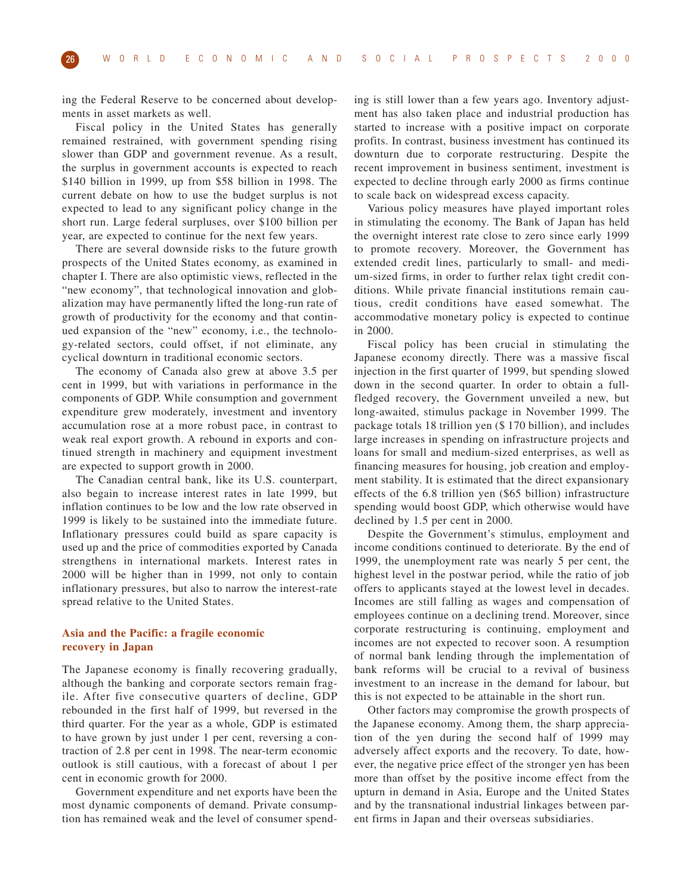ing the Federal Reserve to be concerned about developments in asset markets as well.

Fiscal policy in the United States has generally remained restrained, with government spending rising slower than GDP and government revenue. As a result, the surplus in government accounts is expected to reach $140 billion in 1999, up from $58 billion in 1998. The current debate on how to use the budget surplus is not expected to lead to any significant policy change in the short run. Large federal surpluses, over $100 billion per year, are expected to continue for the next few years.

There are several downside risks to the future growth prospects of the United States economy, as examined in chapter I. There are also optimistic views, reflected in the "new economy", that technological innovation and globalization may have permanently lifted the long-run rate of growth of productivity for the economy and that continued expansion of the "new" economy, i.e., the technology-related sectors, could offset, if not eliminate, any cyclical downturn in traditional economic sectors.

The economy of Canada also grew at above 3.5 per cent in 1999, but with variations in performance in the components of GDP. While consumption and government expenditure grew moderately, investment and inventory accumulation rose at a more robust pace, in contrast to weak real export growth. A rebound in exports and continued strength in machinery and equipment investment are expected to support growth in 2000.

The Canadian central bank, like its U.S. counterpart, also begain to increase interest rates in late 1999, but inflation continues to be low and the low rate observed in 1999 is likely to be sustained into the immediate future. Inflationary pressures could build as spare capacity is used up and the price of commodities exported by Canada strengthens in international markets. Interest rates in 2000 will be higher than in 1999, not only to contain inflationary pressures, but also to narrow the interest-rate spread relative to the United States.

### Asia and the Pacific: a fragile economic recovery in Japan

The Japanese economy is finally recovering gradually, although the banking and corporate sectors remain fragile. After five consecutive quarters of decline, GDP rebounded in the first half of 1999, but reversed in the third quarter. For the year as a whole, GDP is estimated to have grown by just under 1 per cent, reversing a contraction of 2.8 per cent in 1998. The near-term economic outlook is still cautious, with a forecast of about 1 per cent in economic growth for 2000.

Government expenditure and net exports have been the most dynamic components of demand. Private consumption has remained weak and the level of consumer spending is still lower than a few years ago. Inventory adjustment has also taken place and industrial production has started to increase with a positive impact on corporate profits. In contrast, business investment has continued its downturn due to corporate restructuring. Despite the recent improvement in business sentiment, investment is expected to decline through early 2000 as firms continue to scale back on widespread excess capacity.

Various policy measures have played important roles in stimulating the economy. The Bank of Japan has held the overnight interest rate close to zero since early 1999 to promote recovery. Moreover, the Government has extended credit lines, particularly to small- and medium-sized firms, in order to further relax tight credit conditions. While private financial institutions remain cautious, credit conditions have eased somewhat. The accommodative monetary policy is expected to continue in 2000.

Fiscal policy has been crucial in stimulating the Japanese economy directly. There was a massive fiscal injection in the first quarter of 1999, but spending slowed down in the second quarter. In order to obtain a full-fledged recovery, the Government unveiled a new, but long-awaited, stimulus package in November 1999. The package totals 18 trillion yen ($ 170 billion), and includes large increases in spending on infrastructure projects and loans for small and medium-sized enterprises, as well as financing measures for housing, job creation and employment stability. It is estimated that the direct expansionary effects of the 6.8 trillion yen ($65 billion) infrastructure spending would boost GDP, which otherwise would have declined by 1.5 per cent in 2000.

Despite the Government's stimulus, employment and income conditions continued to deteriorate. By the end of 1999, the unemployment rate was nearly 5 per cent, the highest level in the postwar period, while the ratio of job offers to applicants stayed at the lowest level in decades. Incomes are still falling as wages and compensation of employees continue on a declining trend. Moreover, since corporate restructuring is continuing, employment and incomes are not expected to recover soon. A resumption of normal bank lending through the implementation of bank reforms will be crucial to a revival of business investment to an increase in the demand for labour, but this is not expected to be attainable in the short run.

Other factors may compromise the growth prospects of the Japanese economy. Among them, the sharp appreciation of the yen during the second half of 1999 may adversely affect exports and the recovery. To date, however, the negative price effect of the stronger yen has been more than offset by the positive income effect from the upturn in demand in Asia, Europe and the United States and by the transnational industrial linkages between parent firms in Japan and their overseas subsidiaries.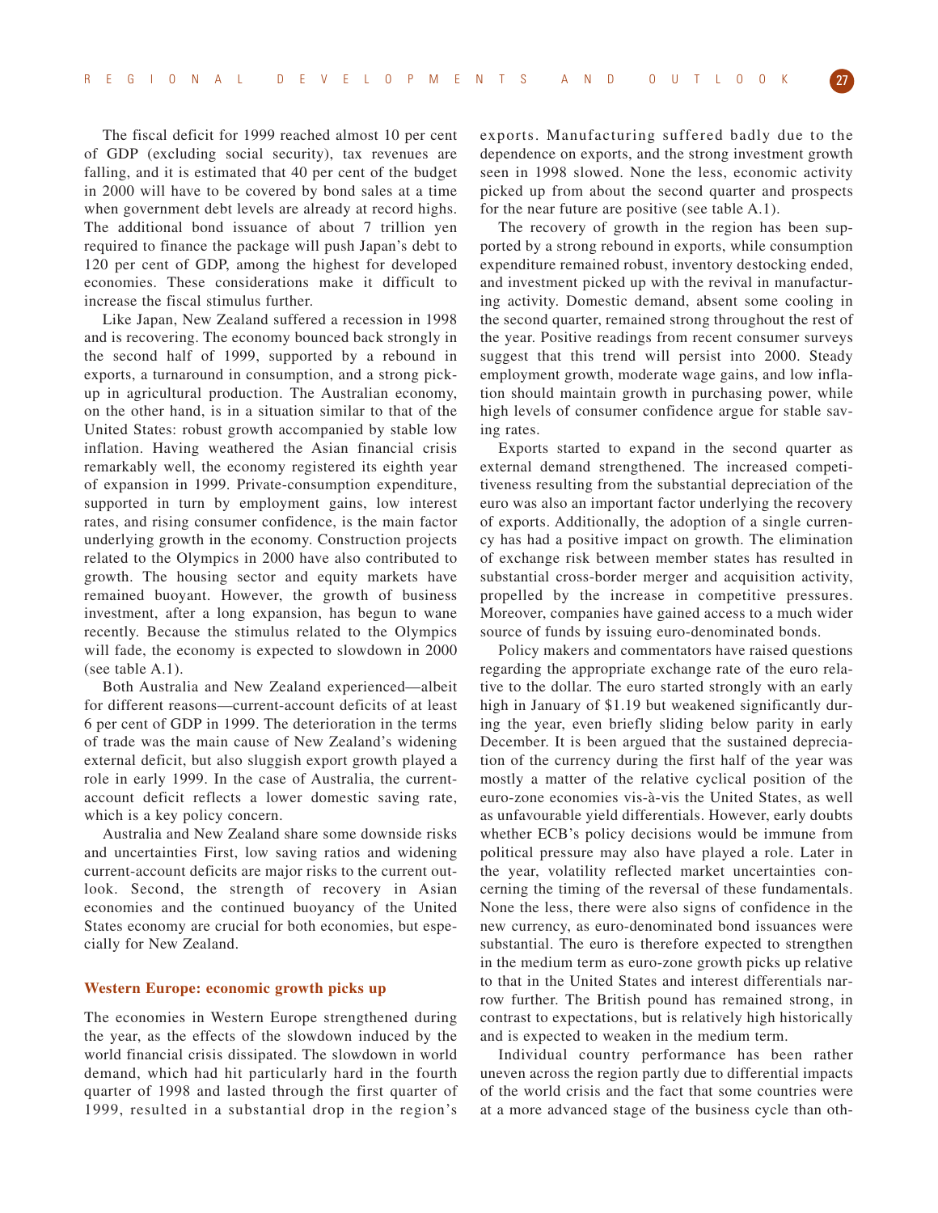The fiscal deficit for 1999 reached almost 10 per cent of GDP (excluding social security), tax revenues are falling, and it is estimated that 40 per cent of the budget in 2000 will have to be covered by bond sales at a time when government debt levels are already at record highs. The additional bond issuance of about 7 trillion yen required to finance the package will push Japan's debt to 120 per cent of GDP, among the highest for developed economies. These considerations make it difficult to increase the fiscal stimulus further.

Like Japan, New Zealand suffered a recession in 1998 and is recovering. The economy bounced back strongly in the second half of 1999, supported by a rebound in exports, a turnaround in consumption, and a strong pick-up in agricultural production. The Australian economy, on the other hand, is in a situation similar to that of the United States: robust growth accompanied by stable low inflation. Having weathered the Asian financial crisis remarkably well, the economy registered its eighth year of expansion in 1999. Private-consumption expenditure, supported in turn by employment gains, low interest rates, and rising consumer confidence, is the main factor underlying growth in the economy. Construction projects related to the Olympics in 2000 have also contributed to growth. The housing sector and equity markets have remained buoyant. However, the growth of business investment, after a long expansion, has begun to wane recently. Because the stimulus related to the Olympics will fade, the economy is expected to slowdown in 2000 (see table A.1).

Both Australia and New Zealand experienced—albeit for different reasons—current-account deficits of at least 6 per cent of GDP in 1999. The deterioration in the terms of trade was the main cause of New Zealand's widening external deficit, but also sluggish export growth played a role in early 1999. In the case of Australia, the current-account deficit reflects a lower domestic saving rate, which is a key policy concern.

Australia and New Zealand share some downside risks and uncertainties First, low saving ratios and widening current-account deficits are major risks to the current outlook. Second, the strength of recovery in Asian economies and the continued buoyancy of the United States economy are crucial for both economies, but especially for New Zealand.

### Western Europe: economic growth picks up

The economies in Western Europe strengthened during the year, as the effects of the slowdown induced by the world financial crisis dissipated. The slowdown in world demand, which had hit particularly hard in the fourth quarter of 1998 and lasted through the first quarter of 1999, resulted in a substantial drop in the region's exports. Manufacturing suffered badly due to the dependence on exports, and the strong investment growth seen in 1998 slowed. None the less, economic activity picked up from about the second quarter and prospects for the near future are positive (see table A.1).

The recovery of growth in the region has been supported by a strong rebound in exports, while consumption expenditure remained robust, inventory destocking ended, and investment picked up with the revival in manufacturing activity. Domestic demand, absent some cooling in the second quarter, remained strong throughout the rest of the year. Positive readings from recent consumer surveys suggest that this trend will persist into 2000. Steady employment growth, moderate wage gains, and low inflation should maintain growth in purchasing power, while high levels of consumer confidence argue for stable saving rates.

Exports started to expand in the second quarter as external demand strengthened. The increased competitiveness resulting from the substantial depreciation of the euro was also an important factor underlying the recovery of exports. Additionally, the adoption of a single currency has had a positive impact on growth. The elimination of exchange risk between member states has resulted in substantial cross-border merger and acquisition activity, propelled by the increase in competitive pressures. Moreover, companies have gained access to a much wider source of funds by issuing euro-denominated bonds.

Policy makers and commentators have raised questions regarding the appropriate exchange rate of the euro relative to the dollar. The euro started strongly with an early high in January of \$1.19 but weakened significantly during the year, even briefly sliding below parity in early December. It is been argued that the sustained depreciation of the currency during the first half of the year was mostly a matter of the relative cyclical position of the euro-zone economies vis-à-vis the United States, as well as unfavourable yield differentials. However, early doubts whether ECB's policy decisions would be immune from political pressure may also have played a role. Later in the year, volatility reflected market uncertainties concerning the timing of the reversal of these fundamentals. None the less, there were also signs of confidence in the new currency, as euro-denominated bond issuances were substantial. The euro is therefore expected to strengthen in the medium term as euro-zone growth picks up relative to that in the United States and interest differentials narrow further. The British pound has remained strong, in contrast to expectations, but is relatively high historically and is expected to weaken in the medium term.

Individual country performance has been rather uneven across the region partly due to differential impacts of the world crisis and the fact that some countries were at a more advanced stage of the business cycle than oth-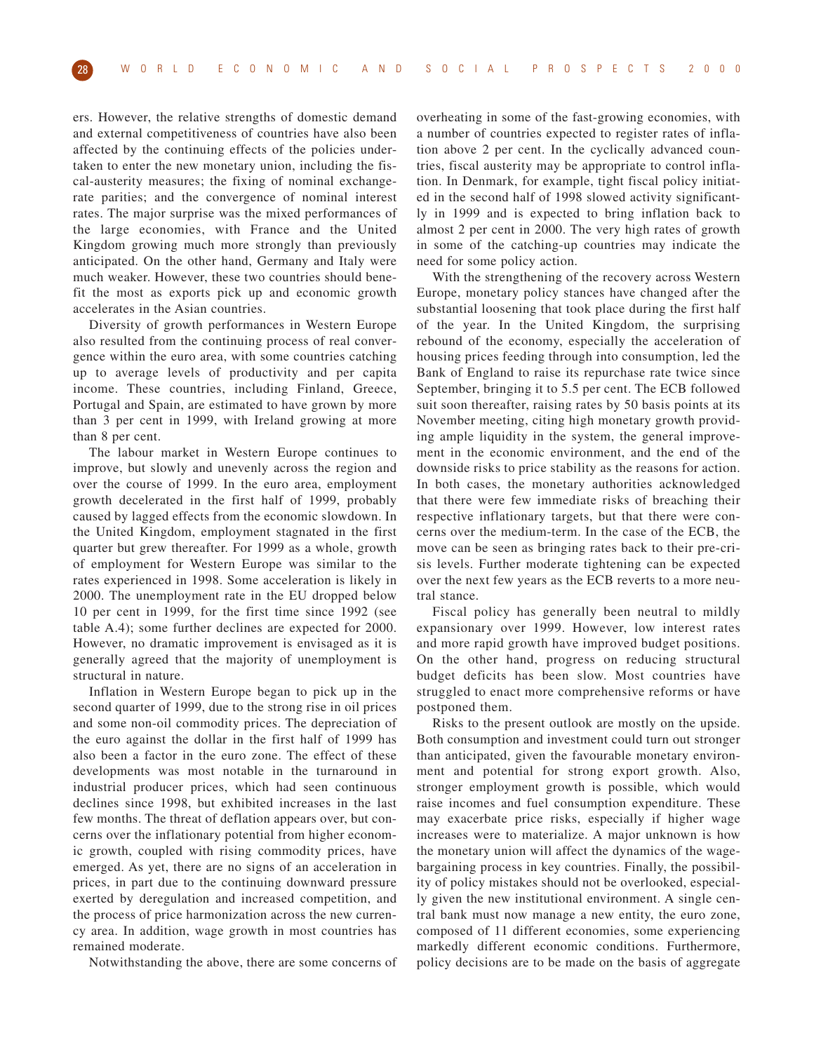ers. However, the relative strengths of domestic demand and external competitiveness of countries have also been affected by the continuing effects of the policies undertaken to enter the new monetary union, including the fiscal-austerity measures; the fixing of nominal exchange-rate parities; and the convergence of nominal interest rates. The major surprise was the mixed performances of the large economies, with France and the United Kingdom growing much more strongly than previously anticipated. On the other hand, Germany and Italy were much weaker. However, these two countries should benefit the most as exports pick up and economic growth accelerates in the Asian countries.

Diversity of growth performances in Western Europe also resulted from the continuing process of real convergence within the euro area, with some countries catching up to average levels of productivity and per capita income. These countries, including Finland, Greece, Portugal and Spain, are estimated to have grown by more than 3 per cent in 1999, with Ireland growing at more than 8 per cent.

The labour market in Western Europe continues to improve, but slowly and unevenly across the region and over the course of 1999. In the euro area, employment growth decelerated in the first half of 1999, probably caused by lagged effects from the economic slowdown. In the United Kingdom, employment stagnated in the first quarter but grew thereafter. For 1999 as a whole, growth of employment for Western Europe was similar to the rates experienced in 1998. Some acceleration is likely in 2000. The unemployment rate in the EU dropped below 10 per cent in 1999, for the first time since 1992 (see table A.4); some further declines are expected for 2000. However, no dramatic improvement is envisaged as it is generally agreed that the majority of unemployment is structural in nature.

Inflation in Western Europe began to pick up in the second quarter of 1999, due to the strong rise in oil prices and some non-oil commodity prices. The depreciation of the euro against the dollar in the first half of 1999 has also been a factor in the euro zone. The effect of these developments was most notable in the turnaround in industrial producer prices, which had seen continuous declines since 1998, but exhibited increases in the last few months. The threat of deflation appears over, but concerns over the inflationary potential from higher economic growth, coupled with rising commodity prices, have emerged. As yet, there are no signs of an acceleration in prices, in part due to the continuing downward pressure exerted by deregulation and increased competition, and the process of price harmonization across the new currency area. In addition, wage growth in most countries has remained moderate.

Notwithstanding the above, there are some concerns of overheating in some of the fast-growing economies, with a number of countries expected to register rates of inflation above 2 per cent. In the cyclically advanced countries, fiscal austerity may be appropriate to control inflation. In Denmark, for example, tight fiscal policy initiated in the second half of 1998 slowed activity significantly in 1999 and is expected to bring inflation back to almost 2 per cent in 2000. The very high rates of growth in some of the catching-up countries may indicate the need for some policy action.

With the strengthening of the recovery across Western Europe, monetary policy stances have changed after the substantial loosening that took place during the first half of the year. In the United Kingdom, the surprising rebound of the economy, especially the acceleration of housing prices feeding through into consumption, led the Bank of England to raise its repurchase rate twice since September, bringing it to 5.5 per cent. The ECB followed suit soon thereafter, raising rates by 50 basis points at its November meeting, citing high monetary growth providing ample liquidity in the system, the general improvement in the economic environment, and the end of the downside risks to price stability as the reasons for action. In both cases, the monetary authorities acknowledged that there were few immediate risks of breaching their respective inflationary targets, but that there were concerns over the medium-term. In the case of the ECB, the move can be seen as bringing rates back to their pre-crisis levels. Further moderate tightening can be expected over the next few years as the ECB reverts to a more neutral stance.

Fiscal policy has generally been neutral to mildly expansionary over 1999. However, low interest rates and more rapid growth have improved budget positions. On the other hand, progress on reducing structural budget deficits has been slow. Most countries have struggled to enact more comprehensive reforms or have postponed them.

Risks to the present outlook are mostly on the upside. Both consumption and investment could turn out stronger than anticipated, given the favourable monetary environment and potential for strong export growth. Also, stronger employment growth is possible, which would raise incomes and fuel consumption expenditure. These may exacerbate price risks, especially if higher wage increases were to materialize. A major unknown is how the monetary union will affect the dynamics of the wage-bargaining process in key countries. Finally, the possibility of policy mistakes should not be overlooked, especially given the new institutional environment. A single central bank must now manage a new entity, the euro zone, composed of 11 different economies, some experiencing markedly different economic conditions. Furthermore, policy decisions are to be made on the basis of aggregate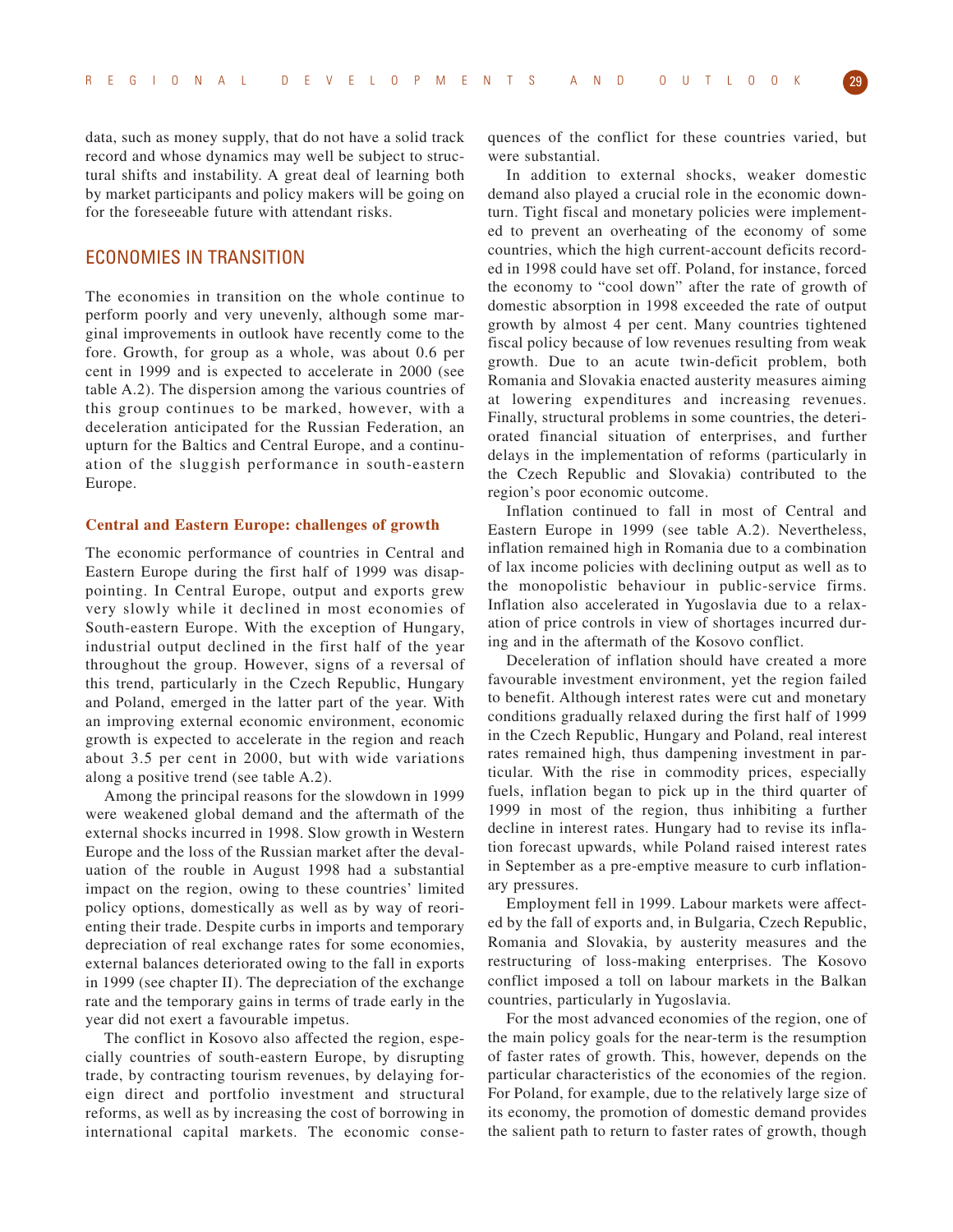data, such as money supply, that do not have a solid track record and whose dynamics may well be subject to structural shifts and instability. A great deal of learning both by market participants and policy makers will be going on for the foreseeable future with attendant risks.

## ECONOMIES IN TRANSITION

The economies in transition on the whole continue to perform poorly and very unevenly, although some marginal improvements in outlook have recently come to the fore. Growth, for group as a whole, was about 0.6 per cent in 1999 and is expected to accelerate in 2000 (see table A.2). The dispersion among the various countries of this group continues to be marked, however, with a deceleration anticipated for the Russian Federation, an upturn for the Baltics and Central Europe, and a continuation of the sluggish performance in south-eastern Europe.

### Central and Eastern Europe: challenges of growth

The economic performance of countries in Central and Eastern Europe during the first half of 1999 was disappointing. In Central Europe, output and exports grew very slowly while it declined in most economies of South-eastern Europe. With the exception of Hungary, industrial output declined in the first half of the year throughout the group. However, signs of a reversal of this trend, particularly in the Czech Republic, Hungary and Poland, emerged in the latter part of the year. With an improving external economic environment, economic growth is expected to accelerate in the region and reach about 3.5 per cent in 2000, but with wide variations along a positive trend (see table A.2).

Among the principal reasons for the slowdown in 1999 were weakened global demand and the aftermath of the external shocks incurred in 1998. Slow growth in Western Europe and the loss of the Russian market after the devaluation of the rouble in August 1998 had a substantial impact on the region, owing to these countries' limited policy options, domestically as well as by way of reorienting their trade. Despite curbs in imports and temporary depreciation of real exchange rates for some economies, external balances deteriorated owing to the fall in exports in 1999 (see chapter II). The depreciation of the exchange rate and the temporary gains in terms of trade early in the year did not exert a favourable impetus.

The conflict in Kosovo also affected the region, especially countries of south-eastern Europe, by disrupting trade, by contracting tourism revenues, by delaying foreign direct and portfolio investment and structural reforms, as well as by increasing the cost of borrowing in international capital markets. The economic consequences of the conflict for these countries varied, but were substantial.

In addition to external shocks, weaker domestic demand also played a crucial role in the economic downturn. Tight fiscal and monetary policies were implemented to prevent an overheating of the economy of some countries, which the high current-account deficits recorded in 1998 could have set off. Poland, for instance, forced the economy to "cool down" after the rate of growth of domestic absorption in 1998 exceeded the rate of output growth by almost 4 per cent. Many countries tightened fiscal policy because of low revenues resulting from weak growth. Due to an acute twin-deficit problem, both Romania and Slovakia enacted austerity measures aiming at lowering expenditures and increasing revenues. Finally, structural problems in some countries, the deteriorated financial situation of enterprises, and further delays in the implementation of reforms (particularly in the Czech Republic and Slovakia) contributed to the region's poor economic outcome.

Inflation continued to fall in most of Central and Eastern Europe in 1999 (see table A.2). Nevertheless, inflation remained high in Romania due to a combination of lax income policies with declining output as well as to the monopolistic behaviour in public-service firms. Inflation also accelerated in Yugoslavia due to a relaxation of price controls in view of shortages incurred during and in the aftermath of the Kosovo conflict.

Deceleration of inflation should have created a more favourable investment environment, yet the region failed to benefit. Although interest rates were cut and monetary conditions gradually relaxed during the first half of 1999 in the Czech Republic, Hungary and Poland, real interest rates remained high, thus dampening investment in particular. With the rise in commodity prices, especially fuels, inflation began to pick up in the third quarter of 1999 in most of the region, thus inhibiting a further decline in interest rates. Hungary had to revise its inflation forecast upwards, while Poland raised interest rates in September as a pre-emptive measure to curb inflationary pressures.

Employment fell in 1999. Labour markets were affected by the fall of exports and, in Bulgaria, Czech Republic, Romania and Slovakia, by austerity measures and the restructuring of loss-making enterprises. The Kosovo conflict imposed a toll on labour markets in the Balkan countries, particularly in Yugoslavia.

For the most advanced economies of the region, one of the main policy goals for the near-term is the resumption of faster rates of growth. This, however, depends on the particular characteristics of the economies of the region. For Poland, for example, due to the relatively large size of its economy, the promotion of domestic demand provides the salient path to return to faster rates of growth, though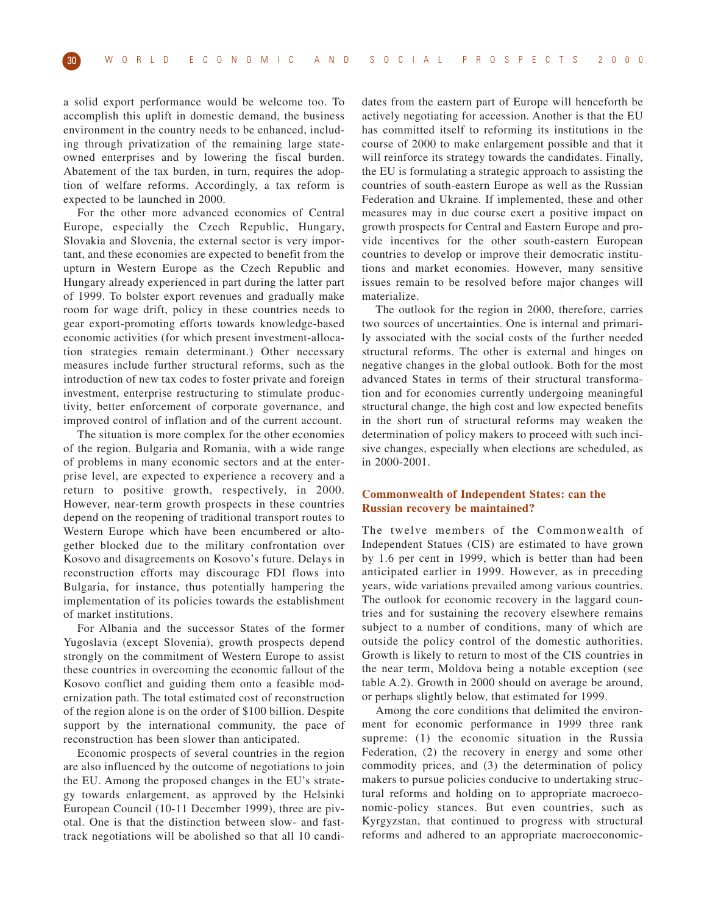a solid export performance would be welcome too. To accomplish this uplift in domestic demand, the business environment in the country needs to be enhanced, including through privatization of the remaining large state-owned enterprises and by lowering the fiscal burden. Abatement of the tax burden, in turn, requires the adoption of welfare reforms. Accordingly, a tax reform is expected to be launched in 2000.

For the other more advanced economies of Central Europe, especially the Czech Republic, Hungary, Slovakia and Slovenia, the external sector is very important, and these economies are expected to benefit from the upturn in Western Europe as the Czech Republic and Hungary already experienced in part during the latter part of 1999. To bolster export revenues and gradually make room for wage drift, policy in these countries needs to gear export-promoting efforts towards knowledge-based economic activities (for which present investment-allocation strategies remain determinant.) Other necessary measures include further structural reforms, such as the introduction of new tax codes to foster private and foreign investment, enterprise restructuring to stimulate productivity, better enforcement of corporate governance, and improved control of inflation and of the current account.

The situation is more complex for the other economies of the region. Bulgaria and Romania, with a wide range of problems in many economic sectors and at the enterprise level, are expected to experience a recovery and a return to positive growth, respectively, in 2000. However, near-term growth prospects in these countries depend on the reopening of traditional transport routes to Western Europe which have been encumbered or altogether blocked due to the military confrontation over Kosovo and disagreements on Kosovo's future. Delays in reconstruction efforts may discourage FDI flows into Bulgaria, for instance, thus potentially hampering the implementation of its policies towards the establishment of market institutions.

For Albania and the successor States of the former Yugoslavia (except Slovenia), growth prospects depend strongly on the commitment of Western Europe to assist these countries in overcoming the economic fallout of the Kosovo conflict and guiding them onto a feasible modernization path. The total estimated cost of reconstruction of the region alone is on the order of $100 billion. Despite support by the international community, the pace of reconstruction has been slower than anticipated.

Economic prospects of several countries in the region are also influenced by the outcome of negotiations to join the EU. Among the proposed changes in the EU's strategy towards enlargement, as approved by the Helsinki European Council (10-11 December 1999), three are pivotal. One is that the distinction between slow- and fast-track negotiations will be abolished so that all 10 candidates from the eastern part of Europe will henceforth be actively negotiating for accession. Another is that the EU has committed itself to reforming its institutions in the course of 2000 to make enlargement possible and that it will reinforce its strategy towards the candidates. Finally, the EU is formulating a strategic approach to assisting the countries of south-eastern Europe as well as the Russian Federation and Ukraine. If implemented, these and other measures may in due course exert a positive impact on growth prospects for Central and Eastern Europe and provide incentives for the other south-eastern European countries to develop or improve their democratic institutions and market economies. However, many sensitive issues remain to be resolved before major changes will materialize.

The outlook for the region in 2000, therefore, carries two sources of uncertainties. One is internal and primarily associated with the social costs of the further needed structural reforms. The other is external and hinges on negative changes in the global outlook. Both for the most advanced States in terms of their structural transformation and for economies currently undergoing meaningful structural change, the high cost and low expected benefits in the short run of structural reforms may weaken the determination of policy makers to proceed with such incisive changes, especially when elections are scheduled, as in 2000-2001.

### Commonwealth of Independent States: can the Russian recovery be maintained?

The twelve members of the Commonwealth of Independent Statues (CIS) are estimated to have grown by 1.6 per cent in 1999, which is better than had been anticipated earlier in 1999. However, as in preceding years, wide variations prevailed among various countries. The outlook for economic recovery in the laggard countries and for sustaining the recovery elsewhere remains subject to a number of conditions, many of which are outside the policy control of the domestic authorities. Growth is likely to return to most of the CIS countries in the near term, Moldova being a notable exception (see table A.2). Growth in 2000 should on average be around, or perhaps slightly below, that estimated for 1999.

Among the core conditions that delimited the environment for economic performance in 1999 three rank supreme: (1) the economic situation in the Russia Federation, (2) the recovery in energy and some other commodity prices, and (3) the determination of policy makers to pursue policies conducive to undertaking structural reforms and holding on to appropriate macroeconomic-policy stances. But even countries, such as Kyrgyzstan, that continued to progress with structural reforms and adhered to an appropriate macroeconomic-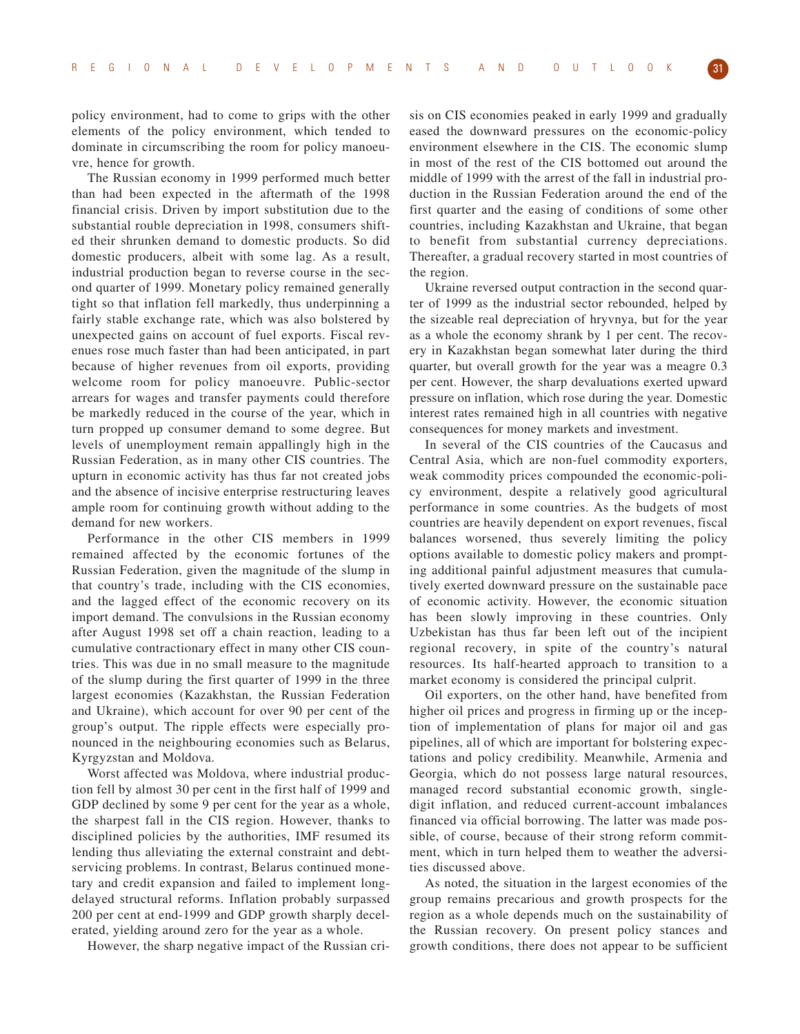policy environment, had to come to grips with the other elements of the policy environment, which tended to dominate in circumscribing the room for policy manoeuvre, hence for growth.

The Russian economy in 1999 performed much better than had been expected in the aftermath of the 1998 financial crisis. Driven by import substitution due to the substantial rouble depreciation in 1998, consumers shifted their shrunken demand to domestic products. So did domestic producers, albeit with some lag. As a result, industrial production began to reverse course in the second quarter of 1999. Monetary policy remained generally tight so that inflation fell markedly, thus underpinning a fairly stable exchange rate, which was also bolstered by unexpected gains on account of fuel exports. Fiscal revenues rose much faster than had been anticipated, in part because of higher revenues from oil exports, providing welcome room for policy manoeuvre. Public-sector arrears for wages and transfer payments could therefore be markedly reduced in the course of the year, which in turn propped up consumer demand to some degree. But levels of unemployment remain appallingly high in the Russian Federation, as in many other CIS countries. The upturn in economic activity has thus far not created jobs and the absence of incisive enterprise restructuring leaves ample room for continuing growth without adding to the demand for new workers.

Performance in the other CIS members in 1999 remained affected by the economic fortunes of the Russian Federation, given the magnitude of the slump in that country's trade, including with the CIS economies, and the lagged effect of the economic recovery on its import demand. The convulsions in the Russian economy after August 1998 set off a chain reaction, leading to a cumulative contractionary effect in many other CIS countries. This was due in no small measure to the magnitude of the slump during the first quarter of 1999 in the three largest economies (Kazakhstan, the Russian Federation and Ukraine), which account for over 90 per cent of the group's output. The ripple effects were especially pronounced in the neighbouring economies such as Belarus, Kyrgyzstan and Moldova.

Worst affected was Moldova, where industrial production fell by almost 30 per cent in the first half of 1999 and GDP declined by some 9 per cent for the year as a whole, the sharpest fall in the CIS region. However, thanks to disciplined policies by the authorities, IMF resumed its lending thus alleviating the external constraint and debt-servicing problems. In contrast, Belarus continued monetary and credit expansion and failed to implement long-delayed structural reforms. Inflation probably surpassed 200 per cent at end-1999 and GDP growth sharply decelerated, yielding around zero for the year as a whole.

However, the sharp negative impact of the Russian crisis on CIS economies peaked in early 1999 and gradually eased the downward pressures on the economic-policy environment elsewhere in the CIS. The economic slump in most of the rest of the CIS bottomed out around the middle of 1999 with the arrest of the fall in industrial production in the Russian Federation around the end of the first quarter and the easing of conditions of some other countries, including Kazakhstan and Ukraine, that began to benefit from substantial currency depreciations. Thereafter, a gradual recovery started in most countries of the region.

Ukraine reversed output contraction in the second quarter of 1999 as the industrial sector rebounded, helped by the sizeable real depreciation of hryvnya, but for the year as a whole the economy shrank by 1 per cent. The recovery in Kazakhstan began somewhat later during the third quarter, but overall growth for the year was a meagre 0.3 per cent. However, the sharp devaluations exerted upward pressure on inflation, which rose during the year. Domestic interest rates remained high in all countries with negative consequences for money markets and investment.

In several of the CIS countries of the Caucasus and Central Asia, which are non-fuel commodity exporters, weak commodity prices compounded the economic-policy environment, despite a relatively good agricultural performance in some countries. As the budgets of most countries are heavily dependent on export revenues, fiscal balances worsened, thus severely limiting the policy options available to domestic policy makers and prompting additional painful adjustment measures that cumulatively exerted downward pressure on the sustainable pace of economic activity. However, the economic situation has been slowly improving in these countries. Only Uzbekistan has thus far been left out of the incipient regional recovery, in spite of the country's natural resources. Its half-hearted approach to transition to a market economy is considered the principal culprit.

Oil exporters, on the other hand, have benefited from higher oil prices and progress in firming up or the inception of implementation of plans for major oil and gas pipelines, all of which are important for bolstering expectations and policy credibility. Meanwhile, Armenia and Georgia, which do not possess large natural resources, managed record substantial economic growth, single-digit inflation, and reduced current-account imbalances financed via official borrowing. The latter was made possible, of course, because of their strong reform commitment, which in turn helped them to weather the adversities discussed above.

As noted, the situation in the largest economies of the group remains precarious and growth prospects for the region as a whole depends much on the sustainability of the Russian recovery. On present policy stances and growth conditions, there does not appear to be sufficient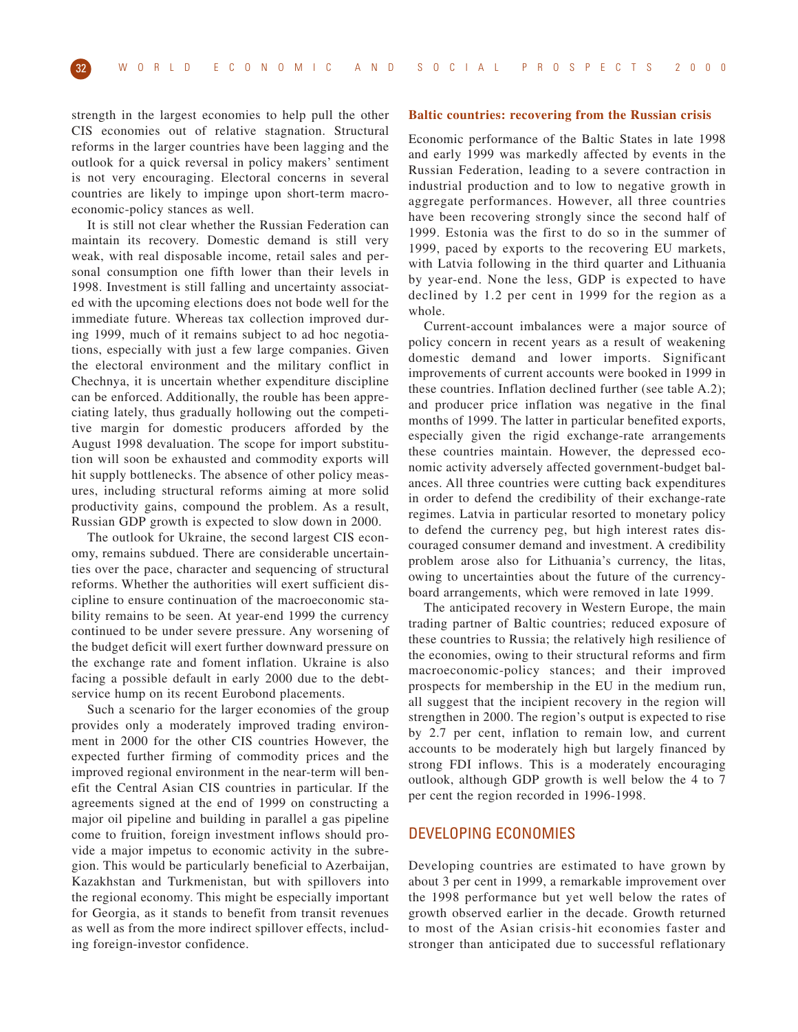strength in the largest economies to help pull the other CIS economies out of relative stagnation. Structural reforms in the larger countries have been lagging and the outlook for a quick reversal in policy makers' sentiment is not very encouraging. Electoral concerns in several countries are likely to impinge upon short-term macroeconomic-policy stances as well.

It is still not clear whether the Russian Federation can maintain its recovery. Domestic demand is still very weak, with real disposable income, retail sales and personal consumption one fifth lower than their levels in 1998. Investment is still falling and uncertainty associated with the upcoming elections does not bode well for the immediate future. Whereas tax collection improved during 1999, much of it remains subject to ad hoc negotiations, especially with just a few large companies. Given the electoral environment and the military conflict in Chechnya, it is uncertain whether expenditure discipline can be enforced. Additionally, the rouble has been appreciating lately, thus gradually hollowing out the competitive margin for domestic producers afforded by the August 1998 devaluation. The scope for import substitution will soon be exhausted and commodity exports will hit supply bottlenecks. The absence of other policy measures, including structural reforms aiming at more solid productivity gains, compound the problem. As a result, Russian GDP growth is expected to slow down in 2000.

The outlook for Ukraine, the second largest CIS economy, remains subdued. There are considerable uncertainties over the pace, character and sequencing of structural reforms. Whether the authorities will exert sufficient discipline to ensure continuation of the macroeconomic stability remains to be seen. At year-end 1999 the currency continued to be under severe pressure. Any worsening of the budget deficit will exert further downward pressure on the exchange rate and foment inflation. Ukraine is also facing a possible default in early 2000 due to the debt-service hump on its recent Eurobond placements.

Such a scenario for the larger economies of the group provides only a moderately improved trading environment in 2000 for the other CIS countries However, the expected further firming of commodity prices and the improved regional environment in the near-term will benefit the Central Asian CIS countries in particular. If the agreements signed at the end of 1999 on constructing a major oil pipeline and building in parallel a gas pipeline come to fruition, foreign investment inflows should provide a major impetus to economic activity in the subregion. This would be particularly beneficial to Azerbaijan, Kazakhstan and Turkmenistan, but with spillovers into the regional economy. This might be especially important for Georgia, as it stands to benefit from transit revenues as well as from the more indirect spillover effects, including foreign-investor confidence.

### Baltic countries: recovering from the Russian crisis

Economic performance of the Baltic States in late 1998 and early 1999 was markedly affected by events in the Russian Federation, leading to a severe contraction in industrial production and to low to negative growth in aggregate performances. However, all three countries have been recovering strongly since the second half of 1999. Estonia was the first to do so in the summer of 1999, paced by exports to the recovering EU markets, with Latvia following in the third quarter and Lithuania by year-end. None the less, GDP is expected to have declined by 1.2 per cent in 1999 for the region as a whole.

Current-account imbalances were a major source of policy concern in recent years as a result of weakening domestic demand and lower imports. Significant improvements of current accounts were booked in 1999 in these countries. Inflation declined further (see table A.2); and producer price inflation was negative in the final months of 1999. The latter in particular benefited exports, especially given the rigid exchange-rate arrangements these countries maintain. However, the depressed economic activity adversely affected government-budget balances. All three countries were cutting back expenditures in order to defend the credibility of their exchange-rate regimes. Latvia in particular resorted to monetary policy to defend the currency peg, but high interest rates discouraged consumer demand and investment. A credibility problem arose also for Lithuania's currency, the litas, owing to uncertainties about the future of the currency-board arrangements, which were removed in late 1999.

The anticipated recovery in Western Europe, the main trading partner of Baltic countries; reduced exposure of these countries to Russia; the relatively high resilience of the economies, owing to their structural reforms and firm macroeconomic-policy stances; and their improved prospects for membership in the EU in the medium run, all suggest that the incipient recovery in the region will strengthen in 2000. The region's output is expected to rise by 2.7 per cent, inflation to remain low, and current accounts to be moderately high but largely financed by strong FDI inflows. This is a moderately encouraging outlook, although GDP growth is well below the 4 to 7 per cent the region recorded in 1996-1998.

## DEVELOPING ECONOMIES

Developing countries are estimated to have grown by about 3 per cent in 1999, a remarkable improvement over the 1998 performance but yet well below the rates of growth observed earlier in the decade. Growth returned to most of the Asian crisis-hit economies faster and stronger than anticipated due to successful reflationary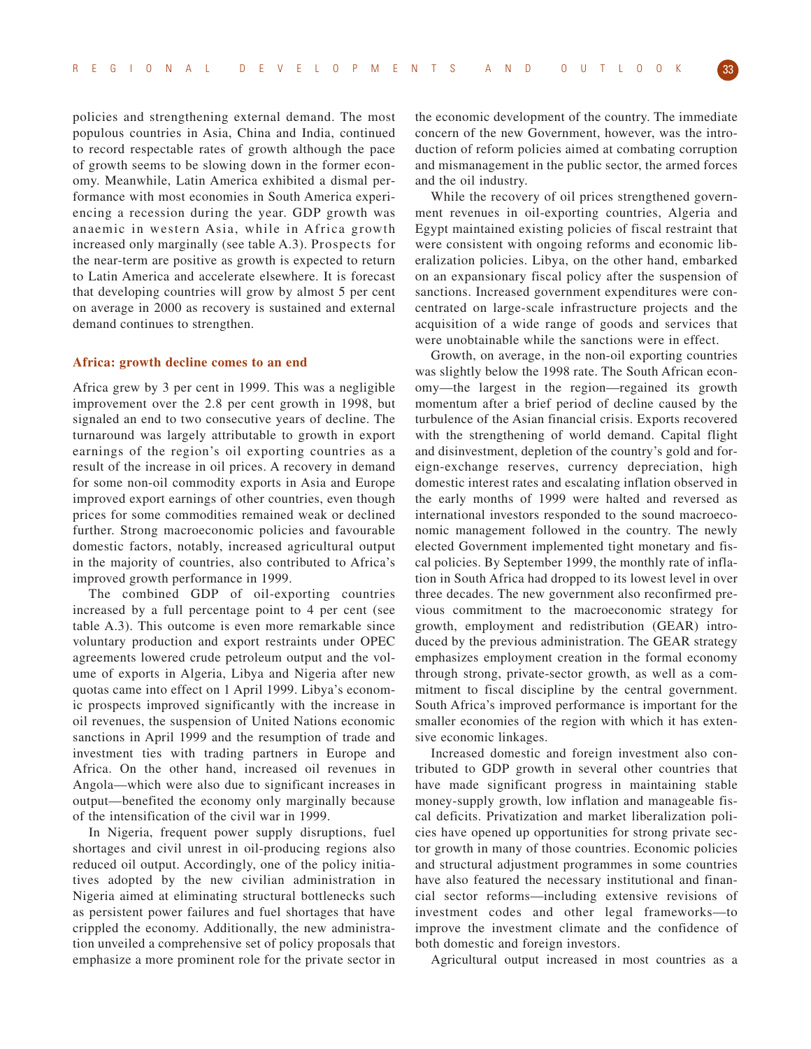policies and strengthening external demand. The most populous countries in Asia, China and India, continued to record respectable rates of growth although the pace of growth seems to be slowing down in the former economy. Meanwhile, Latin America exhibited a dismal performance with most economies in South America experiencing a recession during the year. GDP growth was anaemic in western Asia, while in Africa growth increased only marginally (see table A.3). Prospects for the near-term are positive as growth is expected to return to Latin America and accelerate elsewhere. It is forecast that developing countries will grow by almost 5 per cent on average in 2000 as recovery is sustained and external demand continues to strengthen.

### Africa: growth decline comes to an end

Africa grew by 3 per cent in 1999. This was a negligible improvement over the 2.8 per cent growth in 1998, but signaled an end to two consecutive years of decline. The turnaround was largely attributable to growth in export earnings of the region's oil exporting countries as a result of the increase in oil prices. A recovery in demand for some non-oil commodity exports in Asia and Europe improved export earnings of other countries, even though prices for some commodities remained weak or declined further. Strong macroeconomic policies and favourable domestic factors, notably, increased agricultural output in the majority of countries, also contributed to Africa's improved growth performance in 1999.

The combined GDP of oil-exporting countries increased by a full percentage point to 4 per cent (see table A.3). This outcome is even more remarkable since voluntary production and export restraints under OPEC agreements lowered crude petroleum output and the volume of exports in Algeria, Libya and Nigeria after new quotas came into effect on 1 April 1999. Libya's economic prospects improved significantly with the increase in oil revenues, the suspension of United Nations economic sanctions in April 1999 and the resumption of trade and investment ties with trading partners in Europe and Africa. On the other hand, increased oil revenues in Angola—which were also due to significant increases in output—benefited the economy only marginally because of the intensification of the civil war in 1999.

In Nigeria, frequent power supply disruptions, fuel shortages and civil unrest in oil-producing regions also reduced oil output. Accordingly, one of the policy initiatives adopted by the new civilian administration in Nigeria aimed at eliminating structural bottlenecks such as persistent power failures and fuel shortages that have crippled the economy. Additionally, the new administration unveiled a comprehensive set of policy proposals that emphasize a more prominent role for the private sector in the economic development of the country. The immediate concern of the new Government, however, was the introduction of reform policies aimed at combating corruption and mismanagement in the public sector, the armed forces and the oil industry.

While the recovery of oil prices strengthened government revenues in oil-exporting countries, Algeria and Egypt maintained existing policies of fiscal restraint that were consistent with ongoing reforms and economic liberalization policies. Libya, on the other hand, embarked on an expansionary fiscal policy after the suspension of sanctions. Increased government expenditures were concentrated on large-scale infrastructure projects and the acquisition of a wide range of goods and services that were unobtainable while the sanctions were in effect.

Growth, on average, in the non-oil exporting countries was slightly below the 1998 rate. The South African economy—the largest in the region—regained its growth momentum after a brief period of decline caused by the turbulence of the Asian financial crisis. Exports recovered with the strengthening of world demand. Capital flight and disinvestment, depletion of the country's gold and foreign-exchange reserves, currency depreciation, high domestic interest rates and escalating inflation observed in the early months of 1999 were halted and reversed as international investors responded to the sound macroeconomic management followed in the country. The newly elected Government implemented tight monetary and fiscal policies. By September 1999, the monthly rate of inflation in South Africa had dropped to its lowest level in over three decades. The new government also reconfirmed previous commitment to the macroeconomic strategy for growth, employment and redistribution (GEAR) introduced by the previous administration. The GEAR strategy emphasizes employment creation in the formal economy through strong, private-sector growth, as well as a commitment to fiscal discipline by the central government. South Africa's improved performance is important for the smaller economies of the region with which it has extensive economic linkages.

Increased domestic and foreign investment also contributed to GDP growth in several other countries that have made significant progress in maintaining stable money-supply growth, low inflation and manageable fiscal deficits. Privatization and market liberalization policies have opened up opportunities for strong private sector growth in many of those countries. Economic policies and structural adjustment programmes in some countries have also featured the necessary institutional and financial sector reforms—including extensive revisions of investment codes and other legal frameworks—to improve the investment climate and the confidence of both domestic and foreign investors.

Agricultural output increased in most countries as a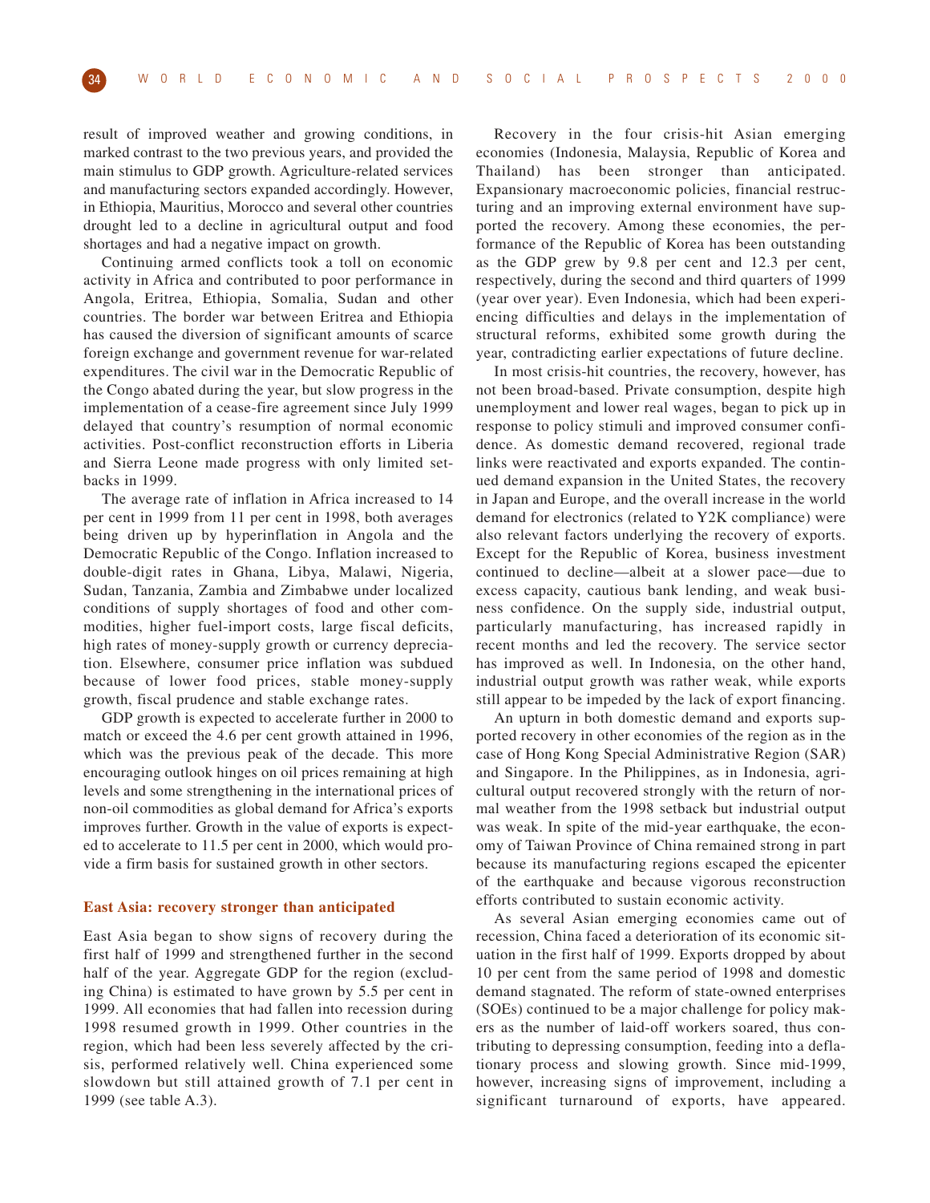result of improved weather and growing conditions, in marked contrast to the two previous years, and provided the main stimulus to GDP growth. Agriculture-related services and manufacturing sectors expanded accordingly. However, in Ethiopia, Mauritius, Morocco and several other countries drought led to a decline in agricultural output and food shortages and had a negative impact on growth.

Continuing armed conflicts took a toll on economic activity in Africa and contributed to poor performance in Angola, Eritrea, Ethiopia, Somalia, Sudan and other countries. The border war between Eritrea and Ethiopia has caused the diversion of significant amounts of scarce foreign exchange and government revenue for war-related expenditures. The civil war in the Democratic Republic of the Congo abated during the year, but slow progress in the implementation of a cease-fire agreement since July 1999 delayed that country's resumption of normal economic activities. Post-conflict reconstruction efforts in Liberia and Sierra Leone made progress with only limited setbacks in 1999.

The average rate of inflation in Africa increased to 14 per cent in 1999 from 11 per cent in 1998, both averages being driven up by hyperinflation in Angola and the Democratic Republic of the Congo. Inflation increased to double-digit rates in Ghana, Libya, Malawi, Nigeria, Sudan, Tanzania, Zambia and Zimbabwe under localized conditions of supply shortages of food and other commodities, higher fuel-import costs, large fiscal deficits, high rates of money-supply growth or currency depreciation. Elsewhere, consumer price inflation was subdued because of lower food prices, stable money-supply growth, fiscal prudence and stable exchange rates.

GDP growth is expected to accelerate further in 2000 to match or exceed the 4.6 per cent growth attained in 1996, which was the previous peak of the decade. This more encouraging outlook hinges on oil prices remaining at high levels and some strengthening in the international prices of non-oil commodities as global demand for Africa's exports improves further. Growth in the value of exports is expected to accelerate to 11.5 per cent in 2000, which would provide a firm basis for sustained growth in other sectors.

### East Asia: recovery stronger than anticipated

East Asia began to show signs of recovery during the first half of 1999 and strengthened further in the second half of the year. Aggregate GDP for the region (excluding China) is estimated to have grown by 5.5 per cent in 1999. All economies that had fallen into recession during 1998 resumed growth in 1999. Other countries in the region, which had been less severely affected by the crisis, performed relatively well. China experienced some slowdown but still attained growth of 7.1 per cent in 1999 (see table A.3).

Recovery in the four crisis-hit Asian emerging economies (Indonesia, Malaysia, Republic of Korea and Thailand) has been stronger than anticipated. Expansionary macroeconomic policies, financial restructuring and an improving external environment have supported the recovery. Among these economies, the performance of the Republic of Korea has been outstanding as the GDP grew by 9.8 per cent and 12.3 per cent, respectively, during the second and third quarters of 1999 (year over year). Even Indonesia, which had been experiencing difficulties and delays in the implementation of structural reforms, exhibited some growth during the year, contradicting earlier expectations of future decline.

In most crisis-hit countries, the recovery, however, has not been broad-based. Private consumption, despite high unemployment and lower real wages, began to pick up in response to policy stimuli and improved consumer confidence. As domestic demand recovered, regional trade links were reactivated and exports expanded. The continued demand expansion in the United States, the recovery in Japan and Europe, and the overall increase in the world demand for electronics (related to Y2K compliance) were also relevant factors underlying the recovery of exports. Except for the Republic of Korea, business investment continued to decline—albeit at a slower pace—due to excess capacity, cautious bank lending, and weak business confidence. On the supply side, industrial output, particularly manufacturing, has increased rapidly in recent months and led the recovery. The service sector has improved as well. In Indonesia, on the other hand, industrial output growth was rather weak, while exports still appear to be impeded by the lack of export financing.

An upturn in both domestic demand and exports supported recovery in other economies of the region as in the case of Hong Kong Special Administrative Region (SAR) and Singapore. In the Philippines, as in Indonesia, agricultural output recovered strongly with the return of normal weather from the 1998 setback but industrial output was weak. In spite of the mid-year earthquake, the economy of Taiwan Province of China remained strong in part because its manufacturing regions escaped the epicenter of the earthquake and because vigorous reconstruction efforts contributed to sustain economic activity.

As several Asian emerging economies came out of recession, China faced a deterioration of its economic situation in the first half of 1999. Exports dropped by about 10 per cent from the same period of 1998 and domestic demand stagnated. The reform of state-owned enterprises (SOEs) continued to be a major challenge for policy makers as the number of laid-off workers soared, thus contributing to depressing consumption, feeding into a deflationary process and slowing growth. Since mid-1999, however, increasing signs of improvement, including a significant turnaround of exports, have appeared.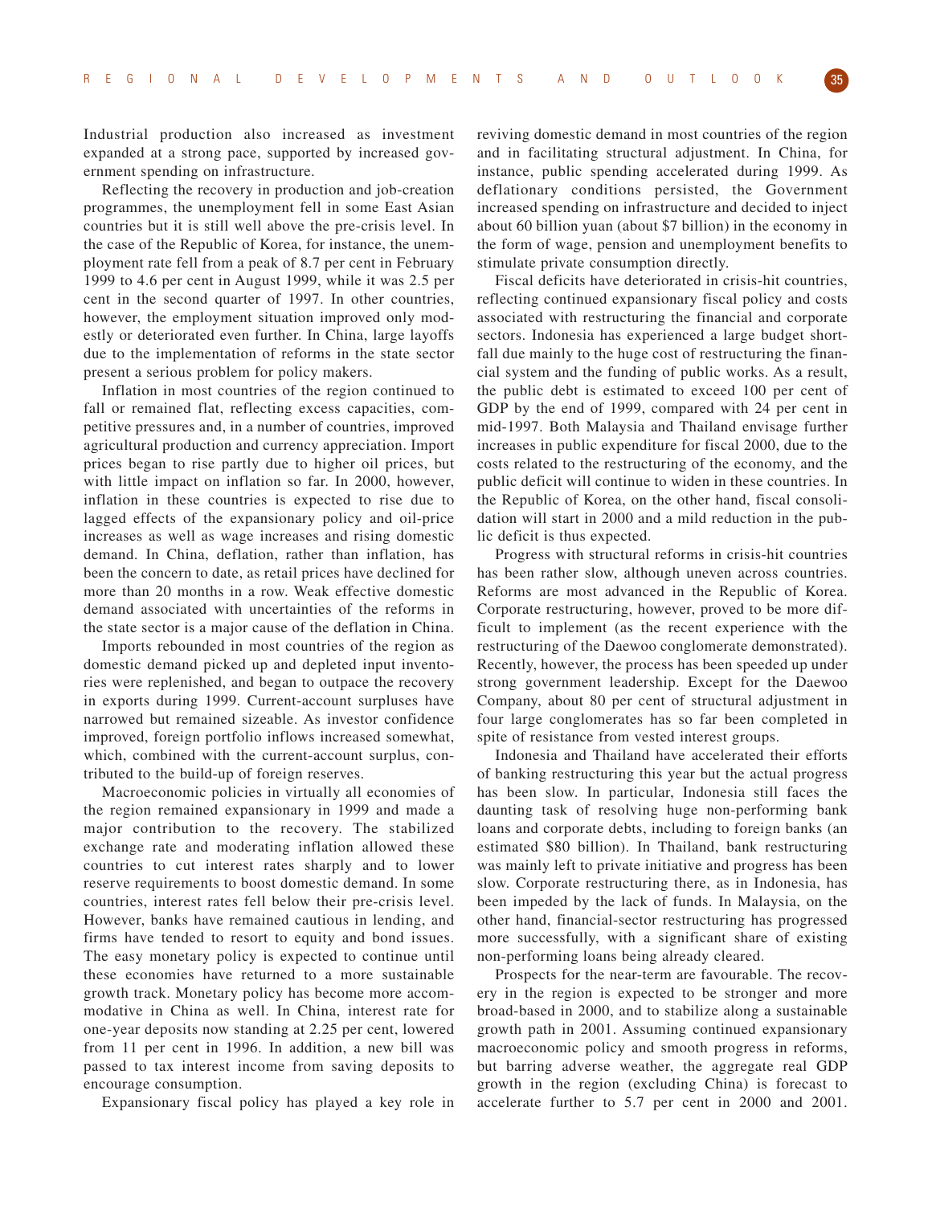Industrial production also increased as investment expanded at a strong pace, supported by increased government spending on infrastructure.

Reflecting the recovery in production and job-creation programmes, the unemployment fell in some East Asian countries but it is still well above the pre-crisis level. In the case of the Republic of Korea, for instance, the unemployment rate fell from a peak of 8.7 per cent in February 1999 to 4.6 per cent in August 1999, while it was 2.5 per cent in the second quarter of 1997. In other countries, however, the employment situation improved only modestly or deteriorated even further. In China, large layoffs due to the implementation of reforms in the state sector present a serious problem for policy makers.

Inflation in most countries of the region continued to fall or remained flat, reflecting excess capacities, competitive pressures and, in a number of countries, improved agricultural production and currency appreciation. Import prices began to rise partly due to higher oil prices, but with little impact on inflation so far. In 2000, however, inflation in these countries is expected to rise due to lagged effects of the expansionary policy and oil-price increases as well as wage increases and rising domestic demand. In China, deflation, rather than inflation, has been the concern to date, as retail prices have declined for more than 20 months in a row. Weak effective domestic demand associated with uncertainties of the reforms in the state sector is a major cause of the deflation in China.

Imports rebounded in most countries of the region as domestic demand picked up and depleted input inventories were replenished, and began to outpace the recovery in exports during 1999. Current-account surpluses have narrowed but remained sizeable. As investor confidence improved, foreign portfolio inflows increased somewhat, which, combined with the current-account surplus, contributed to the build-up of foreign reserves.

Macroeconomic policies in virtually all economies of the region remained expansionary in 1999 and made a major contribution to the recovery. The stabilized exchange rate and moderating inflation allowed these countries to cut interest rates sharply and to lower reserve requirements to boost domestic demand. In some countries, interest rates fell below their pre-crisis level. However, banks have remained cautious in lending, and firms have tended to resort to equity and bond issues. The easy monetary policy is expected to continue until these economies have returned to a more sustainable growth track. Monetary policy has become more accommodative in China as well. In China, interest rate for one-year deposits now standing at 2.25 per cent, lowered from 11 per cent in 1996. In addition, a new bill was passed to tax interest income from saving deposits to encourage consumption.

Expansionary fiscal policy has played a key role in reviving domestic demand in most countries of the region and in facilitating structural adjustment. In China, for instance, public spending accelerated during 1999. As deflationary conditions persisted, the Government increased spending on infrastructure and decided to inject about 60 billion yuan (about $7 billion) in the economy in the form of wage, pension and unemployment benefits to stimulate private consumption directly.

Fiscal deficits have deteriorated in crisis-hit countries, reflecting continued expansionary fiscal policy and costs associated with restructuring the financial and corporate sectors. Indonesia has experienced a large budget shortfall due mainly to the huge cost of restructuring the financial system and the funding of public works. As a result, the public debt is estimated to exceed 100 per cent of GDP by the end of 1999, compared with 24 per cent in mid-1997. Both Malaysia and Thailand envisage further increases in public expenditure for fiscal 2000, due to the costs related to the restructuring of the economy, and the public deficit will continue to widen in these countries. In the Republic of Korea, on the other hand, fiscal consolidation will start in 2000 and a mild reduction in the public deficit is thus expected.

Progress with structural reforms in crisis-hit countries has been rather slow, although uneven across countries. Reforms are most advanced in the Republic of Korea. Corporate restructuring, however, proved to be more difficult to implement (as the recent experience with the restructuring of the Daewoo conglomerate demonstrated). Recently, however, the process has been speeded up under strong government leadership. Except for the Daewoo Company, about 80 per cent of structural adjustment in four large conglomerates has so far been completed in spite of resistance from vested interest groups.

Indonesia and Thailand have accelerated their efforts of banking restructuring this year but the actual progress has been slow. In particular, Indonesia still faces the daunting task of resolving huge non-performing bank loans and corporate debts, including to foreign banks (an estimated $80 billion). In Thailand, bank restructuring was mainly left to private initiative and progress has been slow. Corporate restructuring there, as in Indonesia, has been impeded by the lack of funds. In Malaysia, on the other hand, financial-sector restructuring has progressed more successfully, with a significant share of existing non-performing loans being already cleared.

Prospects for the near-term are favourable. The recovery in the region is expected to be stronger and more broad-based in 2000, and to stabilize along a sustainable growth path in 2001. Assuming continued expansionary macroeconomic policy and smooth progress in reforms, but barring adverse weather, the aggregate real GDP growth in the region (excluding China) is forecast to accelerate further to 5.7 per cent in 2000 and 2001.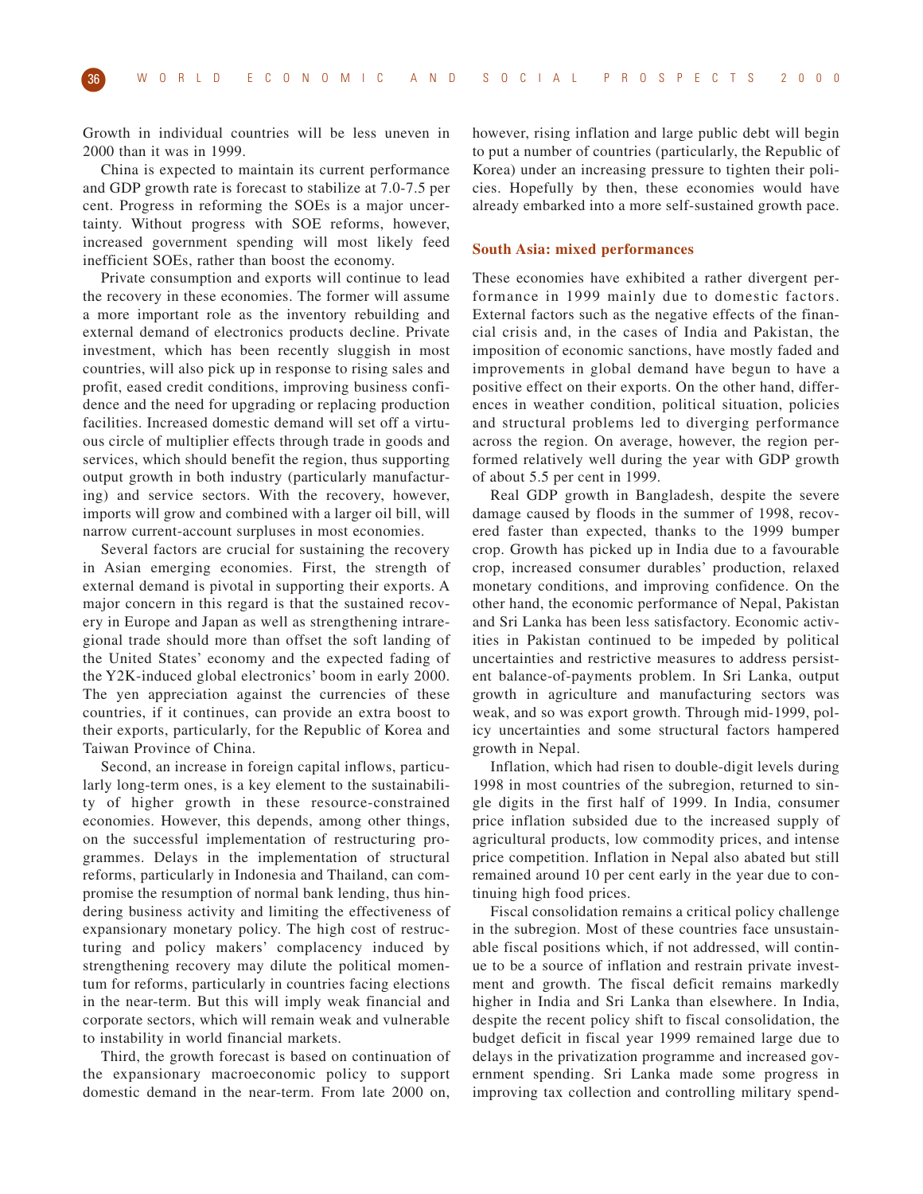Growth in individual countries will be less uneven in 2000 than it was in 1999.

China is expected to maintain its current performance and GDP growth rate is forecast to stabilize at 7.0-7.5 per cent. Progress in reforming the SOEs is a major uncertainty. Without progress with SOE reforms, however, increased government spending will most likely feed inefficient SOEs, rather than boost the economy.

Private consumption and exports will continue to lead the recovery in these economies. The former will assume a more important role as the inventory rebuilding and external demand of electronics products decline. Private investment, which has been recently sluggish in most countries, will also pick up in response to rising sales and profit, eased credit conditions, improving business confidence and the need for upgrading or replacing production facilities. Increased domestic demand will set off a virtuous circle of multiplier effects through trade in goods and services, which should benefit the region, thus supporting output growth in both industry (particularly manufacturing) and service sectors. With the recovery, however, imports will grow and combined with a larger oil bill, will narrow current-account surpluses in most economies.

Several factors are crucial for sustaining the recovery in Asian emerging economies. First, the strength of external demand is pivotal in supporting their exports. A major concern in this regard is that the sustained recovery in Europe and Japan as well as strengthening intraregional trade should more than offset the soft landing of the United States' economy and the expected fading of the Y2K-induced global electronics' boom in early 2000. The yen appreciation against the currencies of these countries, if it continues, can provide an extra boost to their exports, particularly, for the Republic of Korea and Taiwan Province of China.

Second, an increase in foreign capital inflows, particularly long-term ones, is a key element to the sustainability of higher growth in these resource-constrained economies. However, this depends, among other things, on the successful implementation of restructuring programmes. Delays in the implementation of structural reforms, particularly in Indonesia and Thailand, can compromise the resumption of normal bank lending, thus hindering business activity and limiting the effectiveness of expansionary monetary policy. The high cost of restructuring and policy makers' complacency induced by strengthening recovery may dilute the political momentum for reforms, particularly in countries facing elections in the near-term. But this will imply weak financial and corporate sectors, which will remain weak and vulnerable to instability in world financial markets.

Third, the growth forecast is based on continuation of the expansionary macroeconomic policy to support domestic demand in the near-term. From late 2000 on, however, rising inflation and large public debt will begin to put a number of countries (particularly, the Republic of Korea) under an increasing pressure to tighten their policies. Hopefully by then, these economies would have already embarked into a more self-sustained growth pace.

### South Asia: mixed performances

These economies have exhibited a rather divergent performance in 1999 mainly due to domestic factors. External factors such as the negative effects of the financial crisis and, in the cases of India and Pakistan, the imposition of economic sanctions, have mostly faded and improvements in global demand have begun to have a positive effect on their exports. On the other hand, differences in weather condition, political situation, policies and structural problems led to diverging performance across the region. On average, however, the region performed relatively well during the year with GDP growth of about 5.5 per cent in 1999.

Real GDP growth in Bangladesh, despite the severe damage caused by floods in the summer of 1998, recovered faster than expected, thanks to the 1999 bumper crop. Growth has picked up in India due to a favourable crop, increased consumer durables' production, relaxed monetary conditions, and improving confidence. On the other hand, the economic performance of Nepal, Pakistan and Sri Lanka has been less satisfactory. Economic activities in Pakistan continued to be impeded by political uncertainties and restrictive measures to address persistent balance-of-payments problem. In Sri Lanka, output growth in agriculture and manufacturing sectors was weak, and so was export growth. Through mid-1999, policy uncertainties and some structural factors hampered growth in Nepal.

Inflation, which had risen to double-digit levels during 1998 in most countries of the subregion, returned to single digits in the first half of 1999. In India, consumer price inflation subsided due to the increased supply of agricultural products, low commodity prices, and intense price competition. Inflation in Nepal also abated but still remained around 10 per cent early in the year due to continuing high food prices.

Fiscal consolidation remains a critical policy challenge in the subregion. Most of these countries face unsustainable fiscal positions which, if not addressed, will continue to be a source of inflation and restrain private investment and growth. The fiscal deficit remains markedly higher in India and Sri Lanka than elsewhere. In India, despite the recent policy shift to fiscal consolidation, the budget deficit in fiscal year 1999 remained large due to delays in the privatization programme and increased government spending. Sri Lanka made some progress in improving tax collection and controlling military spend-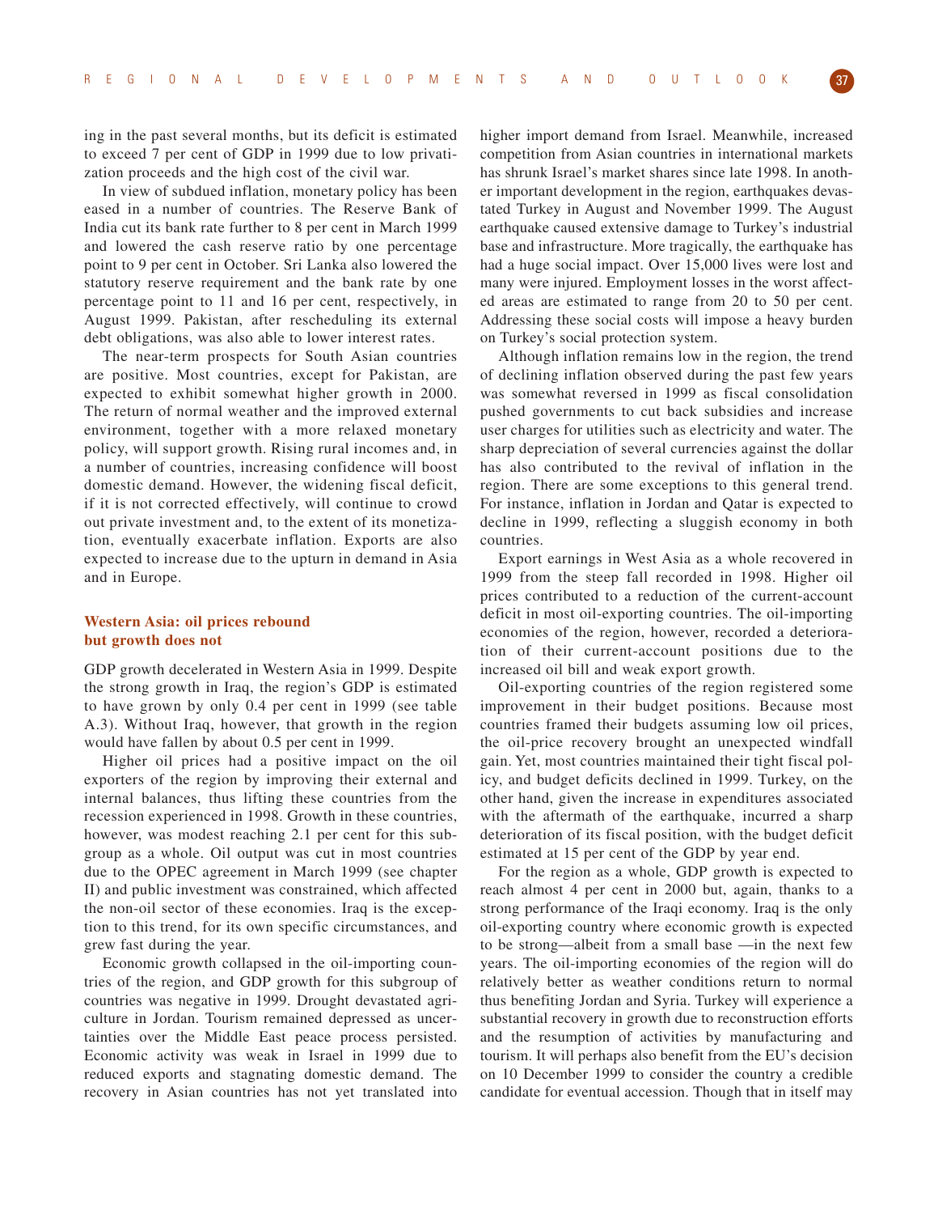ing in the past several months, but its deficit is estimated to exceed 7 per cent of GDP in 1999 due to low privatization proceeds and the high cost of the civil war.

In view of subdued inflation, monetary policy has been eased in a number of countries. The Reserve Bank of India cut its bank rate further to 8 per cent in March 1999 and lowered the cash reserve ratio by one percentage point to 9 per cent in October. Sri Lanka also lowered the statutory reserve requirement and the bank rate by one percentage point to 11 and 16 per cent, respectively, in August 1999. Pakistan, after rescheduling its external debt obligations, was also able to lower interest rates.

The near-term prospects for South Asian countries are positive. Most countries, except for Pakistan, are expected to exhibit somewhat higher growth in 2000. The return of normal weather and the improved external environment, together with a more relaxed monetary policy, will support growth. Rising rural incomes and, in a number of countries, increasing confidence will boost domestic demand. However, the widening fiscal deficit, if it is not corrected effectively, will continue to crowd out private investment and, to the extent of its monetization, eventually exacerbate inflation. Exports are also expected to increase due to the upturn in demand in Asia and in Europe.

### Western Asia: oil prices rebound but growth does not

GDP growth decelerated in Western Asia in 1999. Despite the strong growth in Iraq, the region's GDP is estimated to have grown by only 0.4 per cent in 1999 (see table A.3). Without Iraq, however, that growth in the region would have fallen by about 0.5 per cent in 1999.

Higher oil prices had a positive impact on the oil exporters of the region by improving their external and internal balances, thus lifting these countries from the recession experienced in 1998. Growth in these countries, however, was modest reaching 2.1 per cent for this subgroup as a whole. Oil output was cut in most countries due to the OPEC agreement in March 1999 (see chapter II) and public investment was constrained, which affected the non-oil sector of these economies. Iraq is the exception to this trend, for its own specific circumstances, and grew fast during the year.

Economic growth collapsed in the oil-importing countries of the region, and GDP growth for this subgroup of countries was negative in 1999. Drought devastated agriculture in Jordan. Tourism remained depressed as uncertainties over the Middle East peace process persisted. Economic activity was weak in Israel in 1999 due to reduced exports and stagnating domestic demand. The recovery in Asian countries has not yet translated into higher import demand from Israel. Meanwhile, increased competition from Asian countries in international markets has shrunk Israel's market shares since late 1998. In another important development in the region, earthquakes devastated Turkey in August and November 1999. The August earthquake caused extensive damage to Turkey's industrial base and infrastructure. More tragically, the earthquake has had a huge social impact. Over 15,000 lives were lost and many were injured. Employment losses in the worst affected areas are estimated to range from 20 to 50 per cent. Addressing these social costs will impose a heavy burden on Turkey's social protection system.

Although inflation remains low in the region, the trend of declining inflation observed during the past few years was somewhat reversed in 1999 as fiscal consolidation pushed governments to cut back subsidies and increase user charges for utilities such as electricity and water. The sharp depreciation of several currencies against the dollar has also contributed to the revival of inflation in the region. There are some exceptions to this general trend. For instance, inflation in Jordan and Qatar is expected to decline in 1999, reflecting a sluggish economy in both countries.

Export earnings in West Asia as a whole recovered in 1999 from the steep fall recorded in 1998. Higher oil prices contributed to a reduction of the current-account deficit in most oil-exporting countries. The oil-importing economies of the region, however, recorded a deterioration of their current-account positions due to the increased oil bill and weak export growth.

Oil-exporting countries of the region registered some improvement in their budget positions. Because most countries framed their budgets assuming low oil prices, the oil-price recovery brought an unexpected windfall gain. Yet, most countries maintained their tight fiscal policy, and budget deficits declined in 1999. Turkey, on the other hand, given the increase in expenditures associated with the aftermath of the earthquake, incurred a sharp deterioration of its fiscal position, with the budget deficit estimated at 15 per cent of the GDP by year end.

For the region as a whole, GDP growth is expected to reach almost 4 per cent in 2000 but, again, thanks to a strong performance of the Iraqi economy. Iraq is the only oil-exporting country where economic growth is expected to be strong—albeit from a small base —in the next few years. The oil-importing economies of the region will do relatively better as weather conditions return to normal thus benefiting Jordan and Syria. Turkey will experience a substantial recovery in growth due to reconstruction efforts and the resumption of activities by manufacturing and tourism. It will perhaps also benefit from the EU's decision on 10 December 1999 to consider the country a credible candidate for eventual accession. Though that in itself may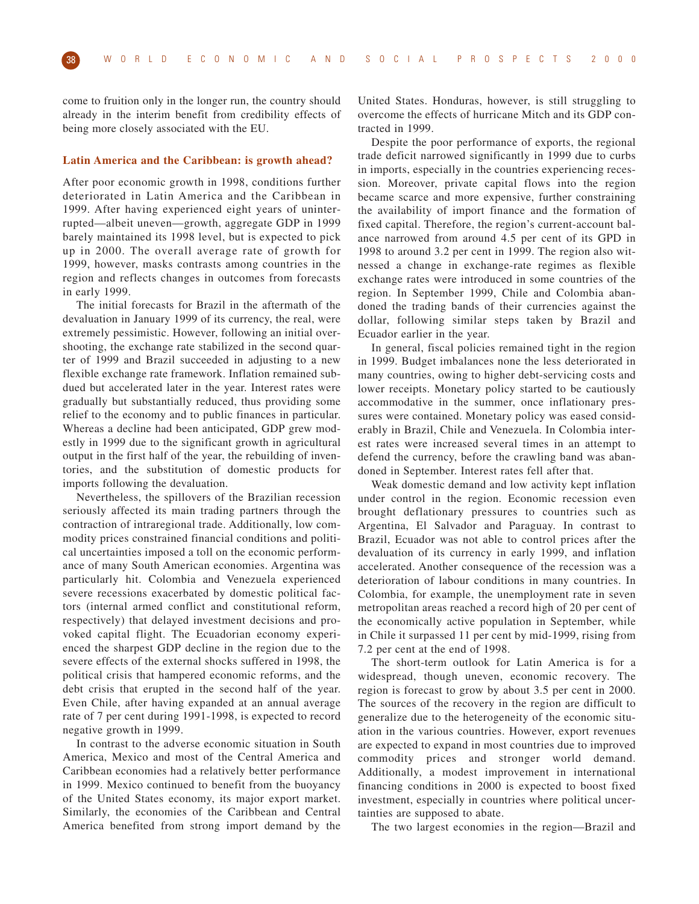come to fruition only in the longer run, the country should already in the interim benefit from credibility effects of being more closely associated with the EU.

### Latin America and the Caribbean: is growth ahead?

After poor economic growth in 1998, conditions further deteriorated in Latin America and the Caribbean in 1999. After having experienced eight years of uninterrupted—albeit uneven—growth, aggregate GDP in 1999 barely maintained its 1998 level, but is expected to pick up in 2000. The overall average rate of growth for 1999, however, masks contrasts among countries in the region and reflects changes in outcomes from forecasts in early 1999.

The initial forecasts for Brazil in the aftermath of the devaluation in January 1999 of its currency, the real, were extremely pessimistic. However, following an initial overshooting, the exchange rate stabilized in the second quarter of 1999 and Brazil succeeded in adjusting to a new flexible exchange rate framework. Inflation remained subdued but accelerated later in the year. Interest rates were gradually but substantially reduced, thus providing some relief to the economy and to public finances in particular. Whereas a decline had been anticipated, GDP grew modestly in 1999 due to the significant growth in agricultural output in the first half of the year, the rebuilding of inventories, and the substitution of domestic products for imports following the devaluation.

Nevertheless, the spillovers of the Brazilian recession seriously affected its main trading partners through the contraction of intraregional trade. Additionally, low commodity prices constrained financial conditions and political uncertainties imposed a toll on the economic performance of many South American economies. Argentina was particularly hit. Colombia and Venezuela experienced severe recessions exacerbated by domestic political factors (internal armed conflict and constitutional reform, respectively) that delayed investment decisions and provoked capital flight. The Ecuadorian economy experienced the sharpest GDP decline in the region due to the severe effects of the external shocks suffered in 1998, the political crisis that hampered economic reforms, and the debt crisis that erupted in the second half of the year. Even Chile, after having expanded at an annual average rate of 7 per cent during 1991-1998, is expected to record negative growth in 1999.

In contrast to the adverse economic situation in South America, Mexico and most of the Central America and Caribbean economies had a relatively better performance in 1999. Mexico continued to benefit from the buoyancy of the United States economy, its major export market. Similarly, the economies of the Caribbean and Central America benefited from strong import demand by the United States. Honduras, however, is still struggling to overcome the effects of hurricane Mitch and its GDP contracted in 1999.

Despite the poor performance of exports, the regional trade deficit narrowed significantly in 1999 due to curbs in imports, especially in the countries experiencing recession. Moreover, private capital flows into the region became scarce and more expensive, further constraining the availability of import finance and the formation of fixed capital. Therefore, the region's current-account balance narrowed from around 4.5 per cent of its GPD in 1998 to around 3.2 per cent in 1999. The region also witnessed a change in exchange-rate regimes as flexible exchange rates were introduced in some countries of the region. In September 1999, Chile and Colombia abandoned the trading bands of their currencies against the dollar, following similar steps taken by Brazil and Ecuador earlier in the year.

In general, fiscal policies remained tight in the region in 1999. Budget imbalances none the less deteriorated in many countries, owing to higher debt-servicing costs and lower receipts. Monetary policy started to be cautiously accommodative in the summer, once inflationary pressures were contained. Monetary policy was eased considerably in Brazil, Chile and Venezuela. In Colombia interest rates were increased several times in an attempt to defend the currency, before the crawling band was abandoned in September. Interest rates fell after that.

Weak domestic demand and low activity kept inflation under control in the region. Economic recession even brought deflationary pressures to countries such as Argentina, El Salvador and Paraguay. In contrast to Brazil, Ecuador was not able to control prices after the devaluation of its currency in early 1999, and inflation accelerated. Another consequence of the recession was a deterioration of labour conditions in many countries. In Colombia, for example, the unemployment rate in seven metropolitan areas reached a record high of 20 per cent of the economically active population in September, while in Chile it surpassed 11 per cent by mid-1999, rising from 7.2 per cent at the end of 1998.

The short-term outlook for Latin America is for a widespread, though uneven, economic recovery. The region is forecast to grow by about 3.5 per cent in 2000. The sources of the recovery in the region are difficult to generalize due to the heterogeneity of the economic situation in the various countries. However, export revenues are expected to expand in most countries due to improved commodity prices and stronger world demand. Additionally, a modest improvement in international financing conditions in 2000 is expected to boost fixed investment, especially in countries where political uncertainties are supposed to abate.

The two largest economies in the region—Brazil and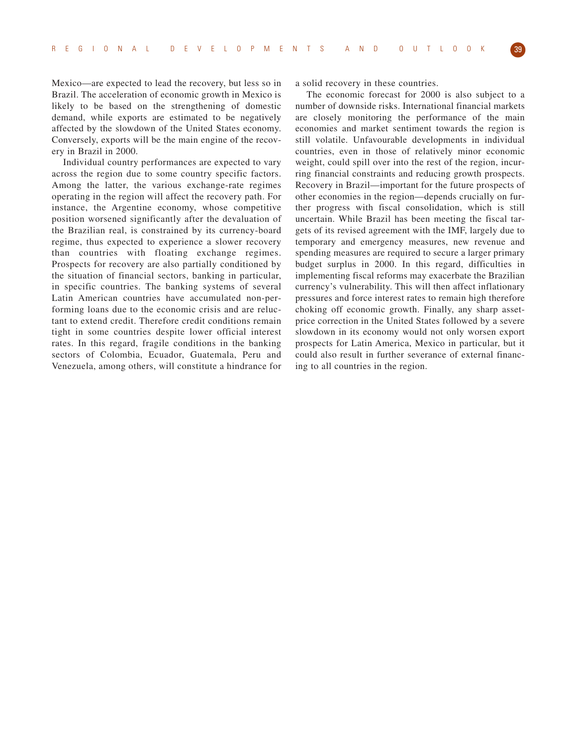Mexico—are expected to lead the recovery, but less so in Brazil. The acceleration of economic growth in Mexico is likely to be based on the strengthening of domestic demand, while exports are estimated to be negatively affected by the slowdown of the United States economy. Conversely, exports will be the main engine of the recovery in Brazil in 2000.

Individual country performances are expected to vary across the region due to some country specific factors. Among the latter, the various exchange-rate regimes operating in the region will affect the recovery path. For instance, the Argentine economy, whose competitive position worsened significantly after the devaluation of the Brazilian real, is constrained by its currency-board regime, thus expected to experience a slower recovery than countries with floating exchange regimes. Prospects for recovery are also partially conditioned by the situation of financial sectors, banking in particular, in specific countries. The banking systems of several Latin American countries have accumulated non-performing loans due to the economic crisis and are reluctant to extend credit. Therefore credit conditions remain tight in some countries despite lower official interest rates. In this regard, fragile conditions in the banking sectors of Colombia, Ecuador, Guatemala, Peru and Venezuela, among others, will constitute a hindrance for a solid recovery in these countries.

The economic forecast for 2000 is also subject to a number of downside risks. International financial markets are closely monitoring the performance of the main economies and market sentiment towards the region is still volatile. Unfavourable developments in individual countries, even in those of relatively minor economic weight, could spill over into the rest of the region, incurring financial constraints and reducing growth prospects. Recovery in Brazil—important for the future prospects of other economies in the region—depends crucially on further progress with fiscal consolidation, which is still uncertain. While Brazil has been meeting the fiscal targets of its revised agreement with the IMF, largely due to temporary and emergency measures, new revenue and spending measures are required to secure a larger primary budget surplus in 2000. In this regard, difficulties in implementing fiscal reforms may exacerbate the Brazilian currency's vulnerability. This will then affect inflationary pressures and force interest rates to remain high therefore choking off economic growth. Finally, any sharp asset-price correction in the United States followed by a severe slowdown in its economy would not only worsen export prospects for Latin America, Mexico in particular, but it could also result in further severance of external financing to all countries in the region.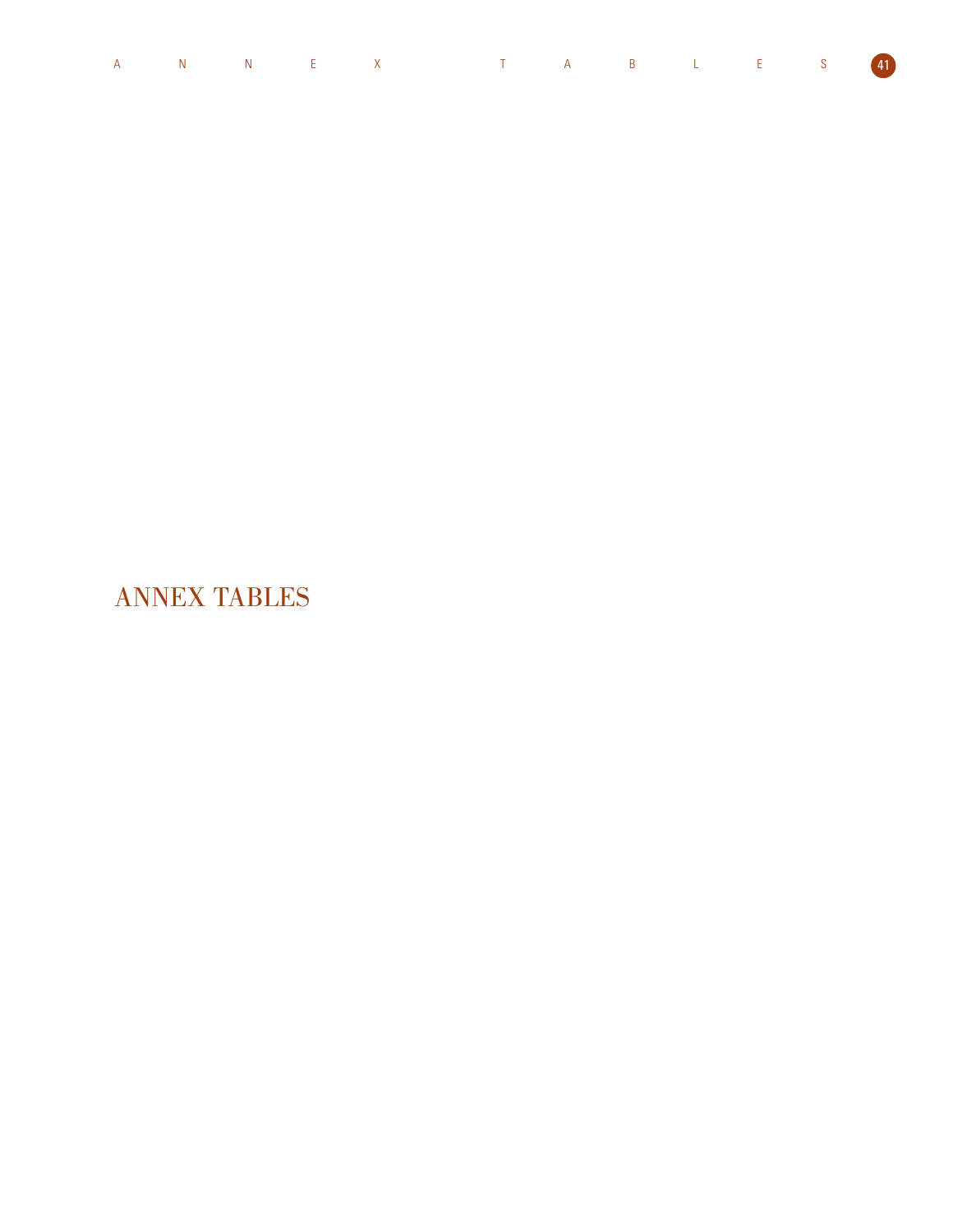# ANNEX TABLES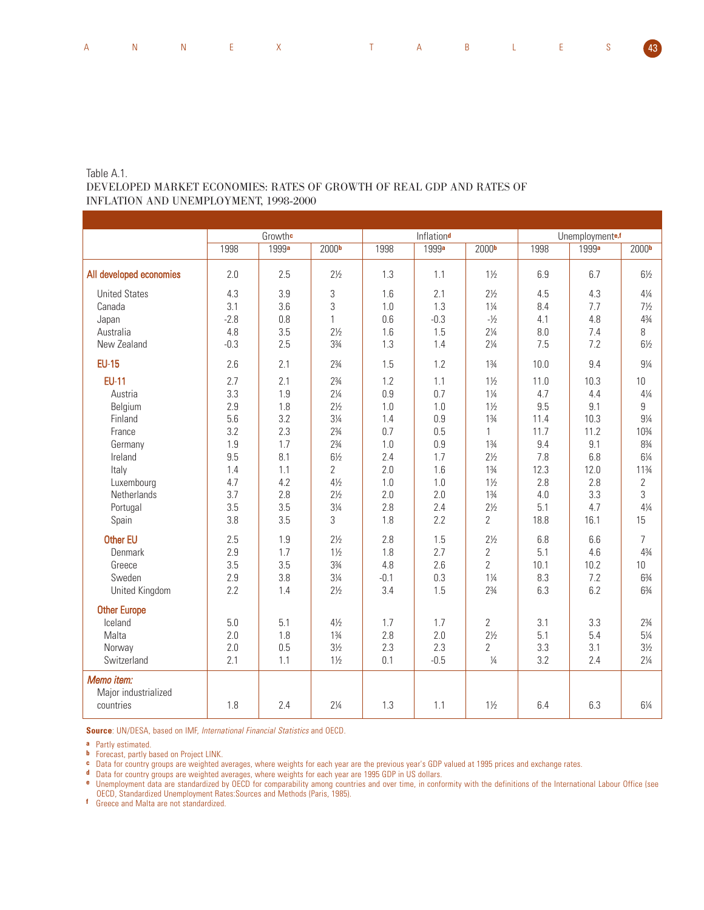Table A.1.
DEVELOPED MARKET ECONOMIES: RATES OF GROWTH OF REAL GDP AND RATES OF INFLATION AND UNEMPLOYMENT, 1998-2000

| | Growth[c] | | | Inflation[d] | | | Unemployment[e,f] | | |
|---|---|---|---|---|---|---|---|---|---|
| | 1998 | 1999[a] | 2000[b] | 1998 | 1999[a] | 2000[b] | 1998 | 1999[a] | 2000[b] |
| **All developed economies** | 2.0 | 2.5 | 2½ | 1.3 | 1.1 | 1½ | 6.9 | 6.7 | 6½ |
| United States | 4.3 | 3.9 | 3 | 1.6 | 2.1 | 2½ | 4.5 | 4.3 | 4¼ |
| Canada | 3.1 | 3.6 | 3 | 1.0 | 1.3 | 1¼ | 8.4 | 7.7 | 7½ |
| Japan | -2.8 | 0.8 | 1 | 0.6 | -0.3 | -½ | 4.1 | 4.8 | 4¾ |
| Australia | 4.8 | 3.5 | 2½ | 1.6 | 1.5 | 2¼ | 8.0 | 7.4 | 8 |
| New Zealand | -0.3 | 2.5 | 3¾ | 1.3 | 1.4 | 2¼ | 7.5 | 7.2 | 6½ |
| **EU-15** | 2.6 | 2.1 | 2¾ | 1.5 | 1.2 | 1¾ | 10.0 | 9.4 | 9¼ |
| **EU-11** | 2.7 | 2.1 | 2¾ | 1.2 | 1.1 | 1½ | 11.0 | 10.3 | 10 |
| Austria | 3.3 | 1.9 | 2¼ | 0.9 | 0.7 | 1¼ | 4.7 | 4.4 | 4¼ |
| Belgium | 2.9 | 1.8 | 2½ | 1.0 | 1.0 | 1½ | 9.5 | 9.1 | 9 |
| Finland | 5.6 | 3.2 | 3¼ | 1.4 | 0.9 | 1¾ | 11.4 | 10.3 | 9¼ |
| France | 3.2 | 2.3 | 2¾ | 0.7 | 0.5 | 1 | 11.7 | 11.2 | 10¾ |
| Germany | 1.9 | 1.7 | 2¾ | 1.0 | 0.9 | 1¾ | 9.4 | 9.1 | 8¾ |
| Ireland | 9.5 | 8.1 | 6½ | 2.4 | 1.7 | 2½ | 7.8 | 6.8 | 6¼ |
| Italy | 1.4 | 1.1 | 2 | 2.0 | 1.6 | 1¾ | 12.3 | 12.0 | 11¾ |
| Luxembourg | 4.7 | 4.2 | 4½ | 1.0 | 1.0 | 1½ | 2.8 | 2.8 | 2 |
| Netherlands | 3.7 | 2.8 | 2½ | 2.0 | 2.0 | 1¾ | 4.0 | 3.3 | 3 |
| Portugal | 3.5 | 3.5 | 3¼ | 2.8 | 2.4 | 2½ | 5.1 | 4.7 | 4¼ |
| Spain | 3.8 | 3.5 | 3 | 1.8 | 2.2 | 2 | 18.8 | 16.1 | 15 |
| **Other EU** | 2.5 | 1.9 | 2½ | 2.8 | 1.5 | 2½ | 6.8 | 6.6 | 7 |
| Denmark | 2.9 | 1.7 | 1½ | 1.8 | 2.7 | 2 | 5.1 | 4.6 | 4¾ |
| Greece | 3.5 | 3.5 | 3¾ | 4.8 | 2.6 | 2 | 10.1 | 10.2 | 10 |
| Sweden | 2.9 | 3.8 | 3¼ | -0.1 | 0.3 | 1¼ | 8.3 | 7.2 | 6¾ |
| United Kingdom | 2.2 | 1.4 | 2½ | 3.4 | 1.5 | 2¾ | 6.3 | 6.2 | 6¾ |
| **Other Europe** | | | | | | | | | |
| Iceland | 5.0 | 5.1 | 4½ | 1.7 | 1.7 | 2 | 3.1 | 3.3 | 2¾ |
| Malta | 2.0 | 1.8 | 1¾ | 2.8 | 2.0 | 2½ | 5.1 | 5.4 | 5¼ |
| Norway | 2.0 | 0.5 | 3½ | 2.3 | 2.3 | 2 | 3.3 | 3.1 | 3½ |
| Switzerland | 2.1 | 1.1 | 1½ | 0.1 | -0.5 | ¼ | 3.2 | 2.4 | 2¼ |
| *Memo item:* Major industrialized countries | 1.8 | 2.4 | 2¼ | 1.3 | 1.1 | 1½ | 6.4 | 6.3 | 6¼ |

**Source**: UN/DESA, based on IMF, *International Financial Statistics* and OECD.

a Partly estimated.
b Forecast, partly based on Project LINK.
c Data for country groups are weighted averages, where weights for each year are the previous year's GDP valued at 1995 prices and exchange rates.
d Data for country groups are weighted averages, where weights for each year are 1995 GDP in US dollars.
e Unemployment data are standardized by OECD for comparability among countries and over time, in conformity with the definitions of the International Labour Office (see OECD, Standardized Unemployment Rates:Sources and Methods (Paris, 1985).
f Greece and Malta are not standardized.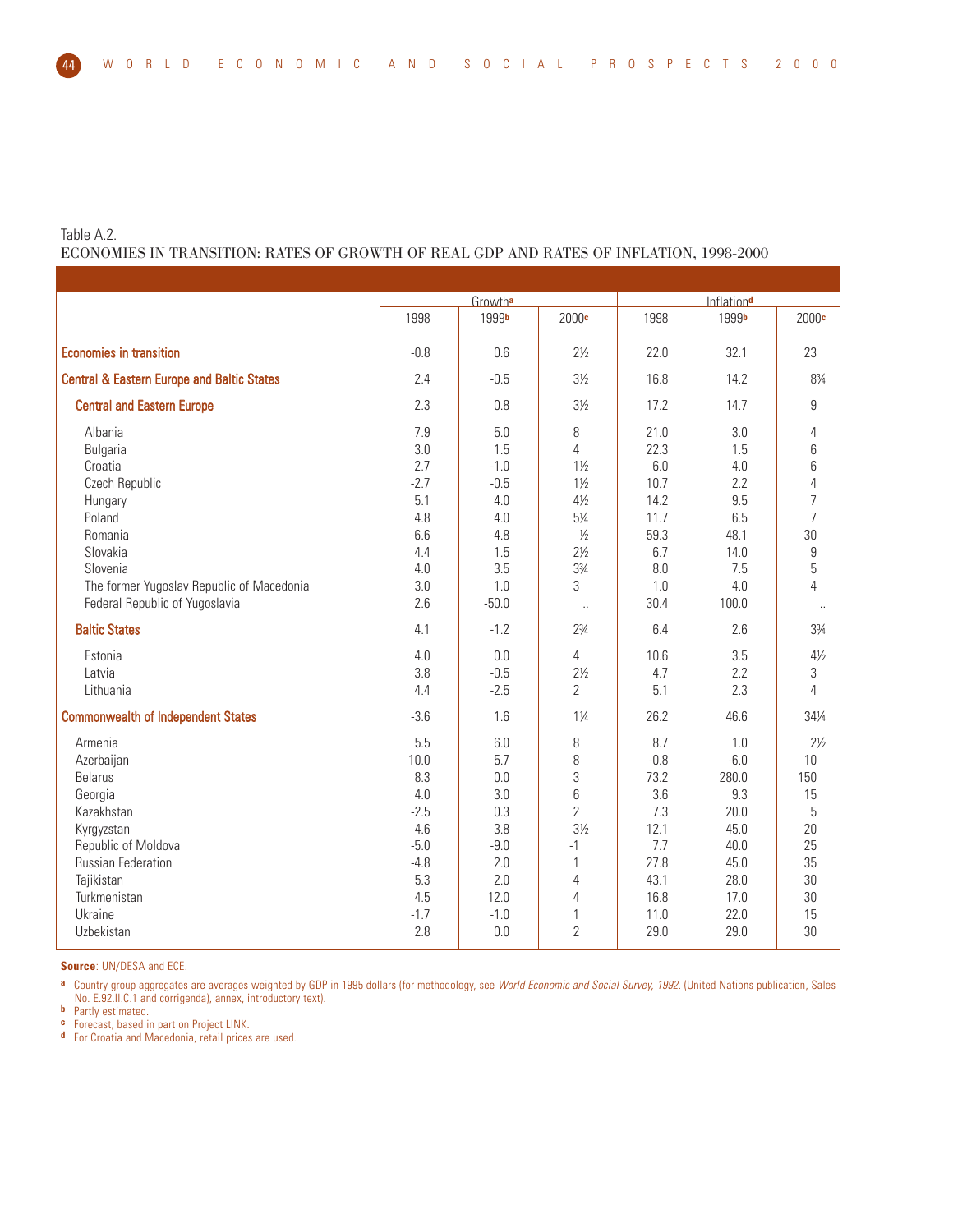Table A.2.
ECONOMIES IN TRANSITION: RATES OF GROWTH OF REAL GDP AND RATES OF INFLATION, 1998-2000

| | Growth[a] | | | Inflation[d] | | |
|---|---|---|---|---|---|---|
| | 1998 | 1999[b] | 2000[c] | 1998 | 1999[b] | 2000[c] |
| **Economies in transition** | -0.8 | 0.6 | 2½ | 22.0 | 32.1 | 23 |
| **Central & Eastern Europe and Baltic States** | 2.4 | -0.5 | 3½ | 16.8 | 14.2 | 8¾ |
| **Central and Eastern Europe** | 2.3 | 0.8 | 3½ | 17.2 | 14.7 | 9 |
| Albania | 7.9 | 5.0 | 8 | 21.0 | 3.0 | 4 |
| Bulgaria | 3.0 | 1.5 | 4 | 22.3 | 1.5 | 6 |
| Croatia | 2.7 | -1.0 | 1½ | 6.0 | 4.0 | 6 |
| Czech Republic | -2.7 | -0.5 | 1½ | 10.7 | 2.2 | 4 |
| Hungary | 5.1 | 4.0 | 4½ | 14.2 | 9.5 | 7 |
| Poland | 4.8 | 4.0 | 5¼ | 11.7 | 6.5 | 7 |
| Romania | -6.6 | -4.8 | ½ | 59.3 | 48.1 | 30 |
| Slovakia | 4.4 | 1.5 | 2½ | 6.7 | 14.0 | 9 |
| Slovenia | 4.0 | 3.5 | 3¾ | 8.0 | 7.5 | 5 |
| The former Yugoslav Republic of Macedonia | 3.0 | 1.0 | 3 | 1.0 | 4.0 | 4 |
| Federal Republic of Yugoslavia | 2.6 | -50.0 | .. | 30.4 | 100.0 | .. |
| **Baltic States** | 4.1 | -1.2 | 2¾ | 6.4 | 2.6 | 3¾ |
| Estonia | 4.0 | 0.0 | 4 | 10.6 | 3.5 | 4½ |
| Latvia | 3.8 | -0.5 | 2½ | 4.7 | 2.2 | 3 |
| Lithuania | 4.4 | -2.5 | 2 | 5.1 | 2.3 | 4 |
| **Commonwealth of Independent States** | -3.6 | 1.6 | 1¼ | 26.2 | 46.6 | 34¼ |
| Armenia | 5.5 | 6.0 | 8 | 8.7 | 1.0 | 2½ |
| Azerbaijan | 10.0 | 5.7 | 8 | -0.8 | -6.0 | 10 |
| Belarus | 8.3 | 0.0 | 3 | 73.2 | 280.0 | 150 |
| Georgia | 4.0 | 3.0 | 6 | 3.6 | 9.3 | 15 |
| Kazakhstan | -2.5 | 0.3 | 2 | 7.3 | 20.0 | 5 |
| Kyrgyzstan | 4.6 | 3.8 | 3½ | 12.1 | 45.0 | 20 |
| Republic of Moldova | -5.0 | -9.0 | -1 | 7.7 | 40.0 | 25 |
| Russian Federation | -4.8 | 2.0 | 1 | 27.8 | 45.0 | 35 |
| Tajikistan | 5.3 | 2.0 | 4 | 43.1 | 28.0 | 30 |
| Turkmenistan | 4.5 | 12.0 | 4 | 16.8 | 17.0 | 30 |
| Ukraine | -1.7 | -1.0 | 1 | 11.0 | 22.0 | 15 |
| Uzbekistan | 2.8 | 0.0 | 2 | 29.0 | 29.0 | 30 |

**Source**: UN/DESA and ECE.

[a] Country group aggregates are averages weighted by GDP in 1995 dollars (for methodology, see *World Economic and Social Survey, 1992.* (United Nations publication, Sales No. E.92.II.C.1 and corrigenda), annex, introductory text).
[b] Partly estimated.
[c] Forecast, based in part on Project LINK.
[d] For Croatia and Macedonia, retail prices are used.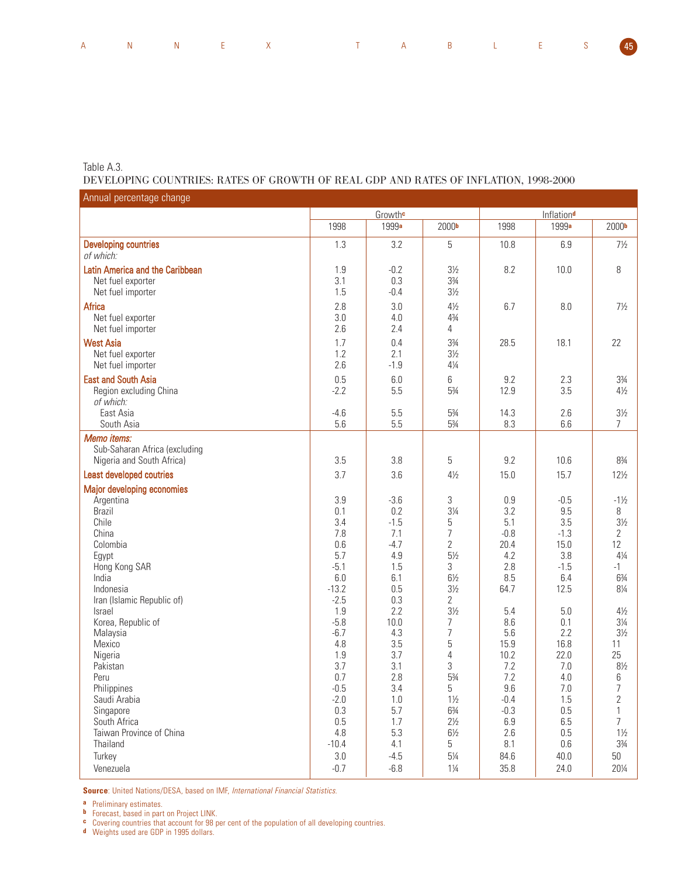Table A.3.
DEVELOPING COUNTRIES: RATES OF GROWTH OF REAL GDP AND RATES OF INFLATION, 1998-2000

Annual percentage change

| | Growth[c] | | | Inflation[d] | | |
|---|---|---|---|---|---|---|
| | 1998 | 1999[a] | 2000[b] | 1998 | 1999[a] | 2000[b] |
| **Developing countries** *of which:* | 1.3 | 3.2 | 5 | 10.8 | 6.9 | 7½ |
| **Latin America and the Caribbean** | 1.9 | -0.2 | 3½ | 8.2 | 10.0 | 8 |
| Net fuel exporter | 3.1 | 0.3 | 3¾ | | | |
| Net fuel importer | 1.5 | -0.4 | 3½ | | | |
| **Africa** | 2.8 | 3.0 | 4½ | 6.7 | 8.0 | 7½ |
| Net fuel exporter | 3.0 | 4.0 | 4¾ | | | |
| Net fuel importer | 2.6 | 2.4 | 4 | | | |
| **West Asia** | 1.7 | 0.4 | 3¾ | 28.5 | 18.1 | 22 |
| Net fuel exporter | 1.2 | 2.1 | 3½ | | | |
| Net fuel importer | 2.6 | -1.9 | 4¼ | | | |
| **East and South Asia** | 0.5 | 6.0 | 6 | 9.2 | 2.3 | 3¾ |
| Region excluding China *of which:* | -2.2 | 5.5 | 5¾ | 12.9 | 3.5 | 4½ |
| East Asia | -4.6 | 5.5 | 5¾ | 14.3 | 2.6 | 3½ |
| South Asia | 5.6 | 5.5 | 5¾ | 8.3 | 6.6 | 7 |
| ***Memo items:*** | | | | | | |
| Sub-Saharan Africa (excluding Nigeria and South Africa) | 3.5 | 3.8 | 5 | 9.2 | 10.6 | 8¾ |
| **Least developed coutries** | 3.7 | 3.6 | 4½ | 15.0 | 15.7 | 12½ |
| **Major developing economies** | | | | | | |
| Argentina | 3.9 | -3.6 | 3 | 0.9 | -0.5 | -1½ |
| Brazil | 0.1 | 0.2 | 3¼ | 3.2 | 9.5 | 8 |
| Chile | 3.4 | -1.5 | 5 | 5.1 | 3.5 | 3½ |
| China | 7.8 | 7.1 | 7 | -0.8 | -1.3 | 2 |
| Colombia | 0.6 | -4.7 | 2 | 20.4 | 15.0 | 12 |
| Egypt | 5.7 | 4.9 | 5½ | 4.2 | 3.8 | 4¼ |
| Hong Kong SAR | -5.1 | 1.5 | 3 | 2.8 | -1.5 | -1 |
| India | 6.0 | 6.1 | 6½ | 8.5 | 6.4 | 6¾ |
| Indonesia | -13.2 | 0.5 | 3½ | 64.7 | 12.5 | 8¼ |
| Iran (Islamic Republic of) | -2.5 | 0.3 | 2 | | | |
| Israel | 1.9 | 2.2 | 3½ | 5.4 | 5.0 | 4½ |
| Korea, Republic of | -5.8 | 10.0 | 7 | 8.6 | 0.1 | 3¼ |
| Malaysia | -6.7 | 4.3 | 7 | 5.6 | 2.2 | 3½ |
| Mexico | 4.8 | 3.5 | 5 | 15.9 | 16.8 | 11 |
| Nigeria | 1.9 | 3.7 | 4 | 10.2 | 22.0 | 25 |
| Pakistan | 3.7 | 3.1 | 3 | 7.2 | 7.0 | 8½ |
| Peru | 0.7 | 2.8 | 5¾ | 7.2 | 4.0 | 6 |
| Philippines | -0.5 | 3.4 | 5 | 9.6 | 7.0 | 7 |
| Saudi Arabia | -2.0 | 1.0 | 1½ | -0.4 | 1.5 | 2 |
| Singapore | 0.3 | 5.7 | 6¾ | -0.3 | 0.5 | 1 |
| South Africa | 0.5 | 1.7 | 2½ | 6.9 | 6.5 | 7 |
| Taiwan Province of China | 4.8 | 5.3 | 6½ | 2.6 | 0.5 | 1½ |
| Thailand | -10.4 | 4.1 | 5 | 8.1 | 0.6 | 3¾ |
| Turkey | 3.0 | -4.5 | 5¼ | 84.6 | 40.0 | 50 |
| Venezuela | -0.7 | -6.8 | 1¼ | 35.8 | 24.0 | 20¼ |

**Source**: United Nations/DESA, based on IMF, *International Financial Statistics*.

[a] Preliminary estimates.
[b] Forecast, based in part on Project LINK.
[c] Covering countries that account for 98 per cent of the population of all developing countries.
[d] Weights used are GDP in 1995 dollars.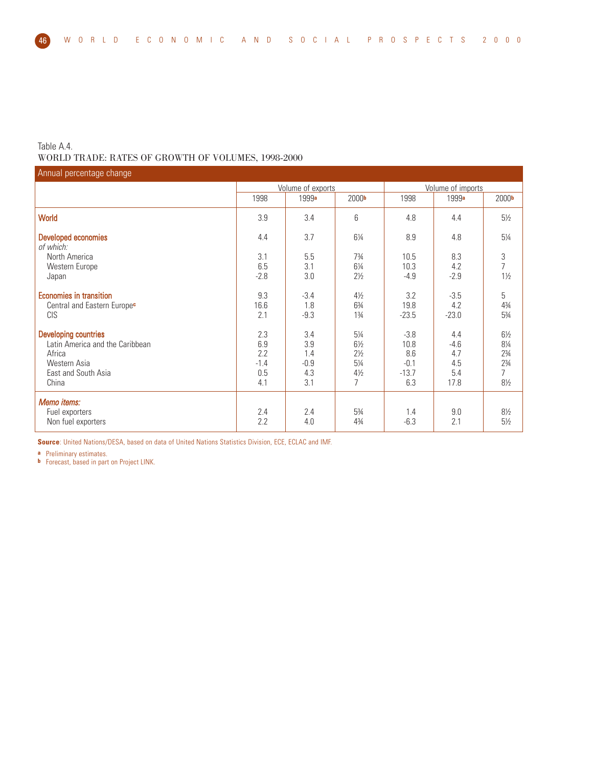Table A.4.
WORLD TRADE: RATES OF GROWTH OF VOLUMES, 1998-2000

Annual percentage change

| | Volume of exports | | | Volume of imports | | |
|---|---|---|---|---|---|---|
| | 1998 | 1999[a] | 2000[b] | 1998 | 1999[a] | 2000[b] |
| **World** | 3.9 | 3.4 | 6 | 4.8 | 4.4 | 5½ |
| **Developed economies** | 4.4 | 3.7 | 6¼ | 8.9 | 4.8 | 5¼ |
| *of which:* | | | | | | |
| North America | 3.1 | 5.5 | 7¾ | 10.5 | 8.3 | 3 |
| Western Europe | 6.5 | 3.1 | 6¼ | 10.3 | 4.2 | 7 |
| Japan | -2.8 | 3.0 | 2½ | -4.9 | -2.9 | 1½ |
| **Economies in transition** | 9.3 | -3.4 | 4½ | 3.2 | -3.5 | 5 |
| Central and Eastern Europe[c] | 16.6 | 1.8 | 6¾ | 19.8 | 4.2 | 4¾ |
| CIS | 2.1 | -9.3 | 1¾ | -23.5 | -23.0 | 5¾ |
| **Developing countries** | 2.3 | 3.4 | 5¼ | -3.8 | 4.4 | 6½ |
| Latin America and the Caribbean | 6.9 | 3.9 | 6½ | 10.8 | -4.6 | 8¼ |
| Africa | 2.2 | 1.4 | 2½ | 8.6 | 4.7 | 2¾ |
| Western Asia | -1.4 | -0.9 | 5¼ | -0.1 | 4.5 | 2¾ |
| East and South Asia | 0.5 | 4.3 | 4½ | -13.7 | 5.4 | 7 |
| China | 4.1 | 3.1 | 7 | 6.3 | 17.8 | 8½ |
| *Memo items:* | | | | | | |
| Fuel exporters | 2.4 | 2.4 | 5¾ | 1.4 | 9.0 | 8½ |
| Non fuel exporters | 2.2 | 4.0 | 4¾ | -6.3 | 2.1 | 5½ |

**Source**: United Nations/DESA, based on data of United Nations Statistics Division, ECE, ECLAC and IMF.

a Preliminary estimates.
b Forecast, based in part on Project LINK.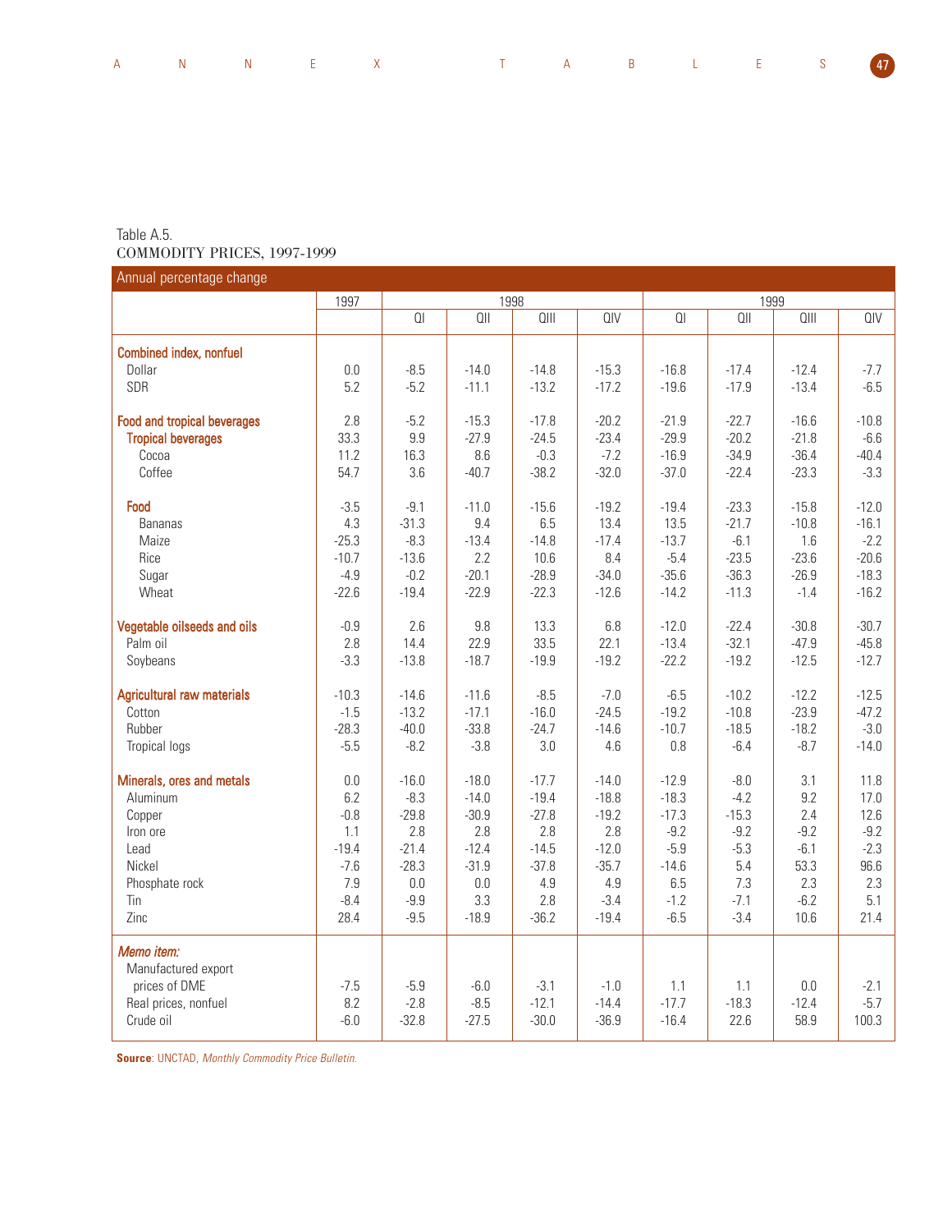Table A.5.
COMMODITY PRICES, 1997-1999

| Annual percentage change | 1997 | 1998 | | | | 1999 | | | |
|---|---|---|---|---|---|---|---|---|---|
| | | QI | QII | QIII | QIV | QI | QII | QIII | QIV |
| **Combined index, nonfuel** | | | | | | | | | |
| Dollar | 0.0 | -8.5 | -14.0 | -14.8 | -15.3 | -16.8 | -17.4 | -12.4 | -7.7 |
| SDR | 5.2 | -5.2 | -11.1 | -13.2 | -17.2 | -19.6 | -17.9 | -13.4 | -6.5 |
| **Food and tropical beverages** | 2.8 | -5.2 | -15.3 | -17.8 | -20.2 | -21.9 | -22.7 | -16.6 | -10.8 |
| **Tropical beverages** | 33.3 | 9.9 | -27.9 | -24.5 | -23.4 | -29.9 | -20.2 | -21.8 | -6.6 |
| Cocoa | 11.2 | 16.3 | 8.6 | -0.3 | -7.2 | -16.9 | -34.9 | -36.4 | -40.4 |
| Coffee | 54.7 | 3.6 | -40.7 | -38.2 | -32.0 | -37.0 | -22.4 | -23.3 | -3.3 |
| **Food** | -3.5 | -9.1 | -11.0 | -15.6 | -19.2 | -19.4 | -23.3 | -15.8 | -12.0 |
| Bananas | 4.3 | -31.3 | 9.4 | 6.5 | 13.4 | 13.5 | -21.7 | -10.8 | -16.1 |
| Maize | -25.3 | -8.3 | -13.4 | -14.8 | -17.4 | -13.7 | -6.1 | 1.6 | -2.2 |
| Rice | -10.7 | -13.6 | 2.2 | 10.6 | 8.4 | -5.4 | -23.5 | -23.6 | -20.6 |
| Sugar | -4.9 | -0.2 | -20.1 | -28.9 | -34.0 | -35.6 | -36.3 | -26.9 | -18.3 |
| Wheat | -22.6 | -19.4 | -22.9 | -22.3 | -12.6 | -14.2 | -11.3 | -1.4 | -16.2 |
| **Vegetable oilseeds and oils** | -0.9 | 2.6 | 9.8 | 13.3 | 6.8 | -12.0 | -22.4 | -30.8 | -30.7 |
| Palm oil | 2.8 | 14.4 | 22.9 | 33.5 | 22.1 | -13.4 | -32.1 | -47.9 | -45.8 |
| Soybeans | -3.3 | -13.8 | -18.7 | -19.9 | -19.2 | -22.2 | -19.2 | -12.5 | -12.7 |
| **Agricultural raw materials** | -10.3 | -14.6 | -11.6 | -8.5 | -7.0 | -6.5 | -10.2 | -12.2 | -12.5 |
| Cotton | -1.5 | -13.2 | -17.1 | -16.0 | -24.5 | -19.2 | -10.8 | -23.9 | -47.2 |
| Rubber | -28.3 | -40.0 | -33.8 | -24.7 | -14.6 | -10.7 | -18.5 | -18.2 | -3.0 |
| Tropical logs | -5.5 | -8.2 | -3.8 | 3.0 | 4.6 | 0.8 | -6.4 | -8.7 | -14.0 |
| **Minerals, ores and metals** | 0.0 | -16.0 | -18.0 | -17.7 | -14.0 | -12.9 | -8.0 | 3.1 | 11.8 |
| Aluminum | 6.2 | -8.3 | -14.0 | -19.4 | -18.8 | -18.3 | -4.2 | 9.2 | 17.0 |
| Copper | -0.8 | -29.8 | -30.9 | -27.8 | -19.2 | -17.3 | -15.3 | 2.4 | 12.6 |
| Iron ore | 1.1 | 2.8 | 2.8 | 2.8 | 2.8 | -9.2 | -9.2 | -9.2 | -9.2 |
| Lead | -19.4 | -21.4 | -12.4 | -14.5 | -12.0 | -5.9 | -5.3 | -6.1 | -2.3 |
| Nickel | -7.6 | -28.3 | -31.9 | -37.8 | -35.7 | -14.6 | 5.4 | 53.3 | 96.6 |
| Phosphate rock | 7.9 | 0.0 | 0.0 | 4.9 | 4.9 | 6.5 | 7.3 | 2.3 | 2.3 |
| Tin | -8.4 | -9.9 | 3.3 | 2.8 | -3.4 | -1.2 | -7.1 | -6.2 | 5.1 |
| Zinc | 28.4 | -9.5 | -18.9 | -36.2 | -19.4 | -6.5 | -3.4 | 10.6 | 21.4 |
| ***Memo item:*** | | | | | | | | | |
| Manufactured export prices of DME | -7.5 | -5.9 | -6.0 | -3.1 | -1.0 | 1.1 | 1.1 | 0.0 | -2.1 |
| Real prices, nonfuel | 8.2 | -2.8 | -8.5 | -12.1 | -14.4 | -17.7 | -18.3 | -12.4 | -5.7 |
| Crude oil | -6.0 | -32.8 | -27.5 | -30.0 | -36.9 | -16.4 | 22.6 | 58.9 | 100.3 |

**Source**: UNCTAD, *Monthly Commodity Price Bulletin.*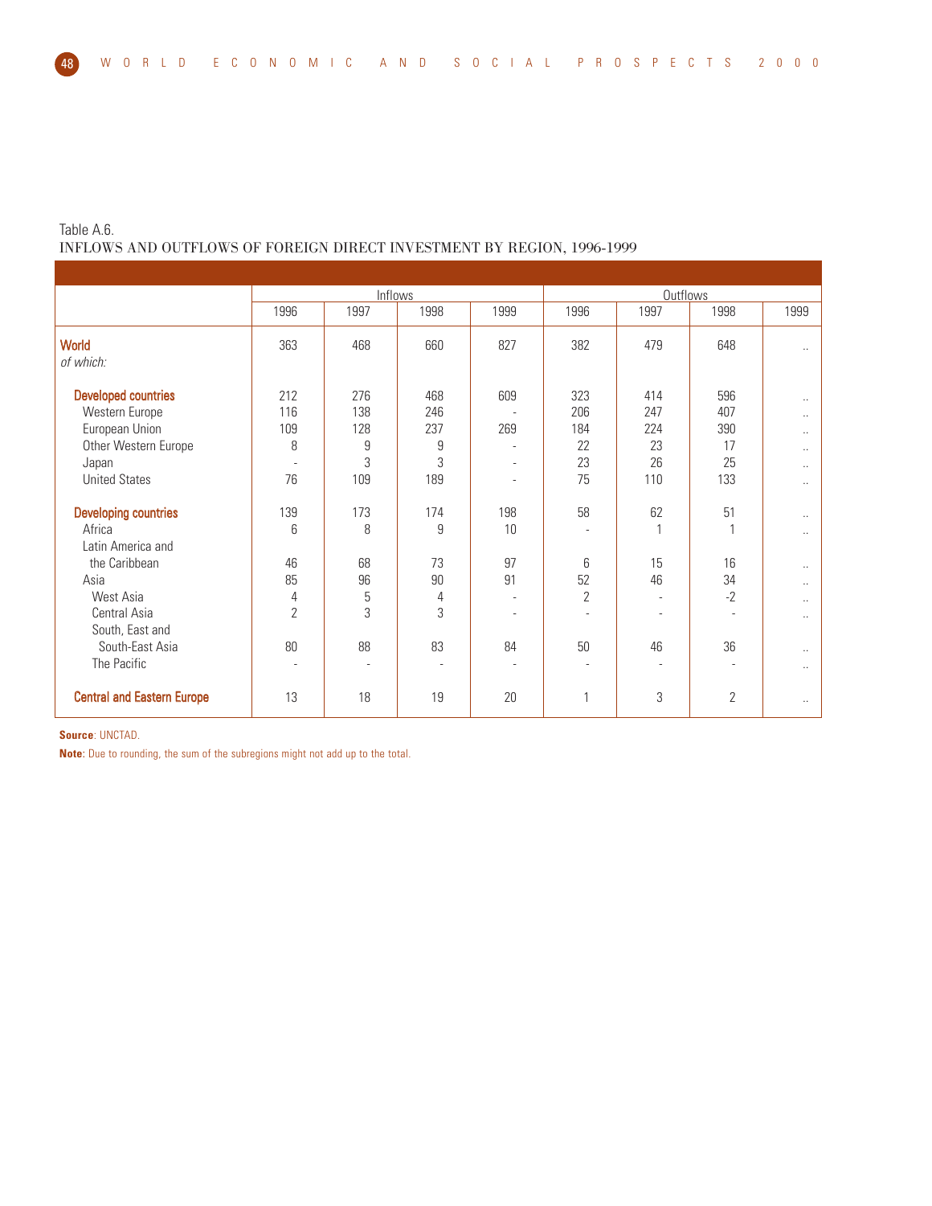Table A.6.
INFLOWS AND OUTFLOWS OF FOREIGN DIRECT INVESTMENT BY REGION, 1996-1999

| | Inflows | | | | Outflows | | | |
|---|---|---|---|---|---|---|---|---|
| | 1996 | 1997 | 1998 | 1999 | 1996 | 1997 | 1998 | 1999 |
| **World** | 363 | 468 | 660 | 827 | 382 | 479 | 648 | .. |
| *of which:* | | | | | | | | |
| **Developed countries** | 212 | 276 | 468 | 609 | 323 | 414 | 596 | .. |
| Western Europe | 116 | 138 | 246 | - | 206 | 247 | 407 | .. |
| European Union | 109 | 128 | 237 | 269 | 184 | 224 | 390 | .. |
| Other Western Europe | 8 | 9 | 9 | - | 22 | 23 | 17 | .. |
| Japan | - | 3 | 3 | - | 23 | 26 | 25 | .. |
| United States | 76 | 109 | 189 | - | 75 | 110 | 133 | .. |
| **Developing countries** | 139 | 173 | 174 | 198 | 58 | 62 | 51 | .. |
| Africa | 6 | 8 | 9 | 10 | - | 1 | 1 | .. |
| Latin America and the Caribbean | 46 | 68 | 73 | 97 | 6 | 15 | 16 | .. |
| Asia | 85 | 96 | 90 | 91 | 52 | 46 | 34 | .. |
| West Asia | 4 | 5 | 4 | - | 2 | - | -2 | .. |
| Central Asia | 2 | 3 | 3 | - | - | - | - | .. |
| South, East and South-East Asia | 80 | 88 | 83 | 84 | 50 | 46 | 36 | .. |
| The Pacific | - | - | - | - | - | - | - | .. |
| **Central and Eastern Europe** | 13 | 18 | 19 | 20 | 1 | 3 | 2 | .. |

**Source**: UNCTAD.

**Note**: Due to rounding, the sum of the subregions might not add up to the total.